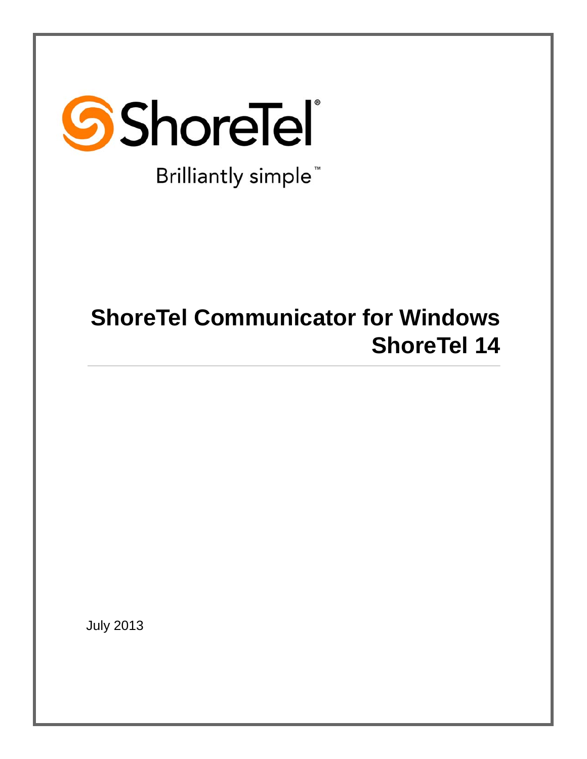ShoreTel®

Brilliantly simple™

# ShoreTel Communicator for Windows
# ShoreTel 14

July 2013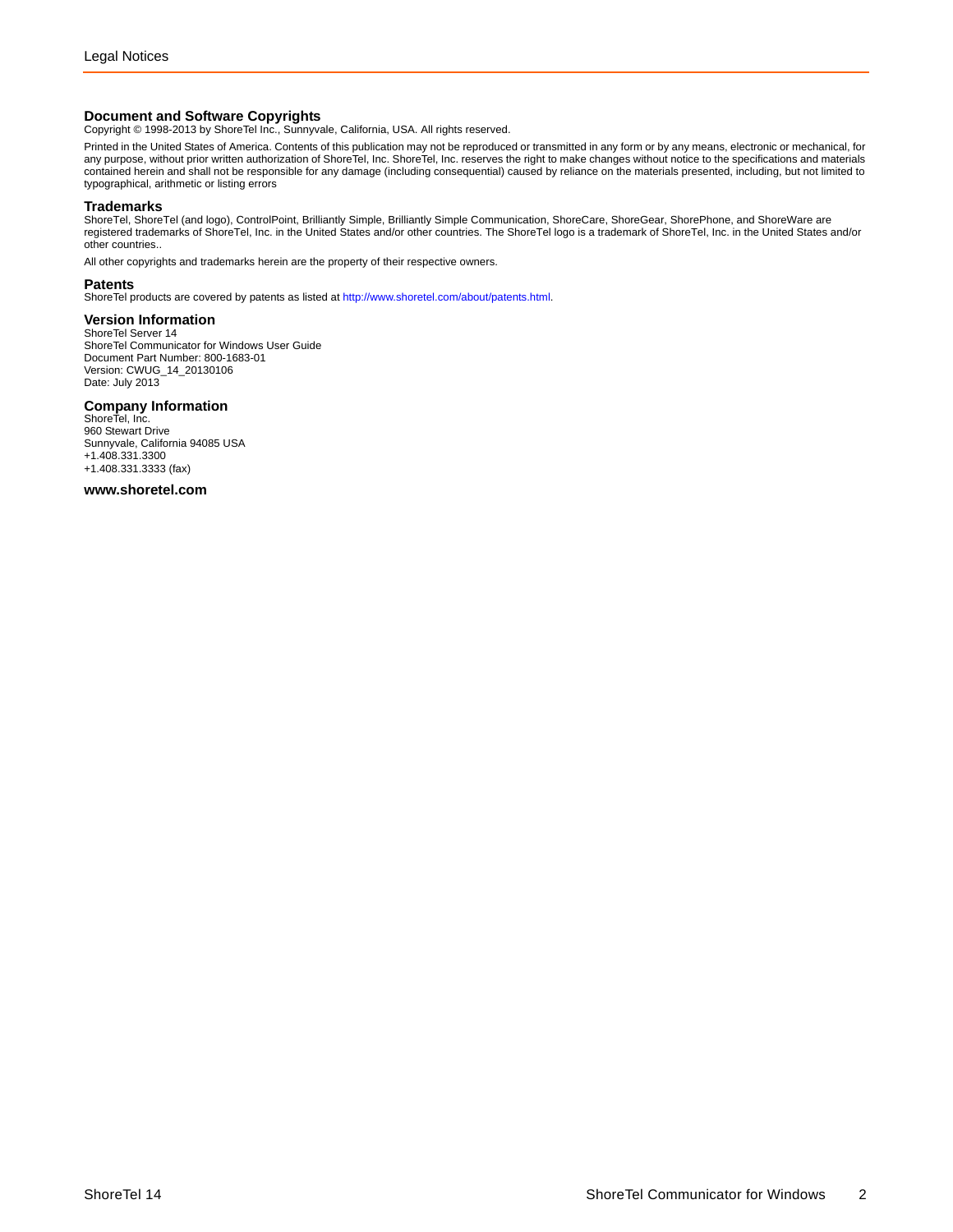## Document and Software Copyrights

Copyright © 1998-2013 by ShoreTel Inc., Sunnyvale, California, USA. All rights reserved.

Printed in the United States of America. Contents of this publication may not be reproduced or transmitted in any form or by any means, electronic or mechanical, for any purpose, without prior written authorization of ShoreTel, Inc. ShoreTel, Inc. reserves the right to make changes without notice to the specifications and materials contained herein and shall not be responsible for any damage (including consequential) caused by reliance on the materials presented, including, but not limited to typographical, arithmetic or listing errors

## Trademarks

ShoreTel, ShoreTel (and logo), ControlPoint, Brilliantly Simple, Brilliantly Simple Communication, ShoreCare, ShoreGear, ShorePhone, and ShoreWare are registered trademarks of ShoreTel, Inc. in the United States and/or other countries. The ShoreTel logo is a trademark of ShoreTel, Inc. in the United States and/or other countries..

All other copyrights and trademarks herein are the property of their respective owners.

## Patents

ShoreTel products are covered by patents as listed at http://www.shoretel.com/about/patents.html.

## Version Information

ShoreTel Server 14
ShoreTel Communicator for Windows User Guide
Document Part Number: 800-1683-01
Version: CWUG_14_20130106
Date: July 2013

## Company Information

ShoreTel, Inc.
960 Stewart Drive
Sunnyvale, California 94085 USA
+1.408.331.3300
+1.408.331.3333 (fax)

**www.shoretel.com**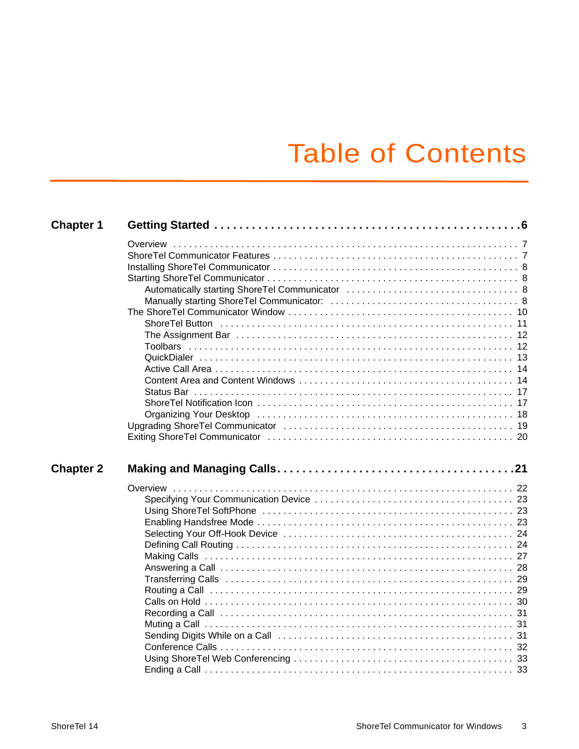# Table of Contents

**Chapter 1 Getting Started . . . . . . . . . . . . . . . . . . . . . . . . . . . . . . . . . . . . . . . . . . . . . . 6**

Overview . . . . . . . . . . . . . . . . . . . . . . . . . . . . . . . . . . . . . . . . . . . . . . . . . . . . . . . . . . . . . 7
ShoreTel Communicator Features . . . . . . . . . . . . . . . . . . . . . . . . . . . . . . . . . . . . . . . . . . . . 7
Installing ShoreTel Communicator . . . . . . . . . . . . . . . . . . . . . . . . . . . . . . . . . . . . . . . . . . . 8
Starting ShoreTel Communicator . . . . . . . . . . . . . . . . . . . . . . . . . . . . . . . . . . . . . . . . . . . . 8
  Automatically starting ShoreTel Communicator . . . . . . . . . . . . . . . . . . . . . . . . . . . . . . . 8
  Manually starting ShoreTel Communicator: . . . . . . . . . . . . . . . . . . . . . . . . . . . . . . . . . 8
The ShoreTel Communicator Window . . . . . . . . . . . . . . . . . . . . . . . . . . . . . . . . . . . . . . . 10
  ShoreTel Button . . . . . . . . . . . . . . . . . . . . . . . . . . . . . . . . . . . . . . . . . . . . . . . . . . . . . 11
  The Assignment Bar . . . . . . . . . . . . . . . . . . . . . . . . . . . . . . . . . . . . . . . . . . . . . . . . . . 12
  Toolbars . . . . . . . . . . . . . . . . . . . . . . . . . . . . . . . . . . . . . . . . . . . . . . . . . . . . . . . . . . 12
  QuickDialer . . . . . . . . . . . . . . . . . . . . . . . . . . . . . . . . . . . . . . . . . . . . . . . . . . . . . . . . 13
  Active Call Area . . . . . . . . . . . . . . . . . . . . . . . . . . . . . . . . . . . . . . . . . . . . . . . . . . . . . 14
  Content Area and Content Windows . . . . . . . . . . . . . . . . . . . . . . . . . . . . . . . . . . . . . . . 14
  Status Bar . . . . . . . . . . . . . . . . . . . . . . . . . . . . . . . . . . . . . . . . . . . . . . . . . . . . . . . . . 17
  ShoreTel Notification Icon . . . . . . . . . . . . . . . . . . . . . . . . . . . . . . . . . . . . . . . . . . . . . . 17
  Organizing Your Desktop . . . . . . . . . . . . . . . . . . . . . . . . . . . . . . . . . . . . . . . . . . . . . . . 18
Upgrading ShoreTel Communicator . . . . . . . . . . . . . . . . . . . . . . . . . . . . . . . . . . . . . . . . . 19
Exiting ShoreTel Communicator . . . . . . . . . . . . . . . . . . . . . . . . . . . . . . . . . . . . . . . . . . . . 20

**Chapter 2 Making and Managing Calls . . . . . . . . . . . . . . . . . . . . . . . . . . . . . . . . . . . . 21**

Overview . . . . . . . . . . . . . . . . . . . . . . . . . . . . . . . . . . . . . . . . . . . . . . . . . . . . . . . . . . . . 22
  Specifying Your Communication Device . . . . . . . . . . . . . . . . . . . . . . . . . . . . . . . . . . . . 23
  Using ShoreTel SoftPhone . . . . . . . . . . . . . . . . . . . . . . . . . . . . . . . . . . . . . . . . . . . . . . 23
  Enabling Handsfree Mode . . . . . . . . . . . . . . . . . . . . . . . . . . . . . . . . . . . . . . . . . . . . . . . 23
  Selecting Your Off-Hook Device . . . . . . . . . . . . . . . . . . . . . . . . . . . . . . . . . . . . . . . . . . 24
  Defining Call Routing . . . . . . . . . . . . . . . . . . . . . . . . . . . . . . . . . . . . . . . . . . . . . . . . . . 24
  Making Calls . . . . . . . . . . . . . . . . . . . . . . . . . . . . . . . . . . . . . . . . . . . . . . . . . . . . . . . . 27
  Answering a Call . . . . . . . . . . . . . . . . . . . . . . . . . . . . . . . . . . . . . . . . . . . . . . . . . . . . . 28
  Transferring Calls . . . . . . . . . . . . . . . . . . . . . . . . . . . . . . . . . . . . . . . . . . . . . . . . . . . . 29
  Routing a Call . . . . . . . . . . . . . . . . . . . . . . . . . . . . . . . . . . . . . . . . . . . . . . . . . . . . . . . 29
  Calls on Hold . . . . . . . . . . . . . . . . . . . . . . . . . . . . . . . . . . . . . . . . . . . . . . . . . . . . . . . . 30
  Recording a Call . . . . . . . . . . . . . . . . . . . . . . . . . . . . . . . . . . . . . . . . . . . . . . . . . . . . . 31
  Muting a Call . . . . . . . . . . . . . . . . . . . . . . . . . . . . . . . . . . . . . . . . . . . . . . . . . . . . . . . 31
  Sending Digits While on a Call . . . . . . . . . . . . . . . . . . . . . . . . . . . . . . . . . . . . . . . . . . . 31
  Conference Calls . . . . . . . . . . . . . . . . . . . . . . . . . . . . . . . . . . . . . . . . . . . . . . . . . . . . . 32
  Using ShoreTel Web Conferencing . . . . . . . . . . . . . . . . . . . . . . . . . . . . . . . . . . . . . . . . 33
  Ending a Call . . . . . . . . . . . . . . . . . . . . . . . . . . . . . . . . . . . . . . . . . . . . . . . . . . . . . . . . 33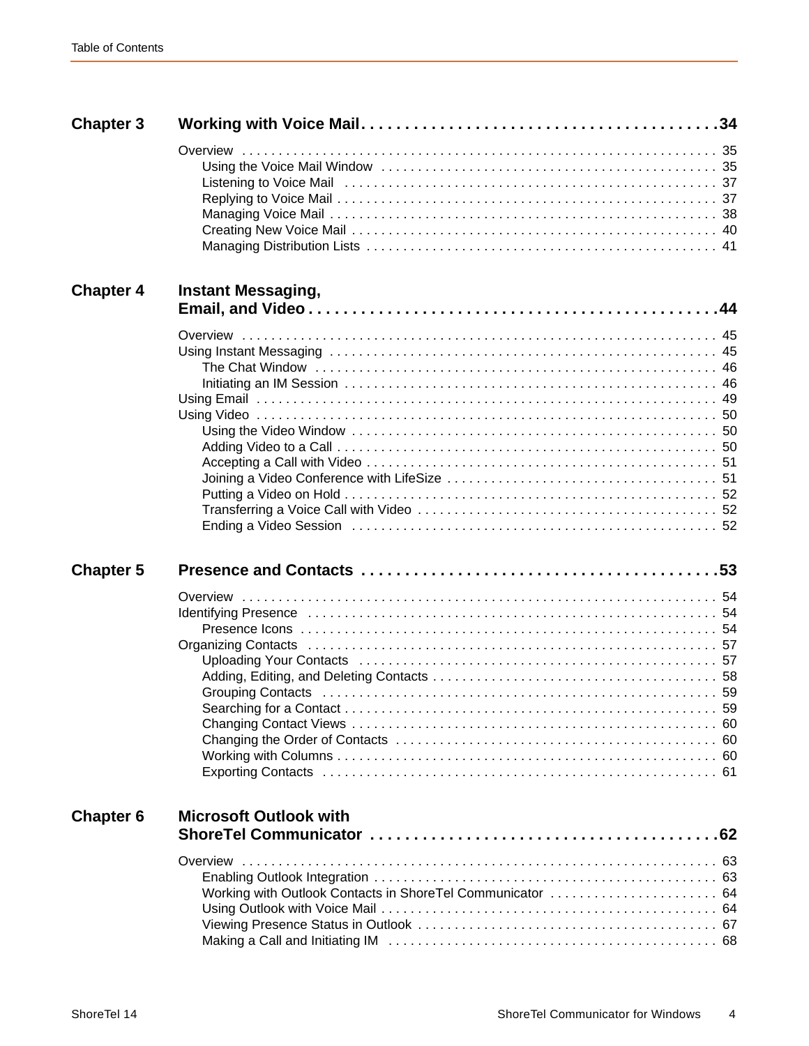**Chapter 3 Working with Voice Mail . . . . . . . . . . . . . . . . . . . . . . . . . . . . . . . . . . . . . . . 34**

Overview . . . . . . . . . . . . . . . . . . . . . . . . . . . . . . . . . . . . . . . . . . . . . . . . . . . . . . . . . . . . 35
- Using the Voice Mail Window . . . . . . . . . . . . . . . . . . . . . . . . . . . . . . . . . . . . . . . . . . . . 35
- Listening to Voice Mail . . . . . . . . . . . . . . . . . . . . . . . . . . . . . . . . . . . . . . . . . . . . . . . . 37
- Replying to Voice Mail . . . . . . . . . . . . . . . . . . . . . . . . . . . . . . . . . . . . . . . . . . . . . . . . 37
- Managing Voice Mail . . . . . . . . . . . . . . . . . . . . . . . . . . . . . . . . . . . . . . . . . . . . . . . . . 38
- Creating New Voice Mail . . . . . . . . . . . . . . . . . . . . . . . . . . . . . . . . . . . . . . . . . . . . . . 40
- Managing Distribution Lists . . . . . . . . . . . . . . . . . . . . . . . . . . . . . . . . . . . . . . . . . . . . 41

**Chapter 4 Instant Messaging, Email, and Video . . . . . . . . . . . . . . . . . . . . . . . . . . . . . . . . . . . . . . . . 44**

Overview . . . . . . . . . . . . . . . . . . . . . . . . . . . . . . . . . . . . . . . . . . . . . . . . . . . . . . . . . . . . 45

Using Instant Messaging . . . . . . . . . . . . . . . . . . . . . . . . . . . . . . . . . . . . . . . . . . . . . . . . 45
- The Chat Window . . . . . . . . . . . . . . . . . . . . . . . . . . . . . . . . . . . . . . . . . . . . . . . . . . . 46
- Initiating an IM Session . . . . . . . . . . . . . . . . . . . . . . . . . . . . . . . . . . . . . . . . . . . . . . . 46

Using Email . . . . . . . . . . . . . . . . . . . . . . . . . . . . . . . . . . . . . . . . . . . . . . . . . . . . . . . . . . 49

Using Video . . . . . . . . . . . . . . . . . . . . . . . . . . . . . . . . . . . . . . . . . . . . . . . . . . . . . . . . . . 50
- Using the Video Window . . . . . . . . . . . . . . . . . . . . . . . . . . . . . . . . . . . . . . . . . . . . . . . 50
- Adding Video to a Call . . . . . . . . . . . . . . . . . . . . . . . . . . . . . . . . . . . . . . . . . . . . . . . . 50
- Accepting a Call with Video . . . . . . . . . . . . . . . . . . . . . . . . . . . . . . . . . . . . . . . . . . . . . 51
- Joining a Video Conference with LifeSize . . . . . . . . . . . . . . . . . . . . . . . . . . . . . . . . . . 51
- Putting a Video on Hold . . . . . . . . . . . . . . . . . . . . . . . . . . . . . . . . . . . . . . . . . . . . . . . 52
- Transferring a Voice Call with Video . . . . . . . . . . . . . . . . . . . . . . . . . . . . . . . . . . . . . . 52
- Ending a Video Session . . . . . . . . . . . . . . . . . . . . . . . . . . . . . . . . . . . . . . . . . . . . . . . 52

**Chapter 5 Presence and Contacts . . . . . . . . . . . . . . . . . . . . . . . . . . . . . . . . . . . . . . . . 53**

Overview . . . . . . . . . . . . . . . . . . . . . . . . . . . . . . . . . . . . . . . . . . . . . . . . . . . . . . . . . . . . 54

Identifying Presence . . . . . . . . . . . . . . . . . . . . . . . . . . . . . . . . . . . . . . . . . . . . . . . . . . . 54
- Presence Icons . . . . . . . . . . . . . . . . . . . . . . . . . . . . . . . . . . . . . . . . . . . . . . . . . . . . . 54

Organizing Contacts . . . . . . . . . . . . . . . . . . . . . . . . . . . . . . . . . . . . . . . . . . . . . . . . . . . 57
- Uploading Your Contacts . . . . . . . . . . . . . . . . . . . . . . . . . . . . . . . . . . . . . . . . . . . . . . 57
- Adding, Editing, and Deleting Contacts . . . . . . . . . . . . . . . . . . . . . . . . . . . . . . . . . . . . 58
- Grouping Contacts . . . . . . . . . . . . . . . . . . . . . . . . . . . . . . . . . . . . . . . . . . . . . . . . . . . 59
- Searching for a Contact . . . . . . . . . . . . . . . . . . . . . . . . . . . . . . . . . . . . . . . . . . . . . . . 59
- Changing Contact Views . . . . . . . . . . . . . . . . . . . . . . . . . . . . . . . . . . . . . . . . . . . . . . . 60
- Changing the Order of Contacts . . . . . . . . . . . . . . . . . . . . . . . . . . . . . . . . . . . . . . . . . 60
- Working with Columns . . . . . . . . . . . . . . . . . . . . . . . . . . . . . . . . . . . . . . . . . . . . . . . . 60
- Exporting Contacts . . . . . . . . . . . . . . . . . . . . . . . . . . . . . . . . . . . . . . . . . . . . . . . . . . . 61

**Chapter 6 Microsoft Outlook with ShoreTel Communicator . . . . . . . . . . . . . . . . . . . . . . . . . . . . . . . . . . . . . . . . 62**

Overview . . . . . . . . . . . . . . . . . . . . . . . . . . . . . . . . . . . . . . . . . . . . . . . . . . . . . . . . . . . . 63
- Enabling Outlook Integration . . . . . . . . . . . . . . . . . . . . . . . . . . . . . . . . . . . . . . . . . . . . 63
- Working with Outlook Contacts in ShoreTel Communicator . . . . . . . . . . . . . . . . . . . . . . 64
- Using Outlook with Voice Mail . . . . . . . . . . . . . . . . . . . . . . . . . . . . . . . . . . . . . . . . . . . 64
- Viewing Presence Status in Outlook . . . . . . . . . . . . . . . . . . . . . . . . . . . . . . . . . . . . . . 67
- Making a Call and Initiating IM . . . . . . . . . . . . . . . . . . . . . . . . . . . . . . . . . . . . . . . . . . 68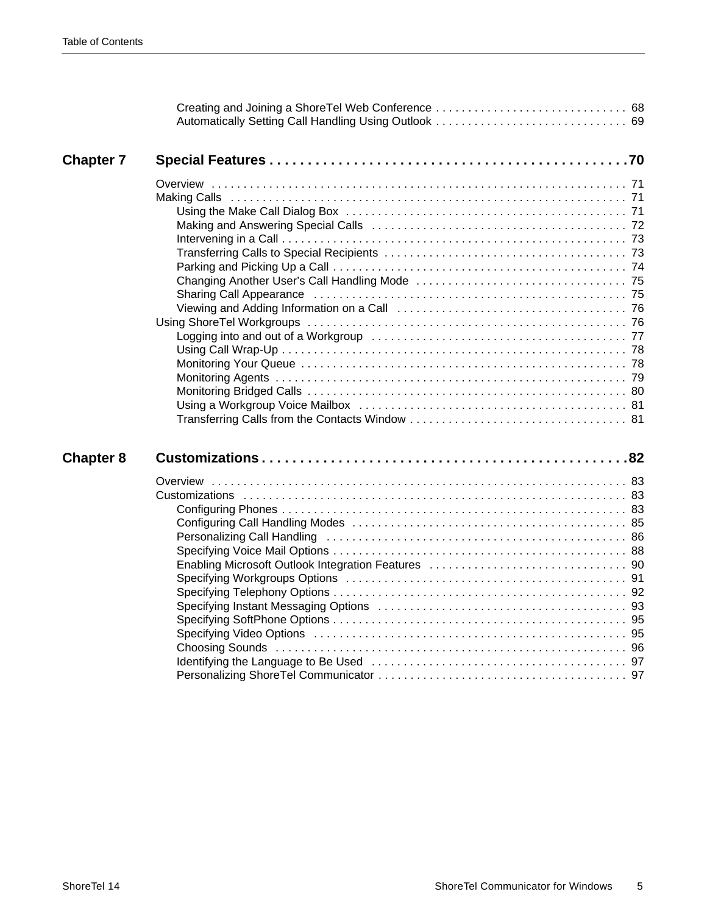Creating and Joining a ShoreTel Web Conference . . . . . . . . . . . . . . . . . . . . . . . . . . . . . 68
Automatically Setting Call Handling Using Outlook . . . . . . . . . . . . . . . . . . . . . . . . . . . . . 69

**Chapter 7 Special Features . . . . . . . . . . . . . . . . . . . . . . . . . . . . . . . . . . . . . . . . . . . .70**

Overview . . . . . . . . . . . . . . . . . . . . . . . . . . . . . . . . . . . . . . . . . . . . . . . . . . . . . . . . . . . . . 71
Making Calls . . . . . . . . . . . . . . . . . . . . . . . . . . . . . . . . . . . . . . . . . . . . . . . . . . . . . . . . . . 71
- Using the Make Call Dialog Box . . . . . . . . . . . . . . . . . . . . . . . . . . . . . . . . . . . . . . . . . . 71
- Making and Answering Special Calls . . . . . . . . . . . . . . . . . . . . . . . . . . . . . . . . . . . . . . 72
- Intervening in a Call . . . . . . . . . . . . . . . . . . . . . . . . . . . . . . . . . . . . . . . . . . . . . . . . . . . 73
- Transferring Calls to Special Recipients . . . . . . . . . . . . . . . . . . . . . . . . . . . . . . . . . . . . 73
- Parking and Picking Up a Call . . . . . . . . . . . . . . . . . . . . . . . . . . . . . . . . . . . . . . . . . . . . 74
- Changing Another User's Call Handling Mode . . . . . . . . . . . . . . . . . . . . . . . . . . . . . . . 75
- Sharing Call Appearance . . . . . . . . . . . . . . . . . . . . . . . . . . . . . . . . . . . . . . . . . . . . . . . 75
- Viewing and Adding Information on a Call . . . . . . . . . . . . . . . . . . . . . . . . . . . . . . . . . . 76

Using ShoreTel Workgroups . . . . . . . . . . . . . . . . . . . . . . . . . . . . . . . . . . . . . . . . . . . . . . . 76
- Logging into and out of a Workgroup . . . . . . . . . . . . . . . . . . . . . . . . . . . . . . . . . . . . . . 77
- Using Call Wrap-Up . . . . . . . . . . . . . . . . . . . . . . . . . . . . . . . . . . . . . . . . . . . . . . . . . . . 78
- Monitoring Your Queue . . . . . . . . . . . . . . . . . . . . . . . . . . . . . . . . . . . . . . . . . . . . . . . . . 78
- Monitoring Agents . . . . . . . . . . . . . . . . . . . . . . . . . . . . . . . . . . . . . . . . . . . . . . . . . . . . 79
- Monitoring Bridged Calls . . . . . . . . . . . . . . . . . . . . . . . . . . . . . . . . . . . . . . . . . . . . . . . . 80
- Using a Workgroup Voice Mailbox . . . . . . . . . . . . . . . . . . . . . . . . . . . . . . . . . . . . . . . . 81
- Transferring Calls from the Contacts Window . . . . . . . . . . . . . . . . . . . . . . . . . . . . . . . . 81

**Chapter 8 Customizations . . . . . . . . . . . . . . . . . . . . . . . . . . . . . . . . . . . . . . . . . . . . .82**

Overview . . . . . . . . . . . . . . . . . . . . . . . . . . . . . . . . . . . . . . . . . . . . . . . . . . . . . . . . . . . . . 83
Customizations . . . . . . . . . . . . . . . . . . . . . . . . . . . . . . . . . . . . . . . . . . . . . . . . . . . . . . . . 83
- Configuring Phones . . . . . . . . . . . . . . . . . . . . . . . . . . . . . . . . . . . . . . . . . . . . . . . . . . . 83
- Configuring Call Handling Modes . . . . . . . . . . . . . . . . . . . . . . . . . . . . . . . . . . . . . . . . . 85
- Personalizing Call Handling . . . . . . . . . . . . . . . . . . . . . . . . . . . . . . . . . . . . . . . . . . . . . 86
- Specifying Voice Mail Options . . . . . . . . . . . . . . . . . . . . . . . . . . . . . . . . . . . . . . . . . . . 88
- Enabling Microsoft Outlook Integration Features . . . . . . . . . . . . . . . . . . . . . . . . . . . . . 90
- Specifying Workgroups Options . . . . . . . . . . . . . . . . . . . . . . . . . . . . . . . . . . . . . . . . . 91
- Specifying Telephony Options . . . . . . . . . . . . . . . . . . . . . . . . . . . . . . . . . . . . . . . . . . . 92
- Specifying Instant Messaging Options . . . . . . . . . . . . . . . . . . . . . . . . . . . . . . . . . . . . . 93
- Specifying SoftPhone Options . . . . . . . . . . . . . . . . . . . . . . . . . . . . . . . . . . . . . . . . . . . 95
- Specifying Video Options . . . . . . . . . . . . . . . . . . . . . . . . . . . . . . . . . . . . . . . . . . . . . . . 95
- Choosing Sounds . . . . . . . . . . . . . . . . . . . . . . . . . . . . . . . . . . . . . . . . . . . . . . . . . . . . . 96
- Identifying the Language to Be Used . . . . . . . . . . . . . . . . . . . . . . . . . . . . . . . . . . . . . . 97
- Personalizing ShoreTel Communicator . . . . . . . . . . . . . . . . . . . . . . . . . . . . . . . . . . . . 97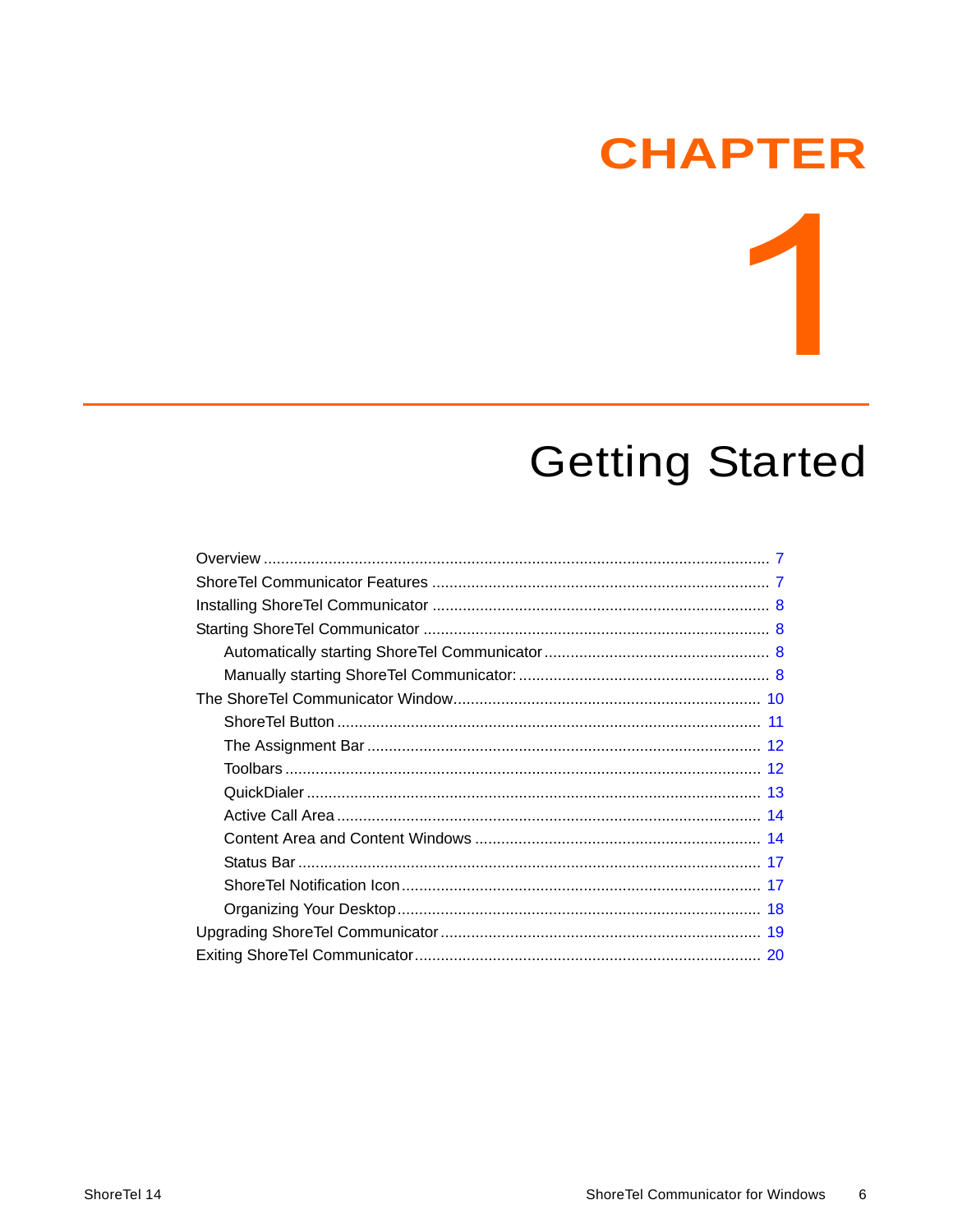# CHAPTER 1

# Getting Started

- Overview ........ 7
- ShoreTel Communicator Features ........ 7
- Installing ShoreTel Communicator ........ 8
- Starting ShoreTel Communicator ........ 8
  - Automatically starting ShoreTel Communicator ........ 8
  - Manually starting ShoreTel Communicator: ........ 8
- The ShoreTel Communicator Window ........ 10
  - ShoreTel Button ........ 11
  - The Assignment Bar ........ 12
  - Toolbars ........ 12
  - QuickDialer ........ 13
  - Active Call Area ........ 14
  - Content Area and Content Windows ........ 14
  - Status Bar ........ 17
  - ShoreTel Notification Icon ........ 17
  - Organizing Your Desktop ........ 18
- Upgrading ShoreTel Communicator ........ 19
- Exiting ShoreTel Communicator ........ 20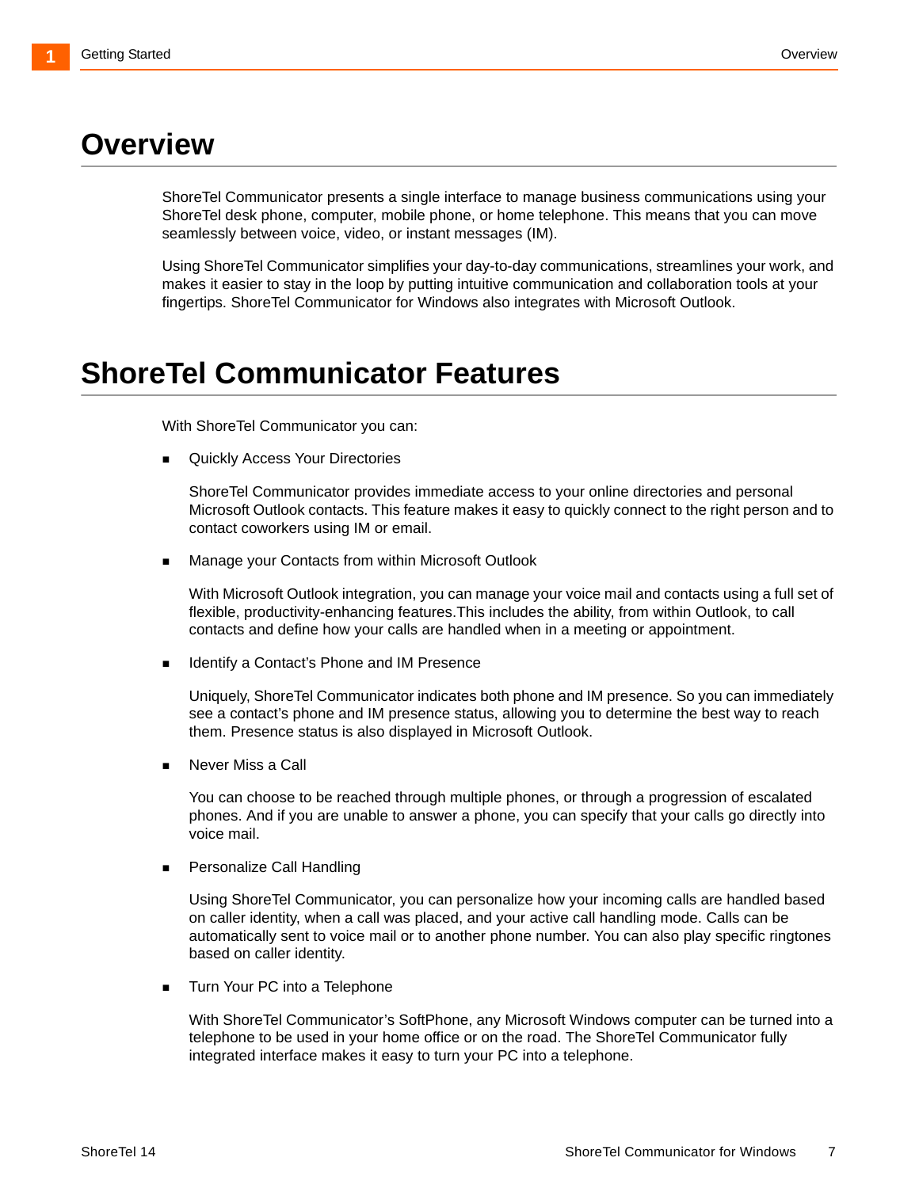# Overview

ShoreTel Communicator presents a single interface to manage business communications using your ShoreTel desk phone, computer, mobile phone, or home telephone. This means that you can move seamlessly between voice, video, or instant messages (IM).

Using ShoreTel Communicator simplifies your day-to-day communications, streamlines your work, and makes it easier to stay in the loop by putting intuitive communication and collaboration tools at your fingertips. ShoreTel Communicator for Windows also integrates with Microsoft Outlook.

# ShoreTel Communicator Features

With ShoreTel Communicator you can:

- Quickly Access Your Directories

  ShoreTel Communicator provides immediate access to your online directories and personal Microsoft Outlook contacts. This feature makes it easy to quickly connect to the right person and to contact coworkers using IM or email.

- Manage your Contacts from within Microsoft Outlook

  With Microsoft Outlook integration, you can manage your voice mail and contacts using a full set of flexible, productivity-enhancing features.This includes the ability, from within Outlook, to call contacts and define how your calls are handled when in a meeting or appointment.

- Identify a Contact's Phone and IM Presence

  Uniquely, ShoreTel Communicator indicates both phone and IM presence. So you can immediately see a contact's phone and IM presence status, allowing you to determine the best way to reach them. Presence status is also displayed in Microsoft Outlook.

- Never Miss a Call

  You can choose to be reached through multiple phones, or through a progression of escalated phones. And if you are unable to answer a phone, you can specify that your calls go directly into voice mail.

- Personalize Call Handling

  Using ShoreTel Communicator, you can personalize how your incoming calls are handled based on caller identity, when a call was placed, and your active call handling mode. Calls can be automatically sent to voice mail or to another phone number. You can also play specific ringtones based on caller identity.

- Turn Your PC into a Telephone

  With ShoreTel Communicator's SoftPhone, any Microsoft Windows computer can be turned into a telephone to be used in your home office or on the road. The ShoreTel Communicator fully integrated interface makes it easy to turn your PC into a telephone.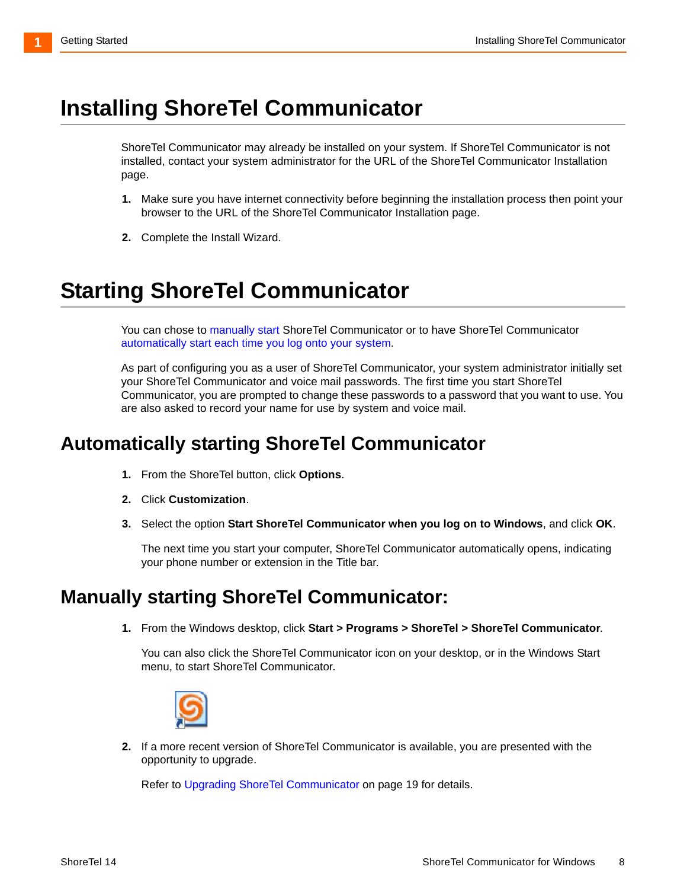# Installing ShoreTel Communicator

ShoreTel Communicator may already be installed on your system. If ShoreTel Communicator is not installed, contact your system administrator for the URL of the ShoreTel Communicator Installation page.

1. Make sure you have internet connectivity before beginning the installation process then point your browser to the URL of the ShoreTel Communicator Installation page.
2. Complete the Install Wizard.

# Starting ShoreTel Communicator

You can chose to manually start ShoreTel Communicator or to have ShoreTel Communicator automatically start each time you log onto your system.

As part of configuring you as a user of ShoreTel Communicator, your system administrator initially set your ShoreTel Communicator and voice mail passwords. The first time you start ShoreTel Communicator, you are prompted to change these passwords to a password that you want to use. You are also asked to record your name for use by system and voice mail.

## Automatically starting ShoreTel Communicator

1. From the ShoreTel button, click **Options**.
2. Click **Customization**.
3. Select the option **Start ShoreTel Communicator when you log on to Windows**, and click **OK**.

   The next time you start your computer, ShoreTel Communicator automatically opens, indicating your phone number or extension in the Title bar.

## Manually starting ShoreTel Communicator:

1. From the Windows desktop, click **Start > Programs > ShoreTel > ShoreTel Communicator**.

   You can also click the ShoreTel Communicator icon on your desktop, or in the Windows Start menu, to start ShoreTel Communicator.

2. If a more recent version of ShoreTel Communicator is available, you are presented with the opportunity to upgrade.

   Refer to Upgrading ShoreTel Communicator on page 19 for details.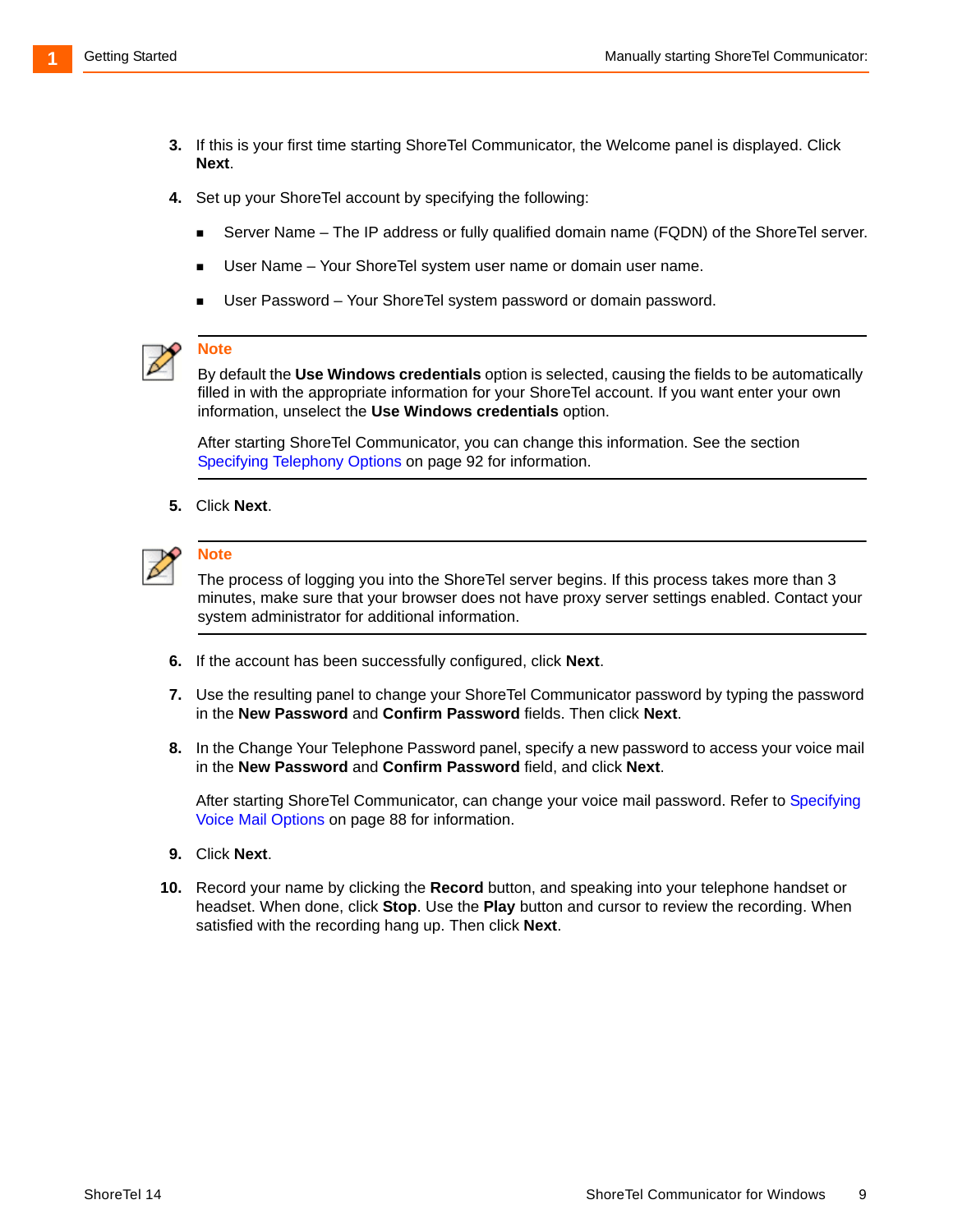3. If this is your first time starting ShoreTel Communicator, the Welcome panel is displayed. Click **Next**.

4. Set up your ShoreTel account by specifying the following:

   - Server Name – The IP address or fully qualified domain name (FQDN) of the ShoreTel server.
   - User Name – Your ShoreTel system user name or domain user name.
   - User Password – Your ShoreTel system password or domain password.

> **Note**
>
> By default the **Use Windows credentials** option is selected, causing the fields to be automatically filled in with the appropriate information for your ShoreTel account. If you want enter your own information, unselect the **Use Windows credentials** option.
>
> After starting ShoreTel Communicator, you can change this information. See the section Specifying Telephony Options on page 92 for information.

5. Click **Next**.

> **Note**
>
> The process of logging you into the ShoreTel server begins. If this process takes more than 3 minutes, make sure that your browser does not have proxy server settings enabled. Contact your system administrator for additional information.

6. If the account has been successfully configured, click **Next**.

7. Use the resulting panel to change your ShoreTel Communicator password by typing the password in the **New Password** and **Confirm Password** fields. Then click **Next**.

8. In the Change Your Telephone Password panel, specify a new password to access your voice mail in the **New Password** and **Confirm Password** field, and click **Next**.

   After starting ShoreTel Communicator, can change your voice mail password. Refer to Specifying Voice Mail Options on page 88 for information.

9. Click **Next**.

10. Record your name by clicking the **Record** button, and speaking into your telephone handset or headset. When done, click **Stop**. Use the **Play** button and cursor to review the recording. When satisfied with the recording hang up. Then click **Next**.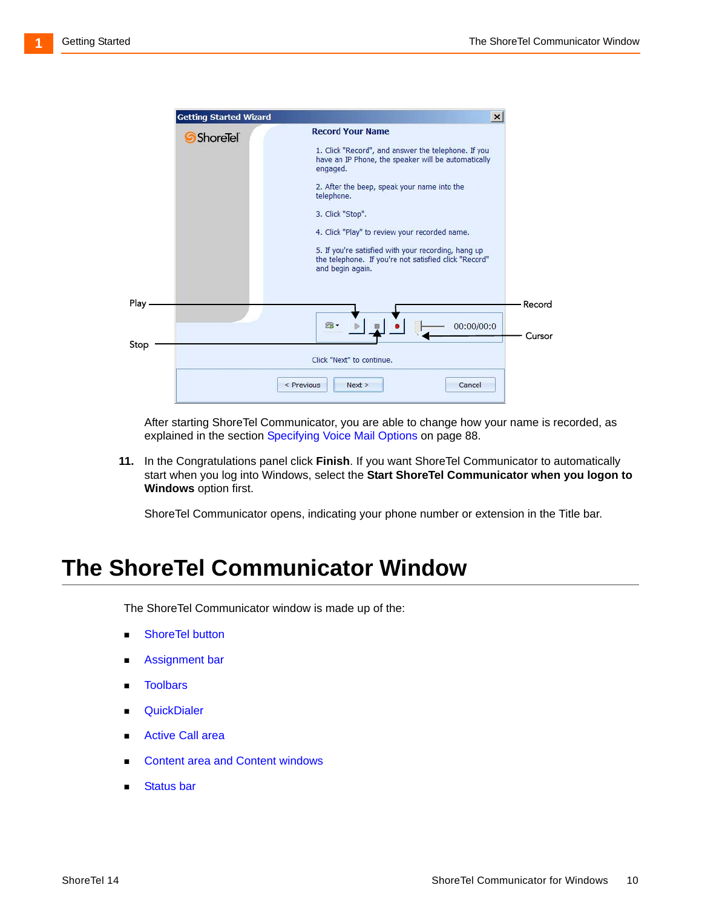After starting ShoreTel Communicator, you are able to change how your name is recorded, as explained in the section Specifying Voice Mail Options on page 88.

**11.** In the Congratulations panel click **Finish**. If you want ShoreTel Communicator to automatically start when you log into Windows, select the **Start ShoreTel Communicator when you logon to Windows** option first.

ShoreTel Communicator opens, indicating your phone number or extension in the Title bar.

# The ShoreTel Communicator Window

The ShoreTel Communicator window is made up of the:

- ShoreTel button
- Assignment bar
- Toolbars
- QuickDialer
- Active Call area
- Content area and Content windows
- Status bar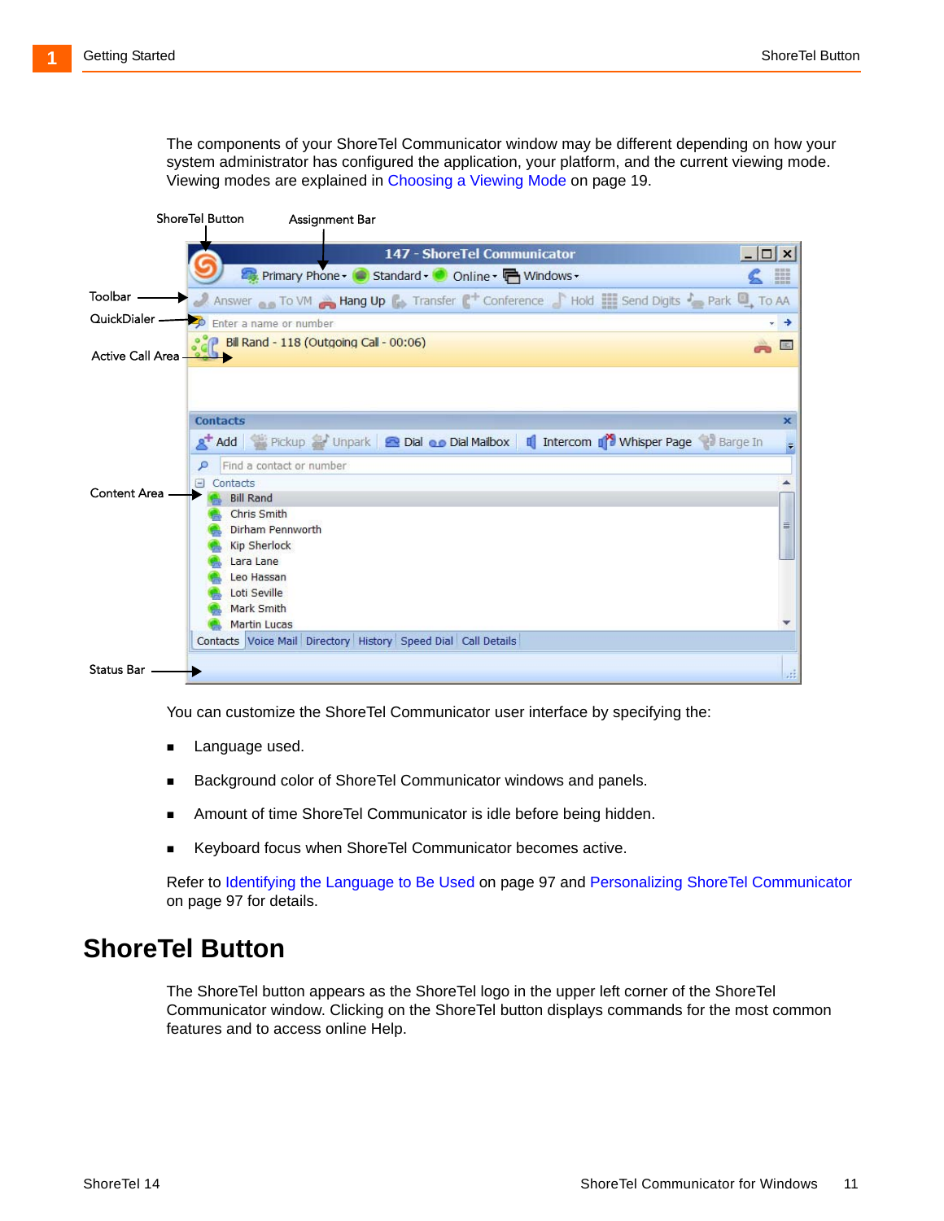The components of your ShoreTel Communicator window may be different depending on how your system administrator has configured the application, your platform, and the current viewing mode. Viewing modes are explained in Choosing a Viewing Mode on page 19.

You can customize the ShoreTel Communicator user interface by specifying the:

- Language used.
- Background color of ShoreTel Communicator windows and panels.
- Amount of time ShoreTel Communicator is idle before being hidden.
- Keyboard focus when ShoreTel Communicator becomes active.

Refer to Identifying the Language to Be Used on page 97 and Personalizing ShoreTel Communicator on page 97 for details.

## ShoreTel Button

The ShoreTel button appears as the ShoreTel logo in the upper left corner of the ShoreTel Communicator window. Clicking on the ShoreTel button displays commands for the most common features and to access online Help.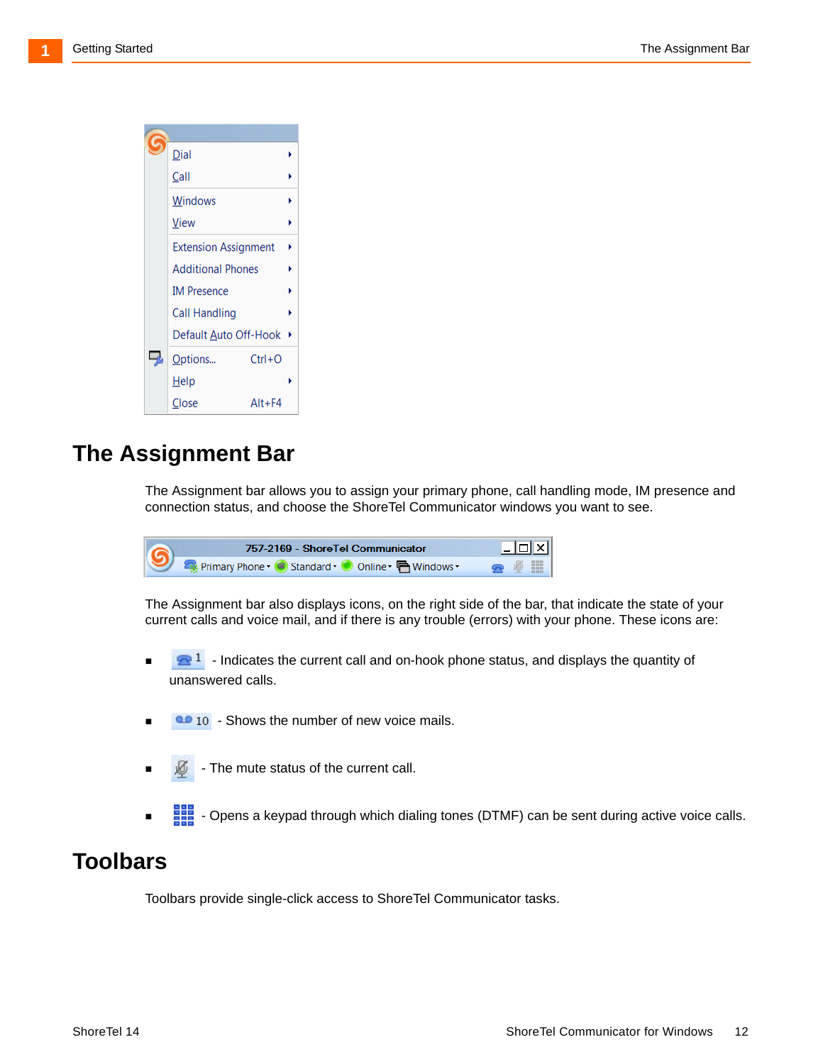## The Assignment Bar

The Assignment bar allows you to assign your primary phone, call handling mode, IM presence and connection status, and choose the ShoreTel Communicator windows you want to see.

The Assignment bar also displays icons, on the right side of the bar, that indicate the state of your current calls and voice mail, and if there is any trouble (errors) with your phone. These icons are:

- 1 - Indicates the current call and on-hook phone status, and displays the quantity of unanswered calls.
- 10 - Shows the number of new voice mails.
- - The mute status of the current call.
- - Opens a keypad through which dialing tones (DTMF) can be sent during active voice calls.

## Toolbars

Toolbars provide single-click access to ShoreTel Communicator tasks.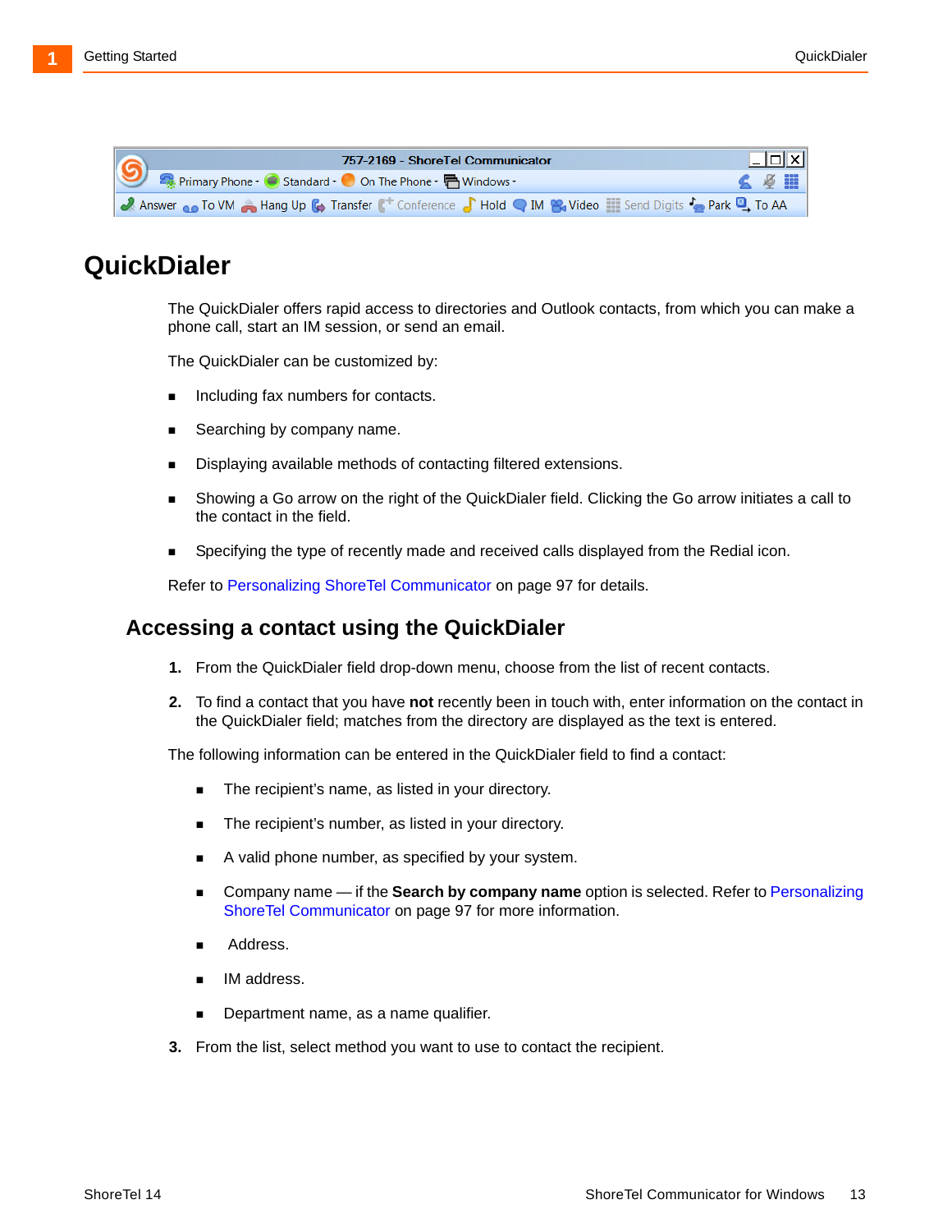# QuickDialer

The QuickDialer offers rapid access to directories and Outlook contacts, from which you can make a phone call, start an IM session, or send an email.

The QuickDialer can be customized by:

- Including fax numbers for contacts.
- Searching by company name.
- Displaying available methods of contacting filtered extensions.
- Showing a Go arrow on the right of the QuickDialer field. Clicking the Go arrow initiates a call to the contact in the field.
- Specifying the type of recently made and received calls displayed from the Redial icon.

Refer to Personalizing ShoreTel Communicator on page 97 for details.

## Accessing a contact using the QuickDialer

1. From the QuickDialer field drop-down menu, choose from the list of recent contacts.
2. To find a contact that you have **not** recently been in touch with, enter information on the contact in the QuickDialer field; matches from the directory are displayed as the text is entered.

The following information can be entered in the QuickDialer field to find a contact:

- The recipient's name, as listed in your directory.
- The recipient's number, as listed in your directory.
- A valid phone number, as specified by your system.
- Company name — if the **Search by company name** option is selected. Refer to Personalizing ShoreTel Communicator on page 97 for more information.
- Address.
- IM address.
- Department name, as a name qualifier.

3. From the list, select method you want to use to contact the recipient.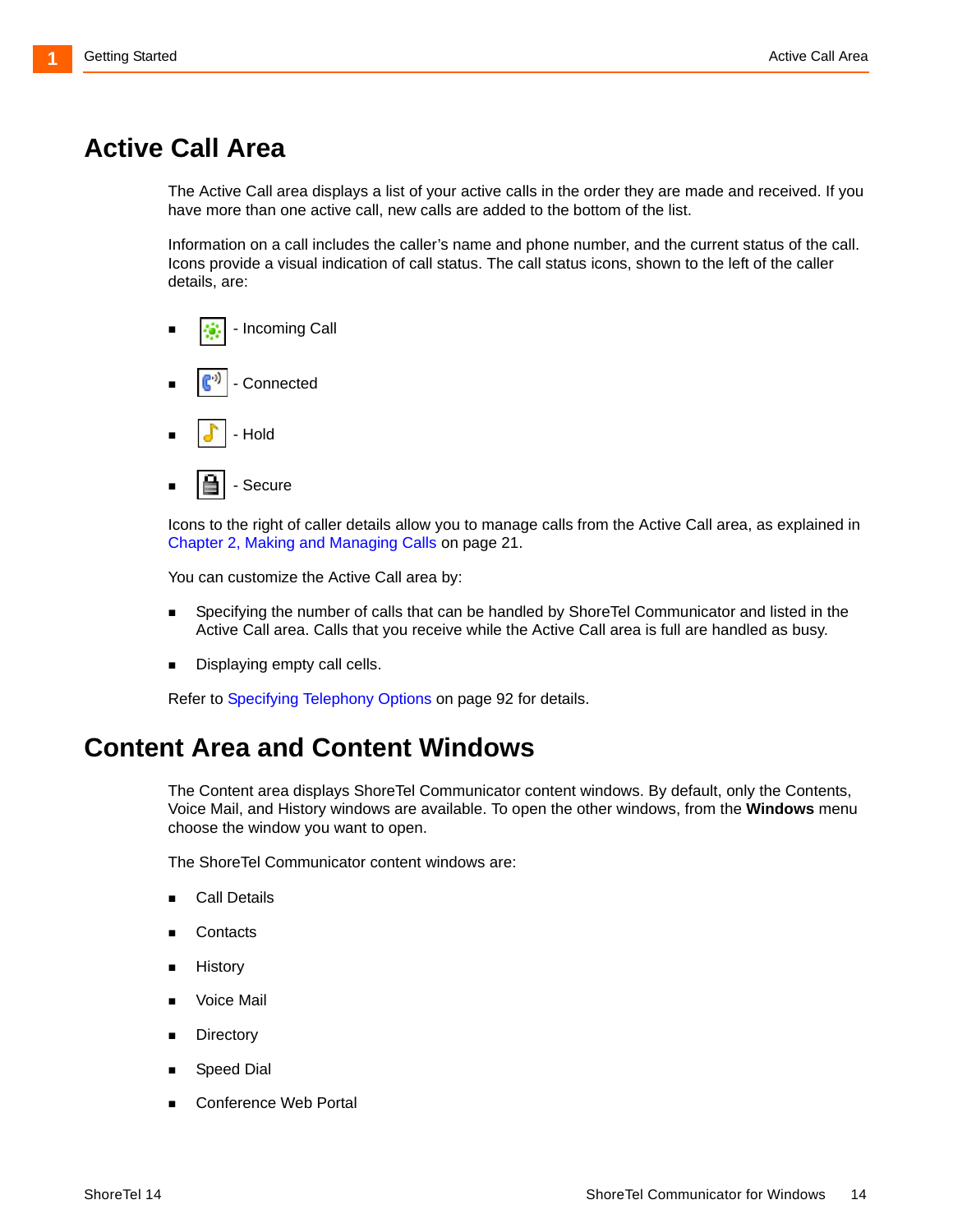# Active Call Area

The Active Call area displays a list of your active calls in the order they are made and received. If you have more than one active call, new calls are added to the bottom of the list.

Information on a call includes the caller's name and phone number, and the current status of the call. Icons provide a visual indication of call status. The call status icons, shown to the left of the caller details, are:

- - Incoming Call
- - Connected
- - Hold
- - Secure

Icons to the right of caller details allow you to manage calls from the Active Call area, as explained in Chapter 2, Making and Managing Calls on page 21.

You can customize the Active Call area by:

- Specifying the number of calls that can be handled by ShoreTel Communicator and listed in the Active Call area. Calls that you receive while the Active Call area is full are handled as busy.
- Displaying empty call cells.

Refer to Specifying Telephony Options on page 92 for details.

# Content Area and Content Windows

The Content area displays ShoreTel Communicator content windows. By default, only the Contents, Voice Mail, and History windows are available. To open the other windows, from the **Windows** menu choose the window you want to open.

The ShoreTel Communicator content windows are:

- Call Details
- Contacts
- History
- Voice Mail
- Directory
- Speed Dial
- Conference Web Portal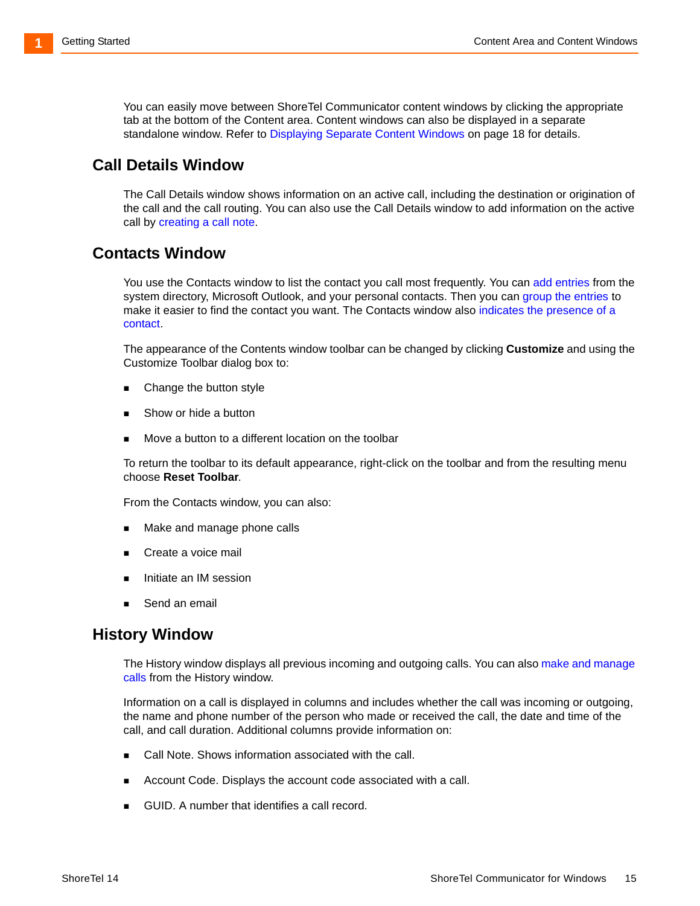You can easily move between ShoreTel Communicator content windows by clicking the appropriate tab at the bottom of the Content area. Content windows can also be displayed in a separate standalone window. Refer to Displaying Separate Content Windows on page 18 for details.

## Call Details Window

The Call Details window shows information on an active call, including the destination or origination of the call and the call routing. You can also use the Call Details window to add information on the active call by creating a call note.

## Contacts Window

You use the Contacts window to list the contact you call most frequently. You can add entries from the system directory, Microsoft Outlook, and your personal contacts. Then you can group the entries to make it easier to find the contact you want. The Contacts window also indicates the presence of a contact.

The appearance of the Contents window toolbar can be changed by clicking **Customize** and using the Customize Toolbar dialog box to:

- Change the button style
- Show or hide a button
- Move a button to a different location on the toolbar

To return the toolbar to its default appearance, right-click on the toolbar and from the resulting menu choose **Reset Toolbar**.

From the Contacts window, you can also:

- Make and manage phone calls
- Create a voice mail
- Initiate an IM session
- Send an email

## History Window

The History window displays all previous incoming and outgoing calls. You can also make and manage calls from the History window.

Information on a call is displayed in columns and includes whether the call was incoming or outgoing, the name and phone number of the person who made or received the call, the date and time of the call, and call duration. Additional columns provide information on:

- Call Note. Shows information associated with the call.
- Account Code. Displays the account code associated with a call.
- GUID. A number that identifies a call record.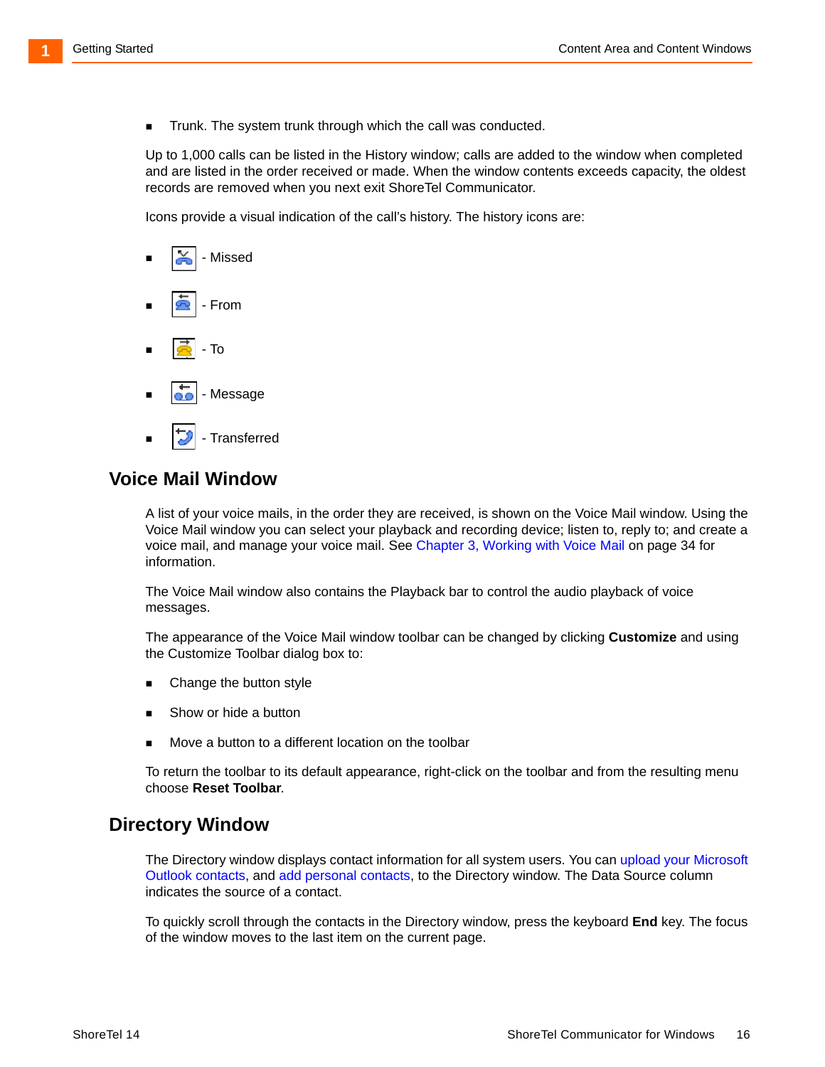- Trunk. The system trunk through which the call was conducted.

Up to 1,000 calls can be listed in the History window; calls are added to the window when completed and are listed in the order received or made. When the window contents exceeds capacity, the oldest records are removed when you next exit ShoreTel Communicator.

Icons provide a visual indication of the call's history. The history icons are:

- - Missed
- - From
- - To
- - Message
- - Transferred

## Voice Mail Window

A list of your voice mails, in the order they are received, is shown on the Voice Mail window. Using the Voice Mail window you can select your playback and recording device; listen to, reply to; and create a voice mail, and manage your voice mail. See Chapter 3, Working with Voice Mail on page 34 for information.

The Voice Mail window also contains the Playback bar to control the audio playback of voice messages.

The appearance of the Voice Mail window toolbar can be changed by clicking **Customize** and using the Customize Toolbar dialog box to:

- Change the button style
- Show or hide a button
- Move a button to a different location on the toolbar

To return the toolbar to its default appearance, right-click on the toolbar and from the resulting menu choose **Reset Toolbar**.

## Directory Window

The Directory window displays contact information for all system users. You can upload your Microsoft Outlook contacts, and add personal contacts, to the Directory window. The Data Source column indicates the source of a contact.

To quickly scroll through the contacts in the Directory window, press the keyboard **End** key. The focus of the window moves to the last item on the current page.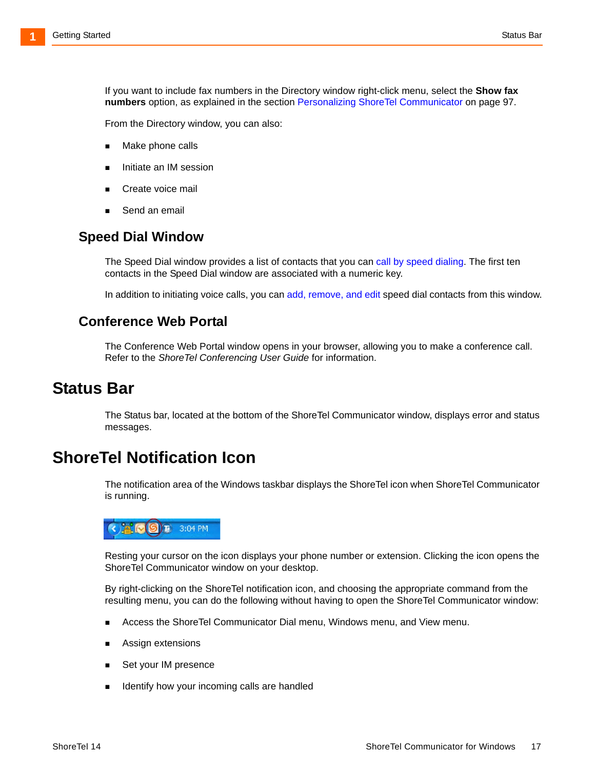If you want to include fax numbers in the Directory window right-click menu, select the **Show fax numbers** option, as explained in the section Personalizing ShoreTel Communicator on page 97.

From the Directory window, you can also:

- Make phone calls
- Initiate an IM session
- Create voice mail
- Send an email

### Speed Dial Window

The Speed Dial window provides a list of contacts that you can call by speed dialing. The first ten contacts in the Speed Dial window are associated with a numeric key.

In addition to initiating voice calls, you can add, remove, and edit speed dial contacts from this window.

### Conference Web Portal

The Conference Web Portal window opens in your browser, allowing you to make a conference call. Refer to the *ShoreTel Conferencing User Guide* for information.

## Status Bar

The Status bar, located at the bottom of the ShoreTel Communicator window, displays error and status messages.

## ShoreTel Notification Icon

The notification area of the Windows taskbar displays the ShoreTel icon when ShoreTel Communicator is running.

Resting your cursor on the icon displays your phone number or extension. Clicking the icon opens the ShoreTel Communicator window on your desktop.

By right-clicking on the ShoreTel notification icon, and choosing the appropriate command from the resulting menu, you can do the following without having to open the ShoreTel Communicator window:

- Access the ShoreTel Communicator Dial menu, Windows menu, and View menu.
- Assign extensions
- Set your IM presence
- Identify how your incoming calls are handled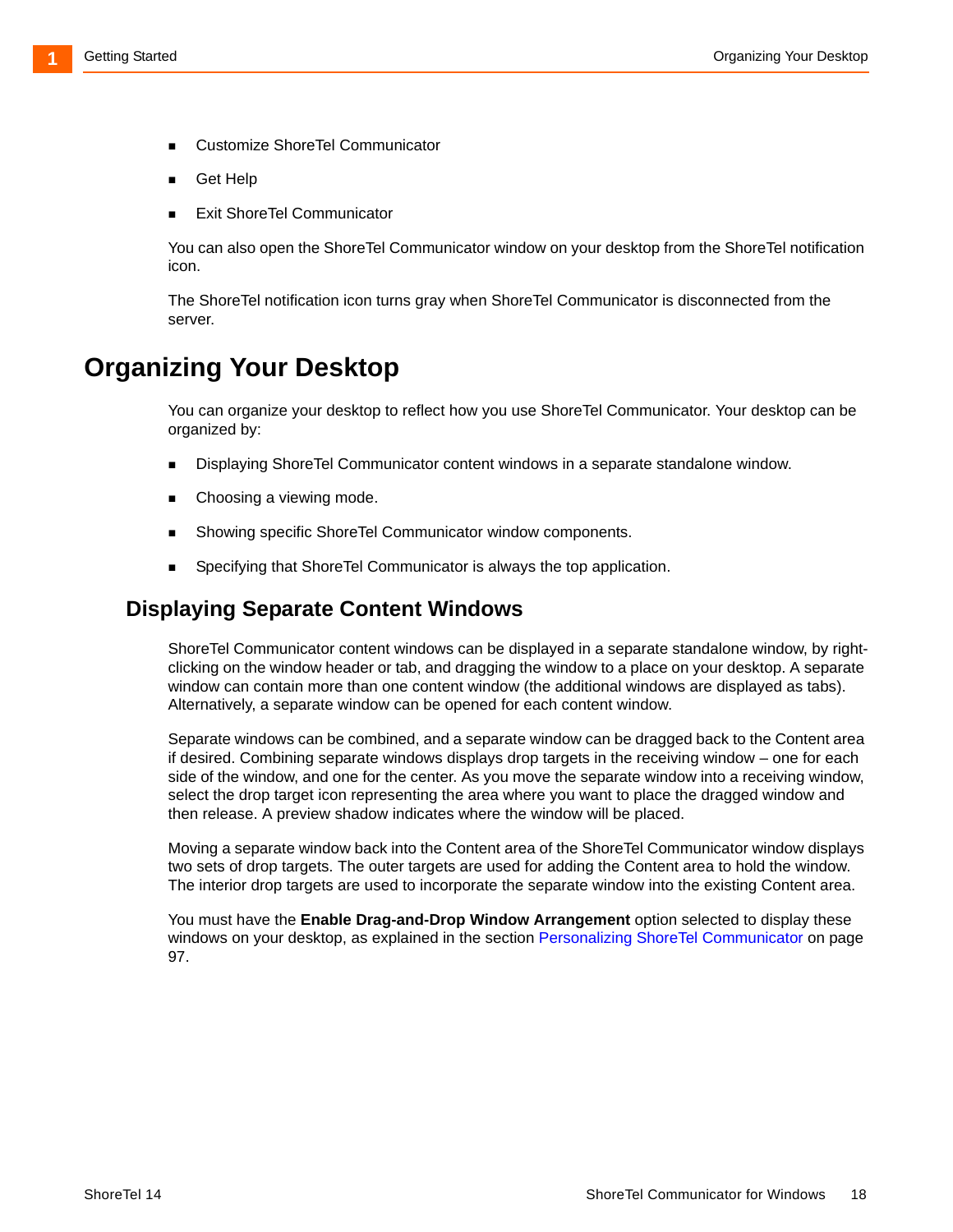- Customize ShoreTel Communicator
- Get Help
- Exit ShoreTel Communicator

You can also open the ShoreTel Communicator window on your desktop from the ShoreTel notification icon.

The ShoreTel notification icon turns gray when ShoreTel Communicator is disconnected from the server.

# Organizing Your Desktop

You can organize your desktop to reflect how you use ShoreTel Communicator. Your desktop can be organized by:

- Displaying ShoreTel Communicator content windows in a separate standalone window.
- Choosing a viewing mode.
- Showing specific ShoreTel Communicator window components.
- Specifying that ShoreTel Communicator is always the top application.

## Displaying Separate Content Windows

ShoreTel Communicator content windows can be displayed in a separate standalone window, by right-clicking on the window header or tab, and dragging the window to a place on your desktop. A separate window can contain more than one content window (the additional windows are displayed as tabs). Alternatively, a separate window can be opened for each content window.

Separate windows can be combined, and a separate window can be dragged back to the Content area if desired. Combining separate windows displays drop targets in the receiving window – one for each side of the window, and one for the center. As you move the separate window into a receiving window, select the drop target icon representing the area where you want to place the dragged window and then release. A preview shadow indicates where the window will be placed.

Moving a separate window back into the Content area of the ShoreTel Communicator window displays two sets of drop targets. The outer targets are used for adding the Content area to hold the window. The interior drop targets are used to incorporate the separate window into the existing Content area.

You must have the **Enable Drag-and-Drop Window Arrangement** option selected to display these windows on your desktop, as explained in the section Personalizing ShoreTel Communicator on page 97.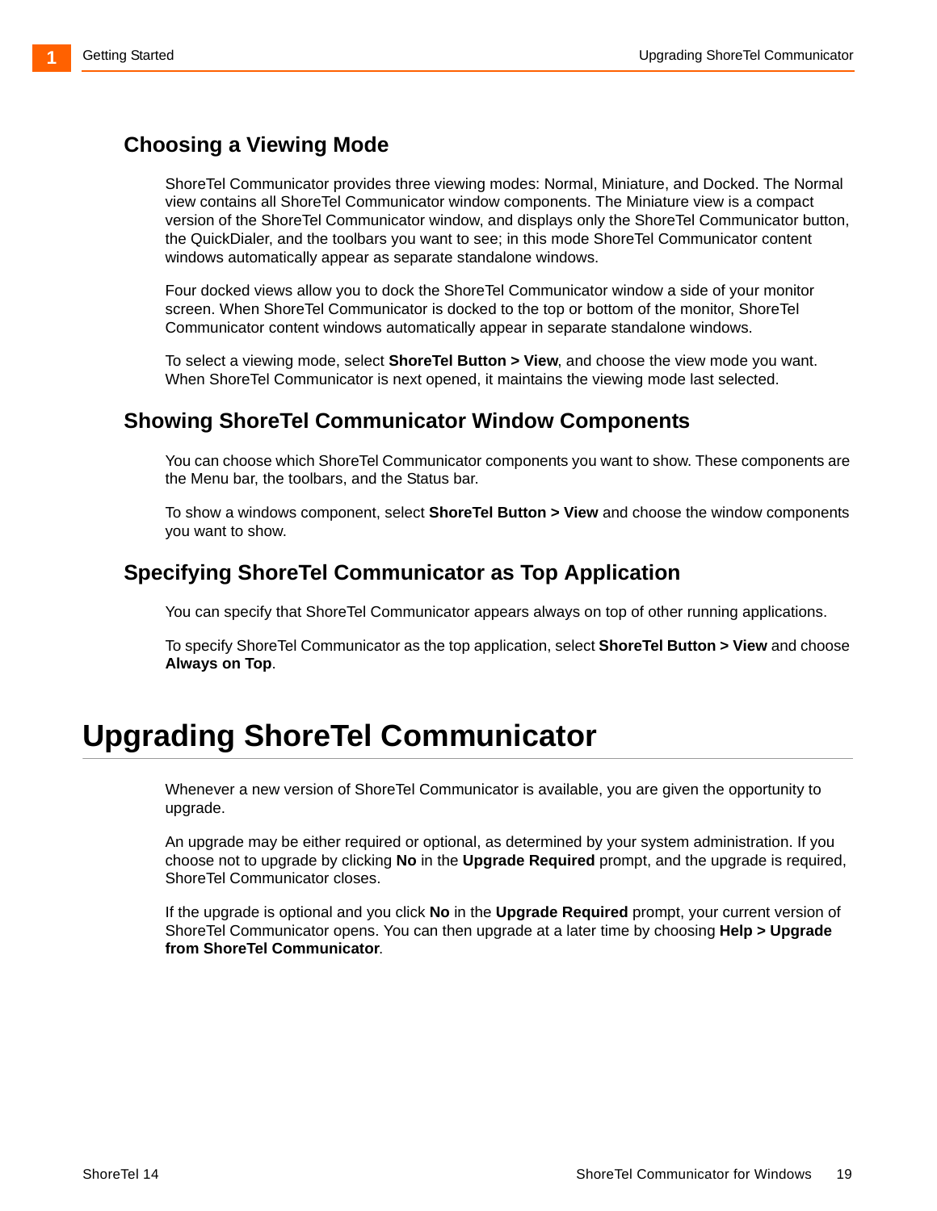## Choosing a Viewing Mode

ShoreTel Communicator provides three viewing modes: Normal, Miniature, and Docked. The Normal view contains all ShoreTel Communicator window components. The Miniature view is a compact version of the ShoreTel Communicator window, and displays only the ShoreTel Communicator button, the QuickDialer, and the toolbars you want to see; in this mode ShoreTel Communicator content windows automatically appear as separate standalone windows.

Four docked views allow you to dock the ShoreTel Communicator window a side of your monitor screen. When ShoreTel Communicator is docked to the top or bottom of the monitor, ShoreTel Communicator content windows automatically appear in separate standalone windows.

To select a viewing mode, select **ShoreTel Button > View**, and choose the view mode you want. When ShoreTel Communicator is next opened, it maintains the viewing mode last selected.

## Showing ShoreTel Communicator Window Components

You can choose which ShoreTel Communicator components you want to show. These components are the Menu bar, the toolbars, and the Status bar.

To show a windows component, select **ShoreTel Button > View** and choose the window components you want to show.

## Specifying ShoreTel Communicator as Top Application

You can specify that ShoreTel Communicator appears always on top of other running applications.

To specify ShoreTel Communicator as the top application, select **ShoreTel Button > View** and choose **Always on Top**.

# Upgrading ShoreTel Communicator

Whenever a new version of ShoreTel Communicator is available, you are given the opportunity to upgrade.

An upgrade may be either required or optional, as determined by your system administration. If you choose not to upgrade by clicking **No** in the **Upgrade Required** prompt, and the upgrade is required, ShoreTel Communicator closes.

If the upgrade is optional and you click **No** in the **Upgrade Required** prompt, your current version of ShoreTel Communicator opens. You can then upgrade at a later time by choosing **Help > Upgrade from ShoreTel Communicator**.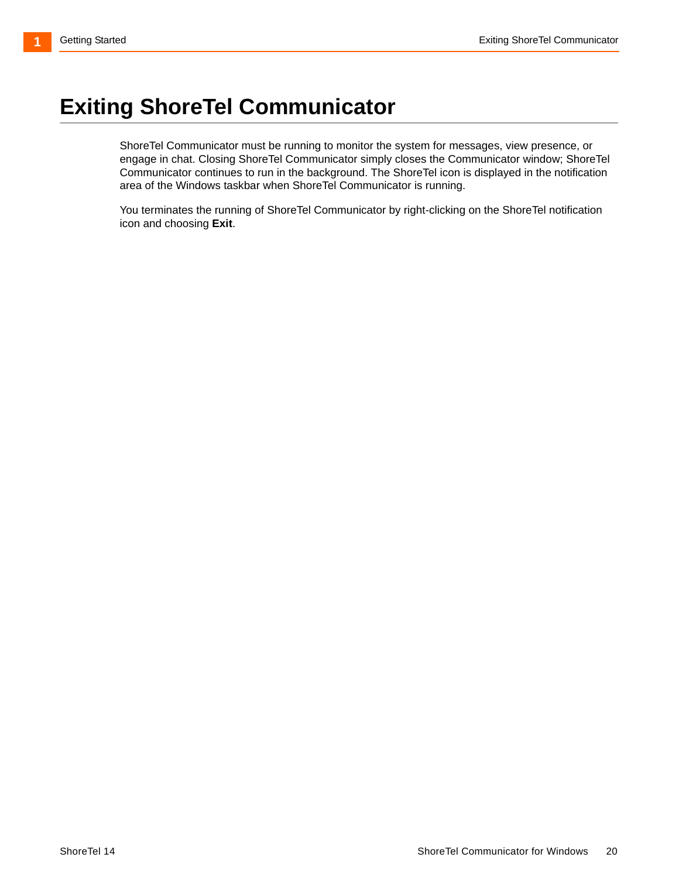# Exiting ShoreTel Communicator

ShoreTel Communicator must be running to monitor the system for messages, view presence, or engage in chat. Closing ShoreTel Communicator simply closes the Communicator window; ShoreTel Communicator continues to run in the background. The ShoreTel icon is displayed in the notification area of the Windows taskbar when ShoreTel Communicator is running.

You terminates the running of ShoreTel Communicator by right-clicking on the ShoreTel notification icon and choosing **Exit**.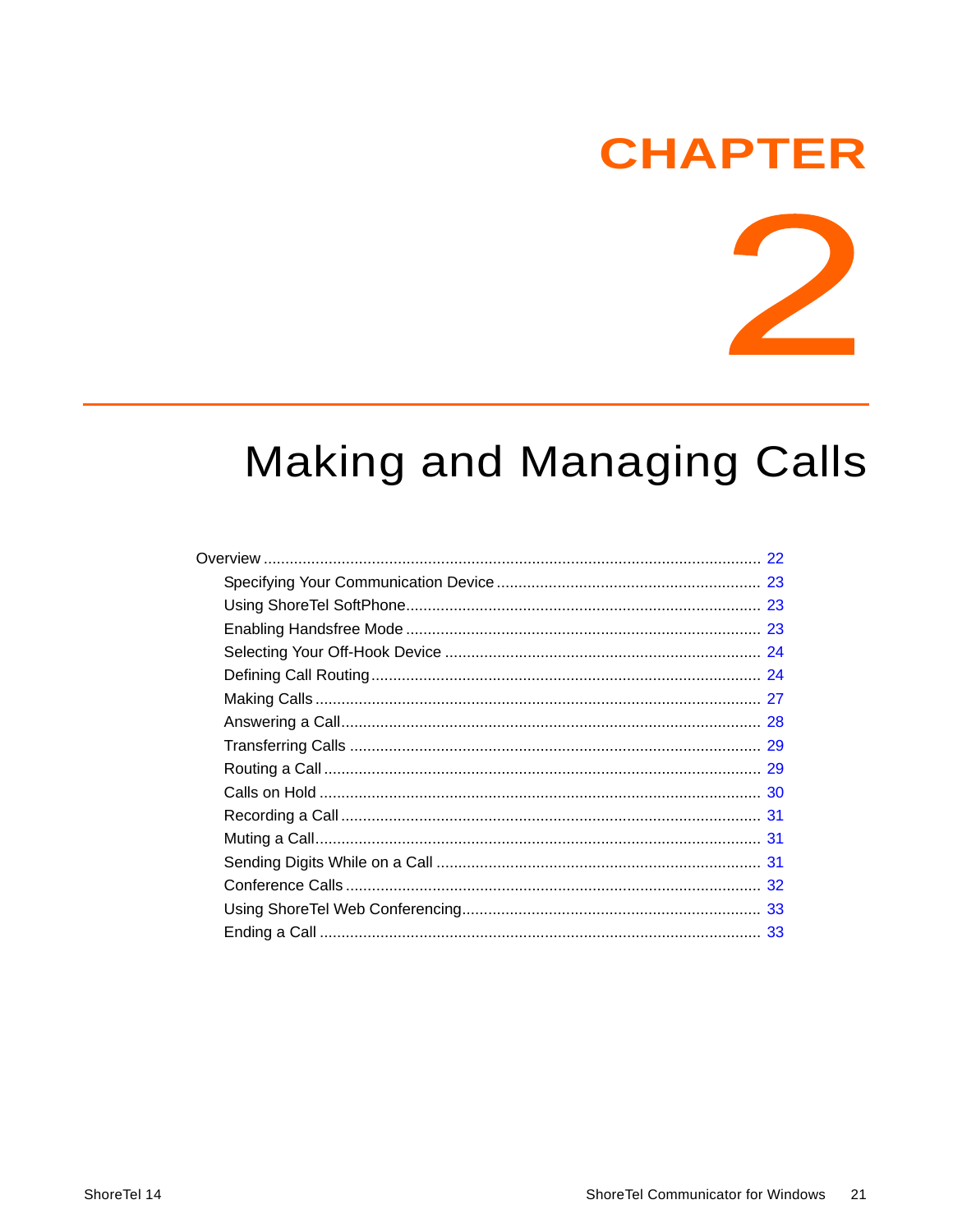# CHAPTER 2

# Making and Managing Calls

- Overview ..................................................................................................... 22
  - Specifying Your Communication Device ................................................. 23
  - Using ShoreTel SoftPhone....................................................................... 23
  - Enabling Handsfree Mode ....................................................................... 23
  - Selecting Your Off-Hook Device ............................................................. 24
  - Defining Call Routing............................................................................... 24
  - Making Calls ............................................................................................ 27
  - Answering a Call...................................................................................... 28
  - Transferring Calls .................................................................................... 29
  - Routing a Call .......................................................................................... 29
  - Calls on Hold ........................................................................................... 30
  - Recording a Call ...................................................................................... 31
  - Muting a Call............................................................................................ 31
  - Sending Digits While on a Call ................................................................ 31
  - Conference Calls ..................................................................................... 32
  - Using ShoreTel Web Conferencing.......................................................... 33
  - Ending a Call ........................................................................................... 33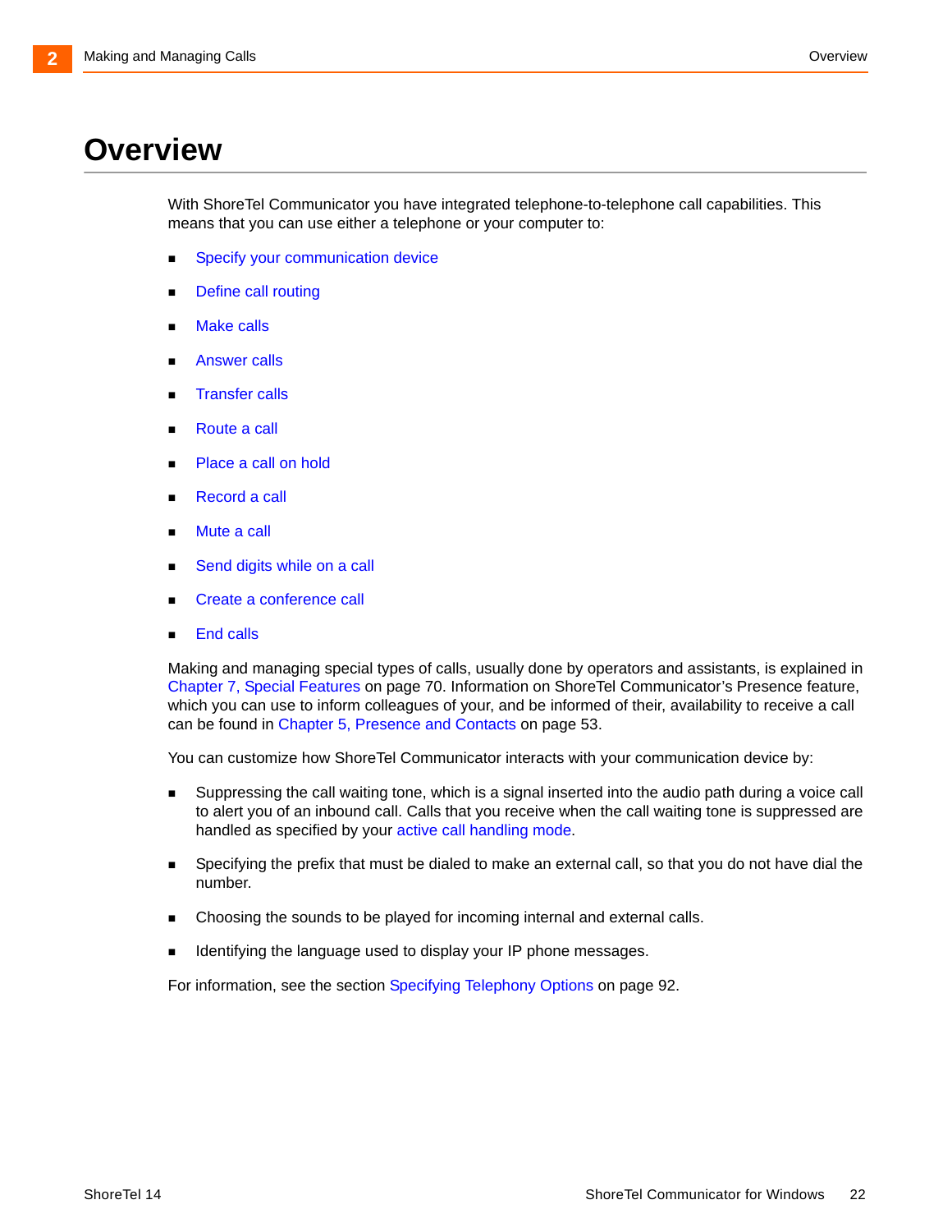# Overview

With ShoreTel Communicator you have integrated telephone-to-telephone call capabilities. This means that you can use either a telephone or your computer to:

- Specify your communication device
- Define call routing
- Make calls
- Answer calls
- Transfer calls
- Route a call
- Place a call on hold
- Record a call
- Mute a call
- Send digits while on a call
- Create a conference call
- End calls

Making and managing special types of calls, usually done by operators and assistants, is explained in Chapter 7, Special Features on page 70. Information on ShoreTel Communicator's Presence feature, which you can use to inform colleagues of your, and be informed of their, availability to receive a call can be found in Chapter 5, Presence and Contacts on page 53.

You can customize how ShoreTel Communicator interacts with your communication device by:

- Suppressing the call waiting tone, which is a signal inserted into the audio path during a voice call to alert you of an inbound call. Calls that you receive when the call waiting tone is suppressed are handled as specified by your active call handling mode.
- Specifying the prefix that must be dialed to make an external call, so that you do not have dial the number.
- Choosing the sounds to be played for incoming internal and external calls.
- Identifying the language used to display your IP phone messages.

For information, see the section Specifying Telephony Options on page 92.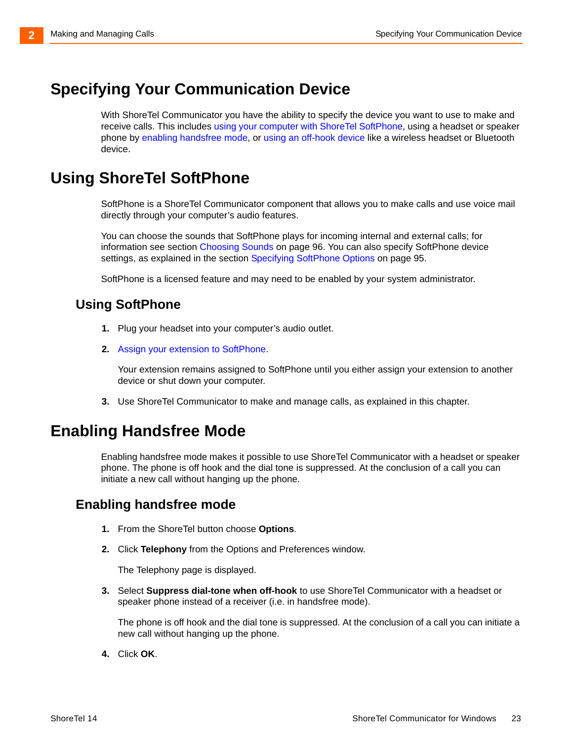# Specifying Your Communication Device

With ShoreTel Communicator you have the ability to specify the device you want to use to make and receive calls. This includes using your computer with ShoreTel SoftPhone, using a headset or speaker phone by enabling handsfree mode, or using an off-hook device like a wireless headset or Bluetooth device.

# Using ShoreTel SoftPhone

SoftPhone is a ShoreTel Communicator component that allows you to make calls and use voice mail directly through your computer's audio features.

You can choose the sounds that SoftPhone plays for incoming internal and external calls; for information see section Choosing Sounds on page 96. You can also specify SoftPhone device settings, as explained in the section Specifying SoftPhone Options on page 95.

SoftPhone is a licensed feature and may need to be enabled by your system administrator.

## Using SoftPhone

1. Plug your headset into your computer's audio outlet.
2. Assign your extension to SoftPhone.

   Your extension remains assigned to SoftPhone until you either assign your extension to another device or shut down your computer.
3. Use ShoreTel Communicator to make and manage calls, as explained in this chapter.

# Enabling Handsfree Mode

Enabling handsfree mode makes it possible to use ShoreTel Communicator with a headset or speaker phone. The phone is off hook and the dial tone is suppressed. At the conclusion of a call you can initiate a new call without hanging up the phone.

## Enabling handsfree mode

1. From the ShoreTel button choose **Options**.
2. Click **Telephony** from the Options and Preferences window.

   The Telephony page is displayed.
3. Select **Suppress dial-tone when off-hook** to use ShoreTel Communicator with a headset or speaker phone instead of a receiver (i.e. in handsfree mode).

   The phone is off hook and the dial tone is suppressed. At the conclusion of a call you can initiate a new call without hanging up the phone.
4. Click **OK**.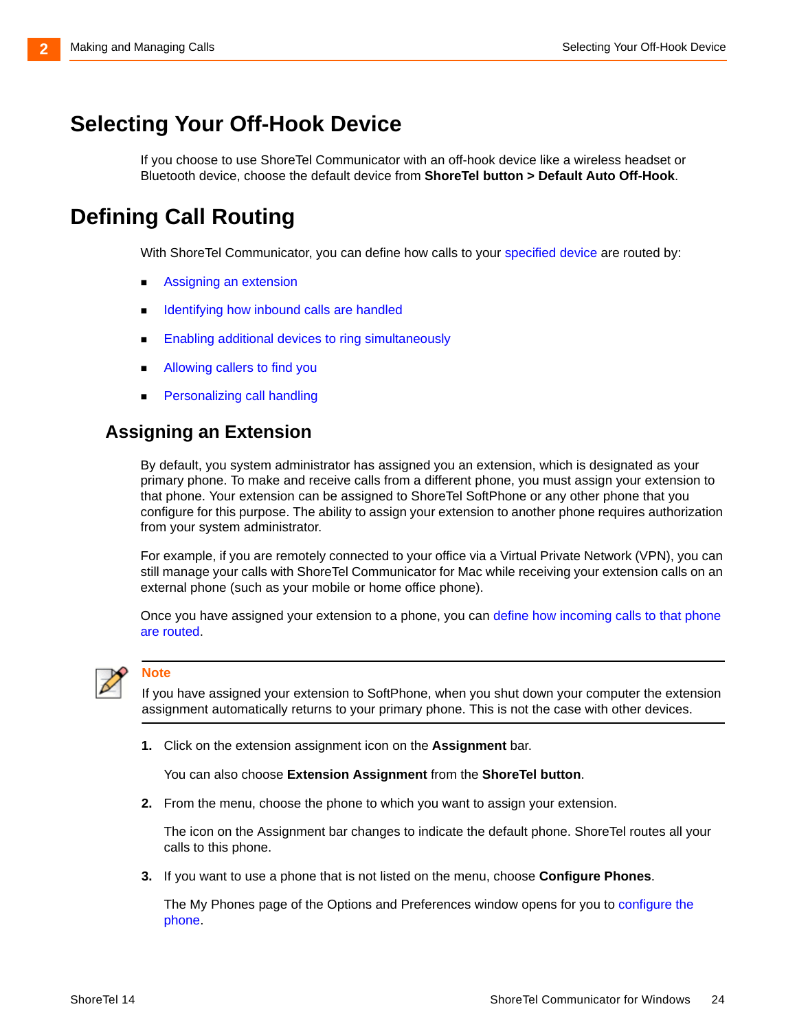# Selecting Your Off-Hook Device

If you choose to use ShoreTel Communicator with an off-hook device like a wireless headset or Bluetooth device, choose the default device from **ShoreTel button > Default Auto Off-Hook**.

# Defining Call Routing

With ShoreTel Communicator, you can define how calls to your specified device are routed by:

- Assigning an extension
- Identifying how inbound calls are handled
- Enabling additional devices to ring simultaneously
- Allowing callers to find you
- Personalizing call handling

## Assigning an Extension

By default, you system administrator has assigned you an extension, which is designated as your primary phone. To make and receive calls from a different phone, you must assign your extension to that phone. Your extension can be assigned to ShoreTel SoftPhone or any other phone that you configure for this purpose. The ability to assign your extension to another phone requires authorization from your system administrator.

For example, if you are remotely connected to your office via a Virtual Private Network (VPN), you can still manage your calls with ShoreTel Communicator for Mac while receiving your extension calls on an external phone (such as your mobile or home office phone).

Once you have assigned your extension to a phone, you can define how incoming calls to that phone are routed.

> **Note**
>
> If you have assigned your extension to SoftPhone, when you shut down your computer the extension assignment automatically returns to your primary phone. This is not the case with other devices.

1. Click on the extension assignment icon on the **Assignment** bar.

   You can also choose **Extension Assignment** from the **ShoreTel button**.

2. From the menu, choose the phone to which you want to assign your extension.

   The icon on the Assignment bar changes to indicate the default phone. ShoreTel routes all your calls to this phone.

3. If you want to use a phone that is not listed on the menu, choose **Configure Phones**.

   The My Phones page of the Options and Preferences window opens for you to configure the phone.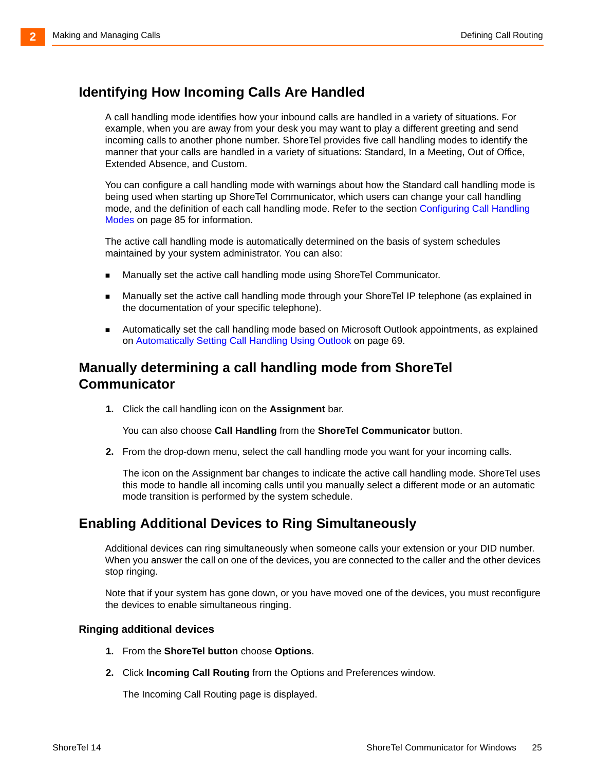## Identifying How Incoming Calls Are Handled

A call handling mode identifies how your inbound calls are handled in a variety of situations. For example, when you are away from your desk you may want to play a different greeting and send incoming calls to another phone number. ShoreTel provides five call handling modes to identify the manner that your calls are handled in a variety of situations: Standard, In a Meeting, Out of Office, Extended Absence, and Custom.

You can configure a call handling mode with warnings about how the Standard call handling mode is being used when starting up ShoreTel Communicator, which users can change your call handling mode, and the definition of each call handling mode. Refer to the section Configuring Call Handling Modes on page 85 for information.

The active call handling mode is automatically determined on the basis of system schedules maintained by your system administrator. You can also:

- Manually set the active call handling mode using ShoreTel Communicator.
- Manually set the active call handling mode through your ShoreTel IP telephone (as explained in the documentation of your specific telephone).
- Automatically set the call handling mode based on Microsoft Outlook appointments, as explained on Automatically Setting Call Handling Using Outlook on page 69.

## Manually determining a call handling mode from ShoreTel Communicator

1. Click the call handling icon on the **Assignment** bar.

   You can also choose **Call Handling** from the **ShoreTel Communicator** button.

2. From the drop-down menu, select the call handling mode you want for your incoming calls.

   The icon on the Assignment bar changes to indicate the active call handling mode. ShoreTel uses this mode to handle all incoming calls until you manually select a different mode or an automatic mode transition is performed by the system schedule.

## Enabling Additional Devices to Ring Simultaneously

Additional devices can ring simultaneously when someone calls your extension or your DID number. When you answer the call on one of the devices, you are connected to the caller and the other devices stop ringing.

Note that if your system has gone down, or you have moved one of the devices, you must reconfigure the devices to enable simultaneous ringing.

### Ringing additional devices

1. From the **ShoreTel button** choose **Options**.
2. Click **Incoming Call Routing** from the Options and Preferences window.

   The Incoming Call Routing page is displayed.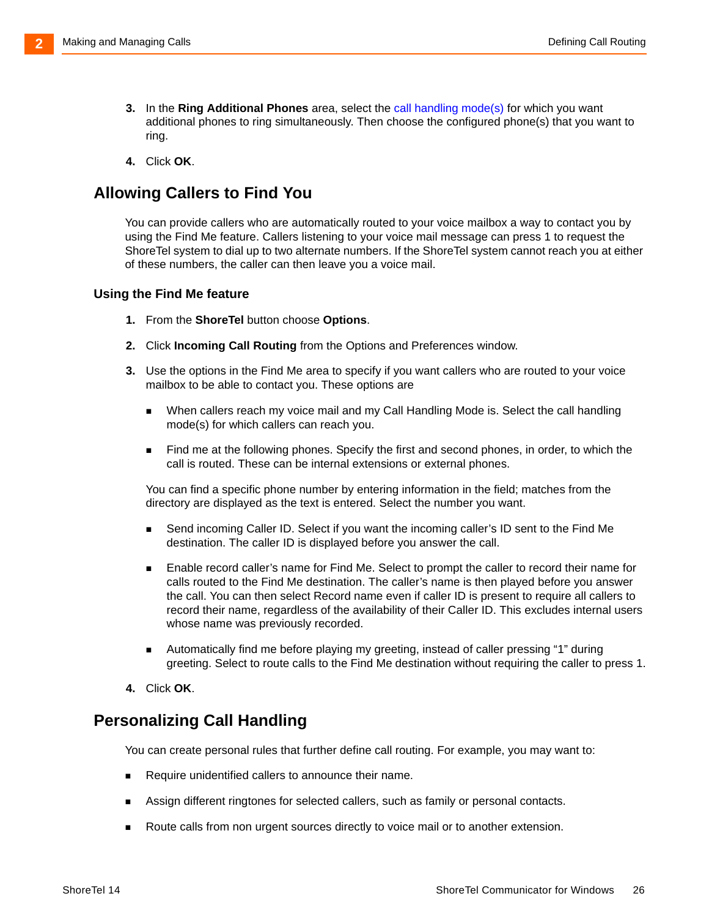3. In the **Ring Additional Phones** area, select the call handling mode(s) for which you want additional phones to ring simultaneously. Then choose the configured phone(s) that you want to ring.

4. Click **OK**.

## Allowing Callers to Find You

You can provide callers who are automatically routed to your voice mailbox a way to contact you by using the Find Me feature. Callers listening to your voice mail message can press 1 to request the ShoreTel system to dial up to two alternate numbers. If the ShoreTel system cannot reach you at either of these numbers, the caller can then leave you a voice mail.

### Using the Find Me feature

1. From the **ShoreTel** button choose **Options**.

2. Click **Incoming Call Routing** from the Options and Preferences window.

3. Use the options in the Find Me area to specify if you want callers who are routed to your voice mailbox to be able to contact you. These options are

   - When callers reach my voice mail and my Call Handling Mode is. Select the call handling mode(s) for which callers can reach you.

   - Find me at the following phones. Specify the first and second phones, in order, to which the call is routed. These can be internal extensions or external phones.

   You can find a specific phone number by entering information in the field; matches from the directory are displayed as the text is entered. Select the number you want.

   - Send incoming Caller ID. Select if you want the incoming caller's ID sent to the Find Me destination. The caller ID is displayed before you answer the call.

   - Enable record caller's name for Find Me. Select to prompt the caller to record their name for calls routed to the Find Me destination. The caller's name is then played before you answer the call. You can then select Record name even if caller ID is present to require all callers to record their name, regardless of the availability of their Caller ID. This excludes internal users whose name was previously recorded.

   - Automatically find me before playing my greeting, instead of caller pressing "1" during greeting. Select to route calls to the Find Me destination without requiring the caller to press 1.

4. Click **OK**.

## Personalizing Call Handling

You can create personal rules that further define call routing. For example, you may want to:

- Require unidentified callers to announce their name.

- Assign different ringtones for selected callers, such as family or personal contacts.

- Route calls from non urgent sources directly to voice mail or to another extension.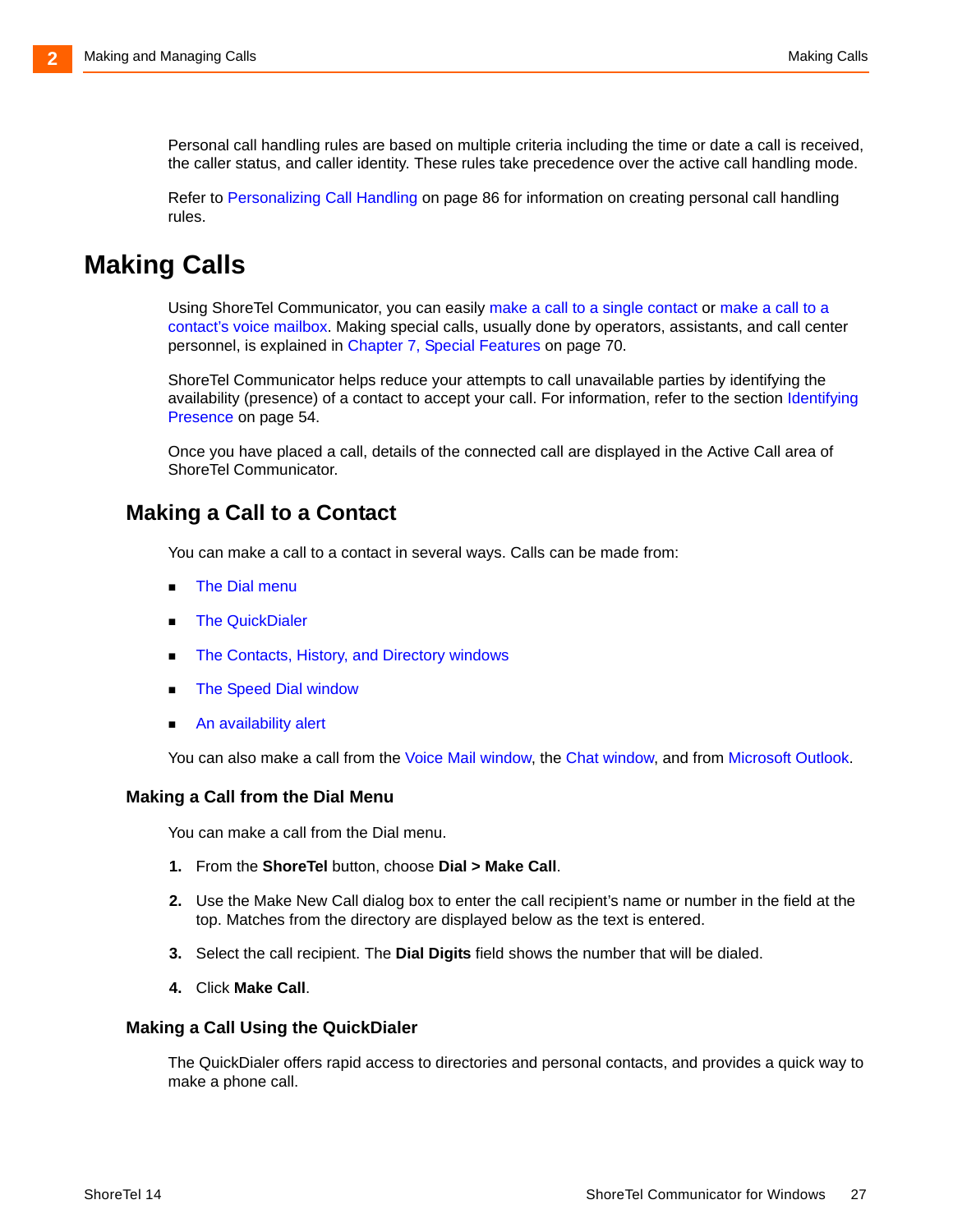Personal call handling rules are based on multiple criteria including the time or date a call is received, the caller status, and caller identity. These rules take precedence over the active call handling mode.

Refer to Personalizing Call Handling on page 86 for information on creating personal call handling rules.

# Making Calls

Using ShoreTel Communicator, you can easily make a call to a single contact or make a call to a contact's voice mailbox. Making special calls, usually done by operators, assistants, and call center personnel, is explained in Chapter 7, Special Features on page 70.

ShoreTel Communicator helps reduce your attempts to call unavailable parties by identifying the availability (presence) of a contact to accept your call. For information, refer to the section Identifying Presence on page 54.

Once you have placed a call, details of the connected call are displayed in the Active Call area of ShoreTel Communicator.

## Making a Call to a Contact

You can make a call to a contact in several ways. Calls can be made from:

- The Dial menu
- The QuickDialer
- The Contacts, History, and Directory windows
- The Speed Dial window
- An availability alert

You can also make a call from the Voice Mail window, the Chat window, and from Microsoft Outlook.

### Making a Call from the Dial Menu

You can make a call from the Dial menu.

1. From the **ShoreTel** button, choose **Dial > Make Call**.
2. Use the Make New Call dialog box to enter the call recipient's name or number in the field at the top. Matches from the directory are displayed below as the text is entered.
3. Select the call recipient. The **Dial Digits** field shows the number that will be dialed.
4. Click **Make Call**.

### Making a Call Using the QuickDialer

The QuickDialer offers rapid access to directories and personal contacts, and provides a quick way to make a phone call.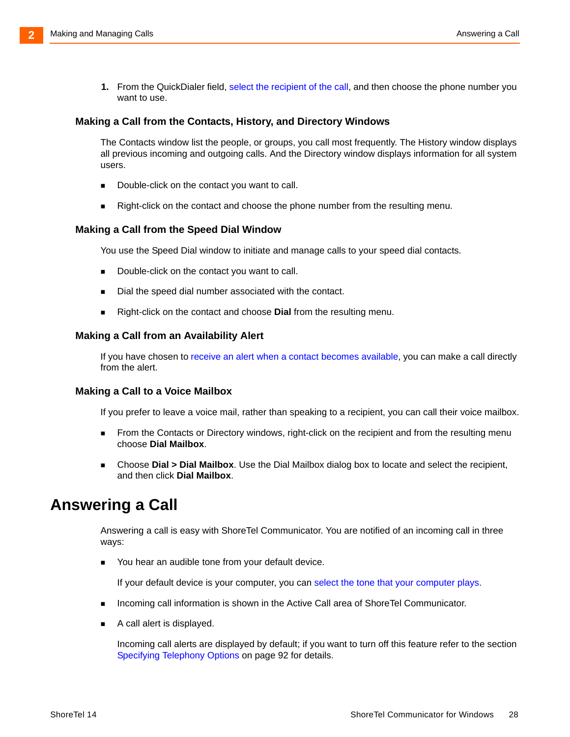1. From the QuickDialer field, select the recipient of the call, and then choose the phone number you want to use.

### Making a Call from the Contacts, History, and Directory Windows

The Contacts window list the people, or groups, you call most frequently. The History window displays all previous incoming and outgoing calls. And the Directory window displays information for all system users.

- Double-click on the contact you want to call.
- Right-click on the contact and choose the phone number from the resulting menu.

### Making a Call from the Speed Dial Window

You use the Speed Dial window to initiate and manage calls to your speed dial contacts.

- Double-click on the contact you want to call.
- Dial the speed dial number associated with the contact.
- Right-click on the contact and choose **Dial** from the resulting menu.

### Making a Call from an Availability Alert

If you have chosen to receive an alert when a contact becomes available, you can make a call directly from the alert.

### Making a Call to a Voice Mailbox

If you prefer to leave a voice mail, rather than speaking to a recipient, you can call their voice mailbox.

- From the Contacts or Directory windows, right-click on the recipient and from the resulting menu choose **Dial Mailbox**.
- Choose **Dial > Dial Mailbox**. Use the Dial Mailbox dialog box to locate and select the recipient, and then click **Dial Mailbox**.

## Answering a Call

Answering a call is easy with ShoreTel Communicator. You are notified of an incoming call in three ways:

- You hear an audible tone from your default device.

  If your default device is your computer, you can select the tone that your computer plays.

- Incoming call information is shown in the Active Call area of ShoreTel Communicator.
- A call alert is displayed.

  Incoming call alerts are displayed by default; if you want to turn off this feature refer to the section Specifying Telephony Options on page 92 for details.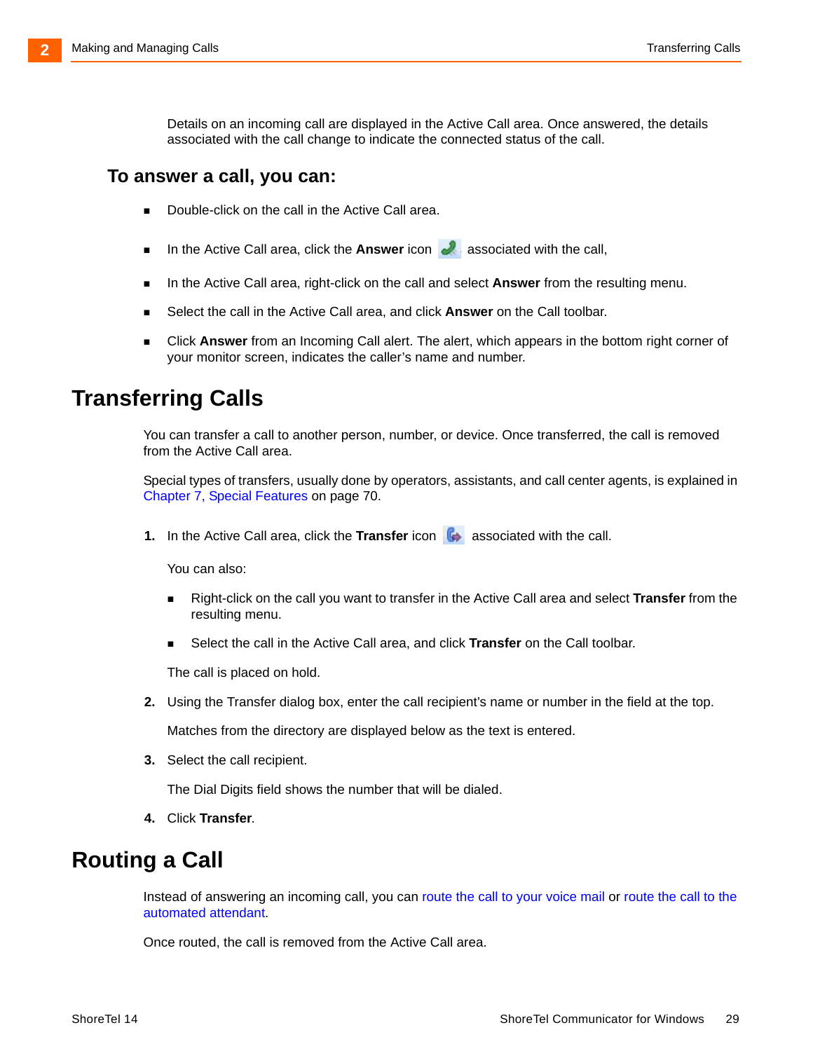Details on an incoming call are displayed in the Active Call area. Once answered, the details associated with the call change to indicate the connected status of the call.

### To answer a call, you can:

- Double-click on the call in the Active Call area.
- In the Active Call area, click the **Answer** icon associated with the call,
- In the Active Call area, right-click on the call and select **Answer** from the resulting menu.
- Select the call in the Active Call area, and click **Answer** on the Call toolbar.
- Click **Answer** from an Incoming Call alert. The alert, which appears in the bottom right corner of your monitor screen, indicates the caller's name and number.

## Transferring Calls

You can transfer a call to another person, number, or device. Once transferred, the call is removed from the Active Call area.

Special types of transfers, usually done by operators, assistants, and call center agents, is explained in Chapter 7, Special Features on page 70.

1. In the Active Call area, click the **Transfer** icon associated with the call.

   You can also:

   - Right-click on the call you want to transfer in the Active Call area and select **Transfer** from the resulting menu.
   - Select the call in the Active Call area, and click **Transfer** on the Call toolbar.

   The call is placed on hold.

2. Using the Transfer dialog box, enter the call recipient's name or number in the field at the top.

   Matches from the directory are displayed below as the text is entered.

3. Select the call recipient.

   The Dial Digits field shows the number that will be dialed.

4. Click **Transfer**.

## Routing a Call

Instead of answering an incoming call, you can route the call to your voice mail or route the call to the automated attendant.

Once routed, the call is removed from the Active Call area.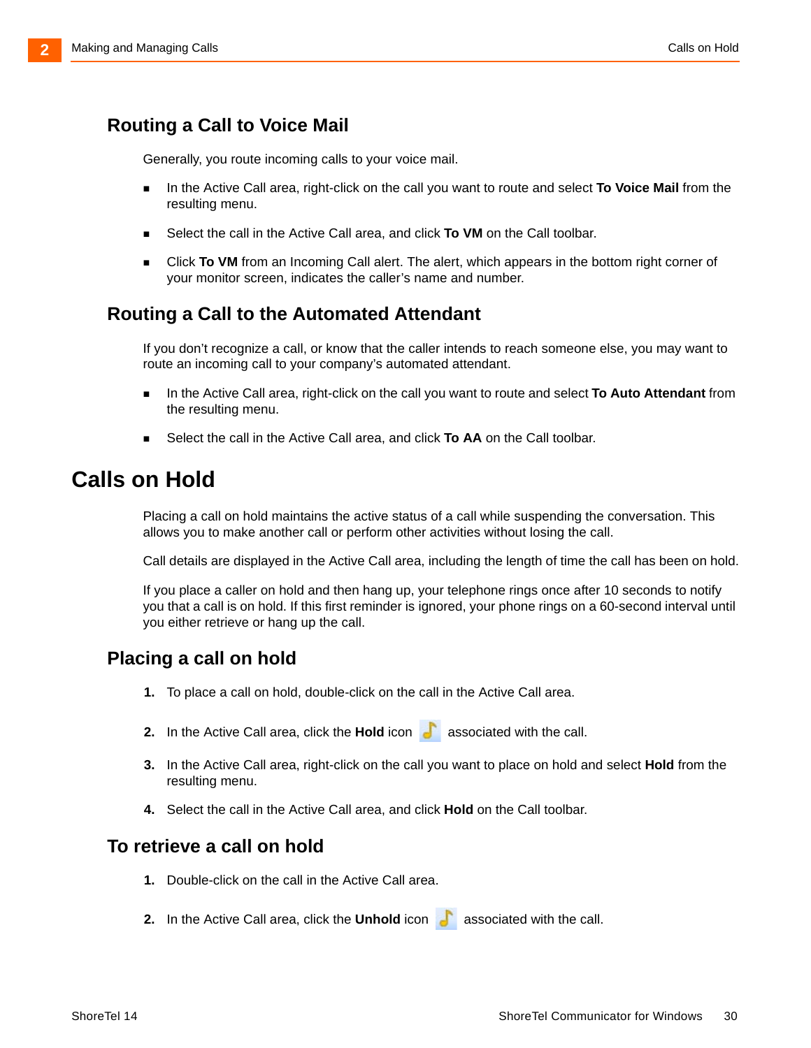## Routing a Call to Voice Mail

Generally, you route incoming calls to your voice mail.

- In the Active Call area, right-click on the call you want to route and select **To Voice Mail** from the resulting menu.
- Select the call in the Active Call area, and click **To VM** on the Call toolbar.
- Click **To VM** from an Incoming Call alert. The alert, which appears in the bottom right corner of your monitor screen, indicates the caller's name and number.

## Routing a Call to the Automated Attendant

If you don't recognize a call, or know that the caller intends to reach someone else, you may want to route an incoming call to your company's automated attendant.

- In the Active Call area, right-click on the call you want to route and select **To Auto Attendant** from the resulting menu.
- Select the call in the Active Call area, and click **To AA** on the Call toolbar.

# Calls on Hold

Placing a call on hold maintains the active status of a call while suspending the conversation. This allows you to make another call or perform other activities without losing the call.

Call details are displayed in the Active Call area, including the length of time the call has been on hold.

If you place a caller on hold and then hang up, your telephone rings once after 10 seconds to notify you that a call is on hold. If this first reminder is ignored, your phone rings on a 60-second interval until you either retrieve or hang up the call.

## Placing a call on hold

1. To place a call on hold, double-click on the call in the Active Call area.
2. In the Active Call area, click the **Hold** icon associated with the call.
3. In the Active Call area, right-click on the call you want to place on hold and select **Hold** from the resulting menu.
4. Select the call in the Active Call area, and click **Hold** on the Call toolbar.

## To retrieve a call on hold

1. Double-click on the call in the Active Call area.
2. In the Active Call area, click the **Unhold** icon associated with the call.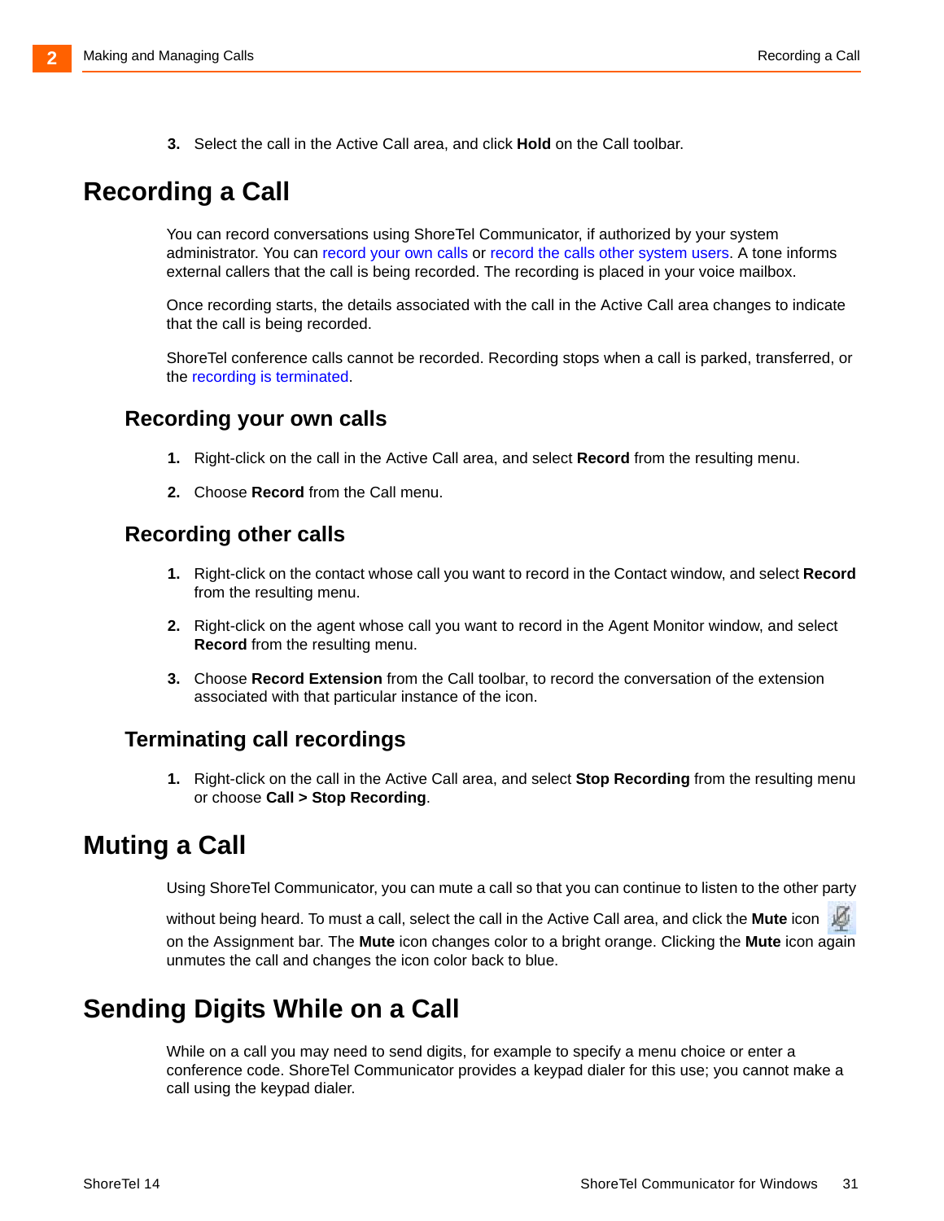3. Select the call in the Active Call area, and click **Hold** on the Call toolbar.

# Recording a Call

You can record conversations using ShoreTel Communicator, if authorized by your system administrator. You can record your own calls or record the calls other system users. A tone informs external callers that the call is being recorded. The recording is placed in your voice mailbox.

Once recording starts, the details associated with the call in the Active Call area changes to indicate that the call is being recorded.

ShoreTel conference calls cannot be recorded. Recording stops when a call is parked, transferred, or the recording is terminated.

## Recording your own calls

1. Right-click on the call in the Active Call area, and select **Record** from the resulting menu.
2. Choose **Record** from the Call menu.

## Recording other calls

1. Right-click on the contact whose call you want to record in the Contact window, and select **Record** from the resulting menu.
2. Right-click on the agent whose call you want to record in the Agent Monitor window, and select **Record** from the resulting menu.
3. Choose **Record Extension** from the Call toolbar, to record the conversation of the extension associated with that particular instance of the icon.

## Terminating call recordings

1. Right-click on the call in the Active Call area, and select **Stop Recording** from the resulting menu or choose **Call > Stop Recording**.

# Muting a Call

Using ShoreTel Communicator, you can mute a call so that you can continue to listen to the other party without being heard. To must a call, select the call in the Active Call area, and click the **Mute** icon on the Assignment bar. The **Mute** icon changes color to a bright orange. Clicking the **Mute** icon again unmutes the call and changes the icon color back to blue.

# Sending Digits While on a Call

While on a call you may need to send digits, for example to specify a menu choice or enter a conference code. ShoreTel Communicator provides a keypad dialer for this use; you cannot make a call using the keypad dialer.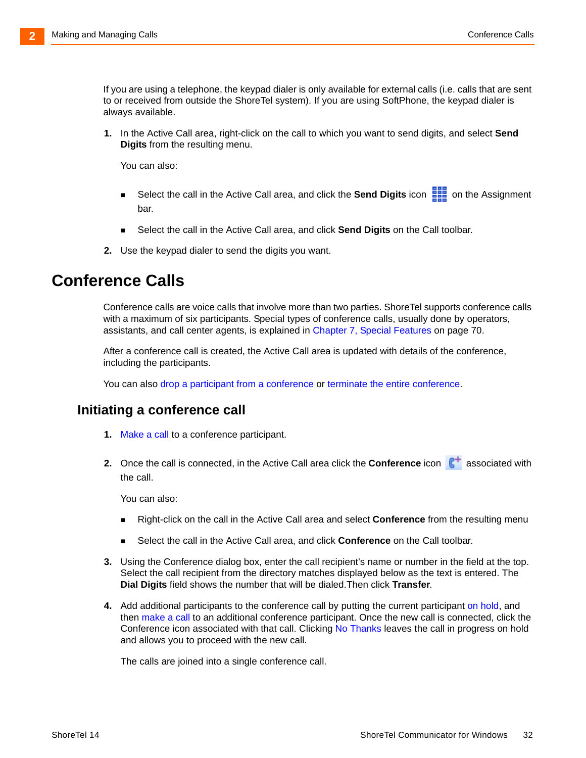If you are using a telephone, the keypad dialer is only available for external calls (i.e. calls that are sent to or received from outside the ShoreTel system). If you are using SoftPhone, the keypad dialer is always available.

1. In the Active Call area, right-click on the call to which you want to send digits, and select **Send Digits** from the resulting menu.

   You can also:

   - Select the call in the Active Call area, and click the **Send Digits** icon on the Assignment bar.
   - Select the call in the Active Call area, and click **Send Digits** on the Call toolbar.

2. Use the keypad dialer to send the digits you want.

# Conference Calls

Conference calls are voice calls that involve more than two parties. ShoreTel supports conference calls with a maximum of six participants. Special types of conference calls, usually done by operators, assistants, and call center agents, is explained in Chapter 7, Special Features on page 70.

After a conference call is created, the Active Call area is updated with details of the conference, including the participants.

You can also drop a participant from a conference or terminate the entire conference.

## Initiating a conference call

1. Make a call to a conference participant.

2. Once the call is connected, in the Active Call area click the **Conference** icon associated with the call.

   You can also:

   - Right-click on the call in the Active Call area and select **Conference** from the resulting menu
   - Select the call in the Active Call area, and click **Conference** on the Call toolbar.

3. Using the Conference dialog box, enter the call recipient's name or number in the field at the top. Select the call recipient from the directory matches displayed below as the text is entered. The **Dial Digits** field shows the number that will be dialed.Then click **Transfer**.

4. Add additional participants to the conference call by putting the current participant on hold, and then make a call to an additional conference participant. Once the new call is connected, click the Conference icon associated with that call. Clicking No Thanks leaves the call in progress on hold and allows you to proceed with the new call.

   The calls are joined into a single conference call.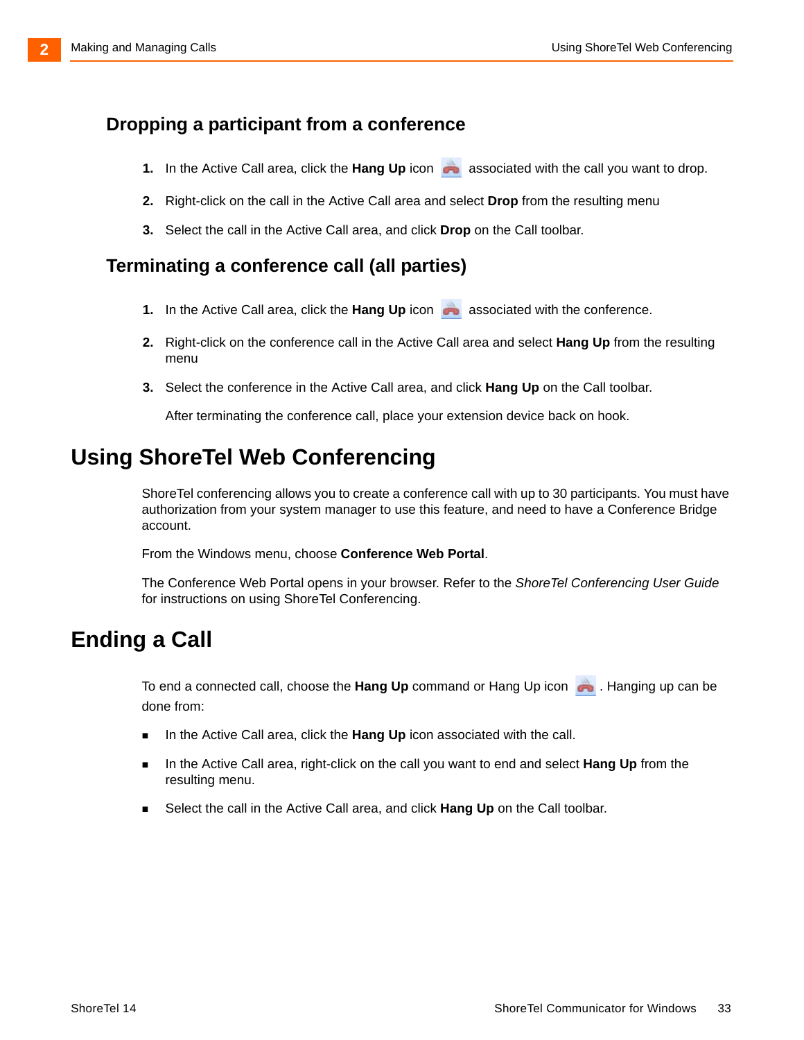### Dropping a participant from a conference

1. In the Active Call area, click the **Hang Up** icon associated with the call you want to drop.
2. Right-click on the call in the Active Call area and select **Drop** from the resulting menu
3. Select the call in the Active Call area, and click **Drop** on the Call toolbar.

### Terminating a conference call (all parties)

1. In the Active Call area, click the **Hang Up** icon associated with the conference.
2. Right-click on the conference call in the Active Call area and select **Hang Up** from the resulting menu
3. Select the conference in the Active Call area, and click **Hang Up** on the Call toolbar.

   After terminating the conference call, place your extension device back on hook.

## Using ShoreTel Web Conferencing

ShoreTel conferencing allows you to create a conference call with up to 30 participants. You must have authorization from your system manager to use this feature, and need to have a Conference Bridge account.

From the Windows menu, choose **Conference Web Portal**.

The Conference Web Portal opens in your browser. Refer to the *ShoreTel Conferencing User Guide* for instructions on using ShoreTel Conferencing.

## Ending a Call

To end a connected call, choose the **Hang Up** command or Hang Up icon . Hanging up can be done from:

- In the Active Call area, click the **Hang Up** icon associated with the call.
- In the Active Call area, right-click on the call you want to end and select **Hang Up** from the resulting menu.
- Select the call in the Active Call area, and click **Hang Up** on the Call toolbar.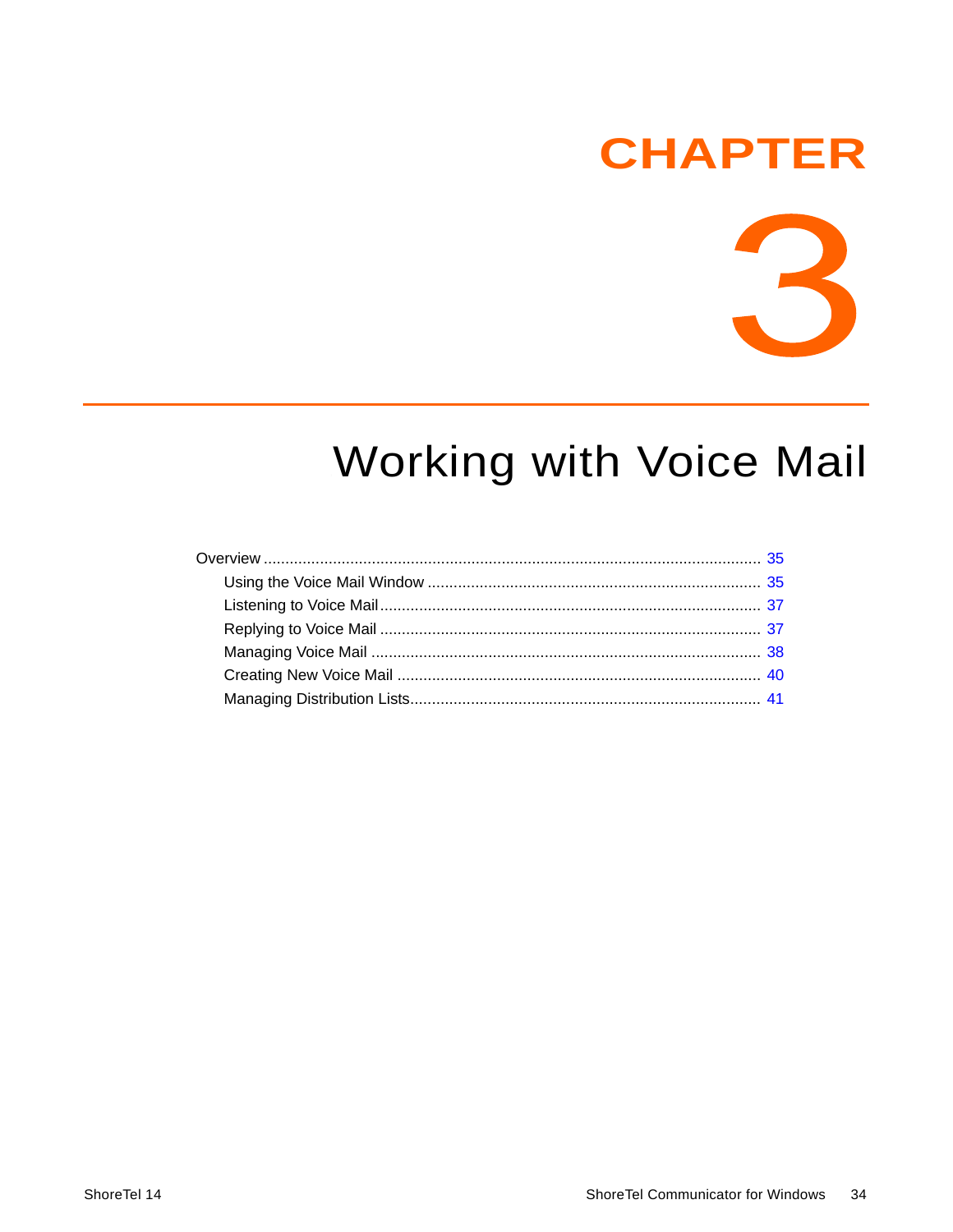# CHAPTER 3

# Working with Voice Mail

- Overview ........ 35
  - Using the Voice Mail Window ........ 35
  - Listening to Voice Mail ........ 37
  - Replying to Voice Mail ........ 37
  - Managing Voice Mail ........ 38
  - Creating New Voice Mail ........ 40
  - Managing Distribution Lists ........ 41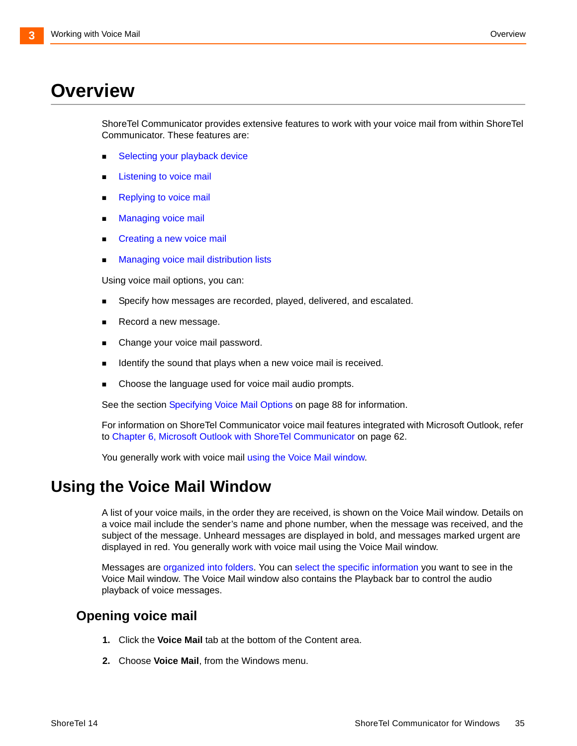# Overview

ShoreTel Communicator provides extensive features to work with your voice mail from within ShoreTel Communicator. These features are:

- Selecting your playback device
- Listening to voice mail
- Replying to voice mail
- Managing voice mail
- Creating a new voice mail
- Managing voice mail distribution lists

Using voice mail options, you can:

- Specify how messages are recorded, played, delivered, and escalated.
- Record a new message.
- Change your voice mail password.
- Identify the sound that plays when a new voice mail is received.
- Choose the language used for voice mail audio prompts.

See the section Specifying Voice Mail Options on page 88 for information.

For information on ShoreTel Communicator voice mail features integrated with Microsoft Outlook, refer to Chapter 6, Microsoft Outlook with ShoreTel Communicator on page 62.

You generally work with voice mail using the Voice Mail window.

# Using the Voice Mail Window

A list of your voice mails, in the order they are received, is shown on the Voice Mail window. Details on a voice mail include the sender's name and phone number, when the message was received, and the subject of the message. Unheard messages are displayed in bold, and messages marked urgent are displayed in red. You generally work with voice mail using the Voice Mail window.

Messages are organized into folders. You can select the specific information you want to see in the Voice Mail window. The Voice Mail window also contains the Playback bar to control the audio playback of voice messages.

## Opening voice mail

1. Click the **Voice Mail** tab at the bottom of the Content area.
2. Choose **Voice Mail**, from the Windows menu.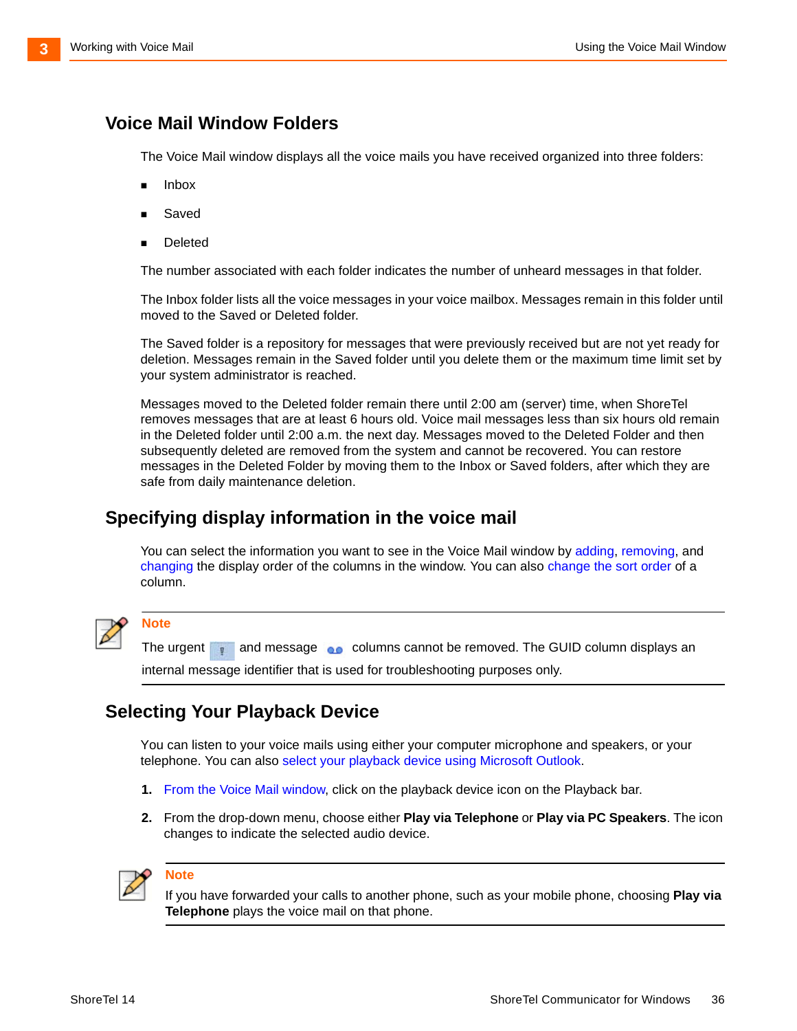## Voice Mail Window Folders

The Voice Mail window displays all the voice mails you have received organized into three folders:

- Inbox
- Saved
- Deleted

The number associated with each folder indicates the number of unheard messages in that folder.

The Inbox folder lists all the voice messages in your voice mailbox. Messages remain in this folder until moved to the Saved or Deleted folder.

The Saved folder is a repository for messages that were previously received but are not yet ready for deletion. Messages remain in the Saved folder until you delete them or the maximum time limit set by your system administrator is reached.

Messages moved to the Deleted folder remain there until 2:00 am (server) time, when ShoreTel removes messages that are at least 6 hours old. Voice mail messages less than six hours old remain in the Deleted folder until 2:00 a.m. the next day. Messages moved to the Deleted Folder and then subsequently deleted are removed from the system and cannot be recovered. You can restore messages in the Deleted Folder by moving them to the Inbox or Saved folders, after which they are safe from daily maintenance deletion.

## Specifying display information in the voice mail

You can select the information you want to see in the Voice Mail window by adding, removing, and changing the display order of the columns in the window. You can also change the sort order of a column.

**Note**

The urgent and message columns cannot be removed. The GUID column displays an internal message identifier that is used for troubleshooting purposes only.

## Selecting Your Playback Device

You can listen to your voice mails using either your computer microphone and speakers, or your telephone. You can also select your playback device using Microsoft Outlook.

1. From the Voice Mail window, click on the playback device icon on the Playback bar.
2. From the drop-down menu, choose either **Play via Telephone** or **Play via PC Speakers**. The icon changes to indicate the selected audio device.

**Note**

If you have forwarded your calls to another phone, such as your mobile phone, choosing **Play via Telephone** plays the voice mail on that phone.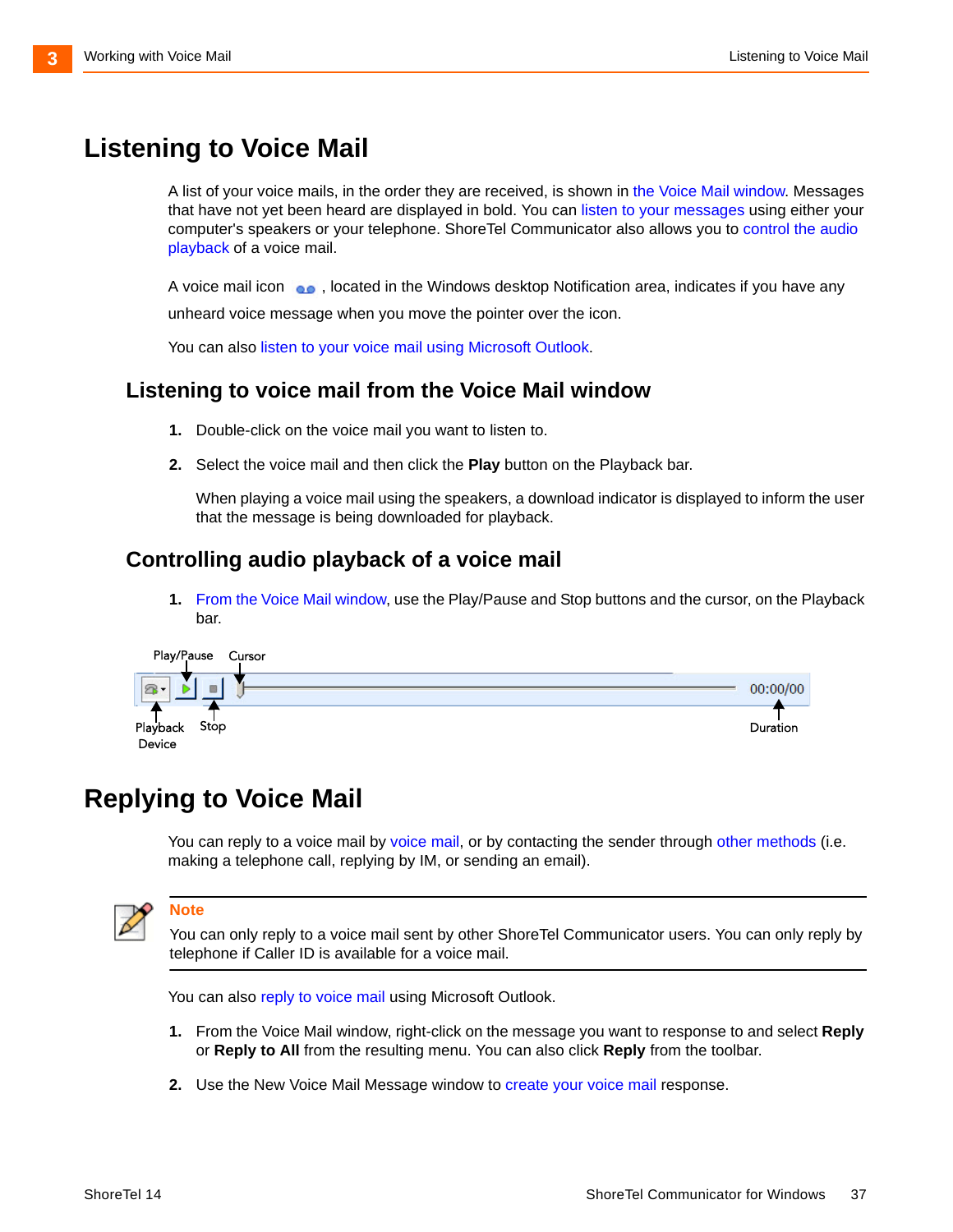# Listening to Voice Mail

A list of your voice mails, in the order they are received, is shown in the Voice Mail window. Messages that have not yet been heard are displayed in bold. You can listen to your messages using either your computer's speakers or your telephone. ShoreTel Communicator also allows you to control the audio playback of a voice mail.

A voice mail icon, located in the Windows desktop Notification area, indicates if you have any unheard voice message when you move the pointer over the icon.

You can also listen to your voice mail using Microsoft Outlook.

## Listening to voice mail from the Voice Mail window

1. Double-click on the voice mail you want to listen to.
2. Select the voice mail and then click the **Play** button on the Playback bar.

   When playing a voice mail using the speakers, a download indicator is displayed to inform the user that the message is being downloaded for playback.

## Controlling audio playback of a voice mail

1. From the Voice Mail window, use the Play/Pause and Stop buttons and the cursor, on the Playback bar.

Play/Pause Cursor

00:00/00

Playback Device Stop Duration

# Replying to Voice Mail

You can reply to a voice mail by voice mail, or by contacting the sender through other methods (i.e. making a telephone call, replying by IM, or sending an email).

**Note**
You can only reply to a voice mail sent by other ShoreTel Communicator users. You can only reply by telephone if Caller ID is available for a voice mail.

You can also reply to voice mail using Microsoft Outlook.

1. From the Voice Mail window, right-click on the message you want to response to and select **Reply** or **Reply to All** from the resulting menu. You can also click **Reply** from the toolbar.
2. Use the New Voice Mail Message window to create your voice mail response.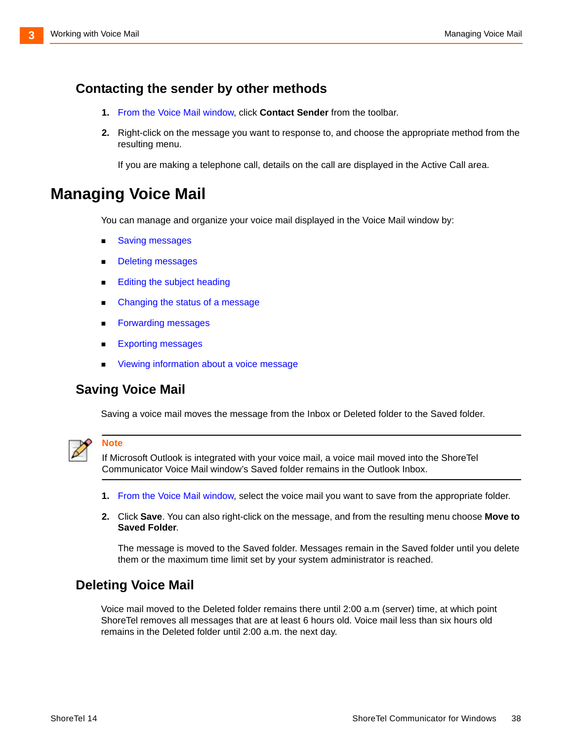### Contacting the sender by other methods

1. From the Voice Mail window, click **Contact Sender** from the toolbar.
2. Right-click on the message you want to response to, and choose the appropriate method from the resulting menu.

   If you are making a telephone call, details on the call are displayed in the Active Call area.

## Managing Voice Mail

You can manage and organize your voice mail displayed in the Voice Mail window by:

- Saving messages
- Deleting messages
- Editing the subject heading
- Changing the status of a message
- Forwarding messages
- Exporting messages
- Viewing information about a voice message

### Saving Voice Mail

Saving a voice mail moves the message from the Inbox or Deleted folder to the Saved folder.

> **Note**
> If Microsoft Outlook is integrated with your voice mail, a voice mail moved into the ShoreTel Communicator Voice Mail window's Saved folder remains in the Outlook Inbox.

1. From the Voice Mail window, select the voice mail you want to save from the appropriate folder.
2. Click **Save**. You can also right-click on the message, and from the resulting menu choose **Move to Saved Folder**.

   The message is moved to the Saved folder. Messages remain in the Saved folder until you delete them or the maximum time limit set by your system administrator is reached.

### Deleting Voice Mail

Voice mail moved to the Deleted folder remains there until 2:00 a.m (server) time, at which point ShoreTel removes all messages that are at least 6 hours old. Voice mail less than six hours old remains in the Deleted folder until 2:00 a.m. the next day.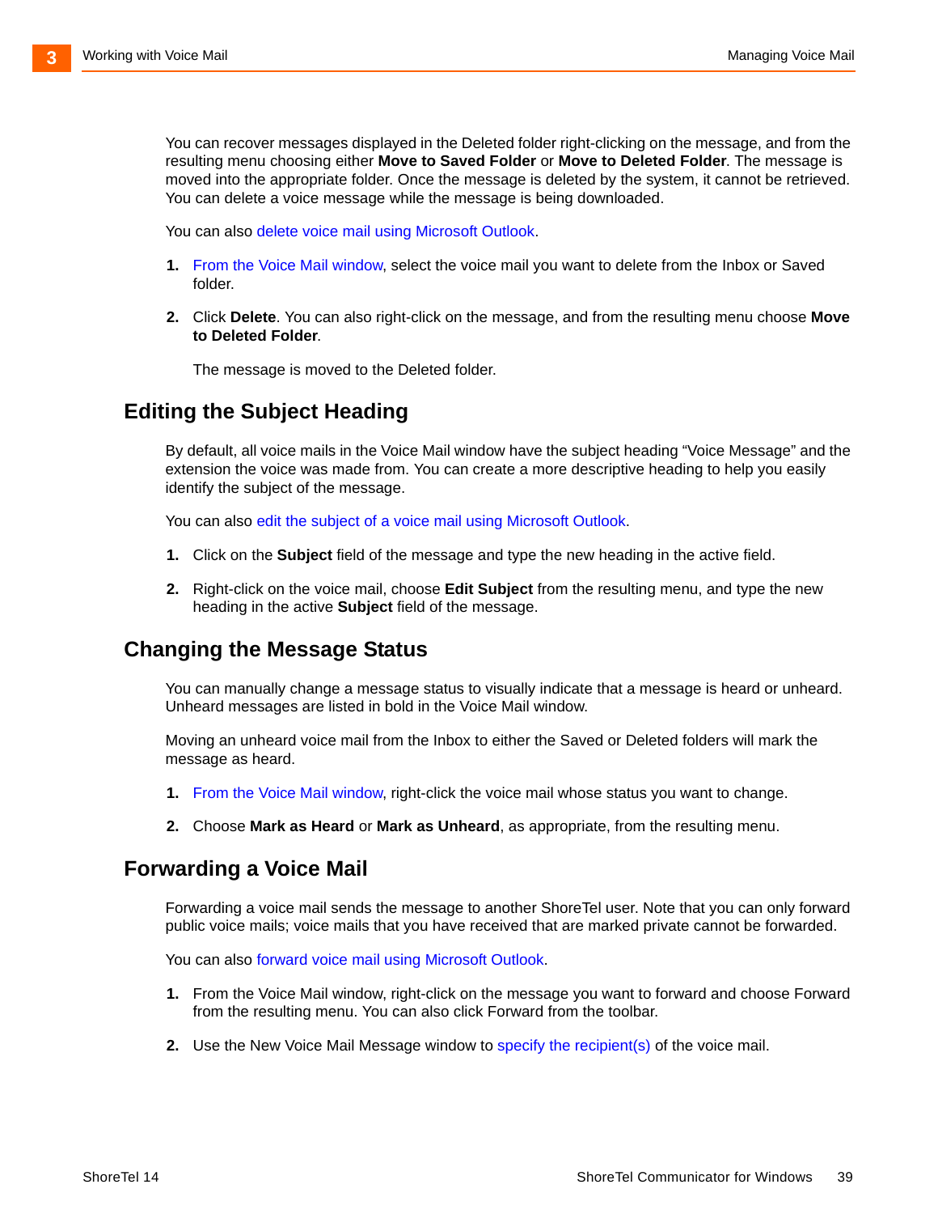You can recover messages displayed in the Deleted folder right-clicking on the message, and from the resulting menu choosing either **Move to Saved Folder** or **Move to Deleted Folder**. The message is moved into the appropriate folder. Once the message is deleted by the system, it cannot be retrieved. You can delete a voice message while the message is being downloaded.

You can also delete voice mail using Microsoft Outlook.

1. From the Voice Mail window, select the voice mail you want to delete from the Inbox or Saved folder.

2. Click **Delete**. You can also right-click on the message, and from the resulting menu choose **Move to Deleted Folder**.

   The message is moved to the Deleted folder.

## Editing the Subject Heading

By default, all voice mails in the Voice Mail window have the subject heading “Voice Message” and the extension the voice was made from. You can create a more descriptive heading to help you easily identify the subject of the message.

You can also edit the subject of a voice mail using Microsoft Outlook.

1. Click on the **Subject** field of the message and type the new heading in the active field.

2. Right-click on the voice mail, choose **Edit Subject** from the resulting menu, and type the new heading in the active **Subject** field of the message.

## Changing the Message Status

You can manually change a message status to visually indicate that a message is heard or unheard. Unheard messages are listed in bold in the Voice Mail window.

Moving an unheard voice mail from the Inbox to either the Saved or Deleted folders will mark the message as heard.

1. From the Voice Mail window, right-click the voice mail whose status you want to change.

2. Choose **Mark as Heard** or **Mark as Unheard**, as appropriate, from the resulting menu.

## Forwarding a Voice Mail

Forwarding a voice mail sends the message to another ShoreTel user. Note that you can only forward public voice mails; voice mails that you have received that are marked private cannot be forwarded.

You can also forward voice mail using Microsoft Outlook.

1. From the Voice Mail window, right-click on the message you want to forward and choose Forward from the resulting menu. You can also click Forward from the toolbar.

2. Use the New Voice Mail Message window to specify the recipient(s) of the voice mail.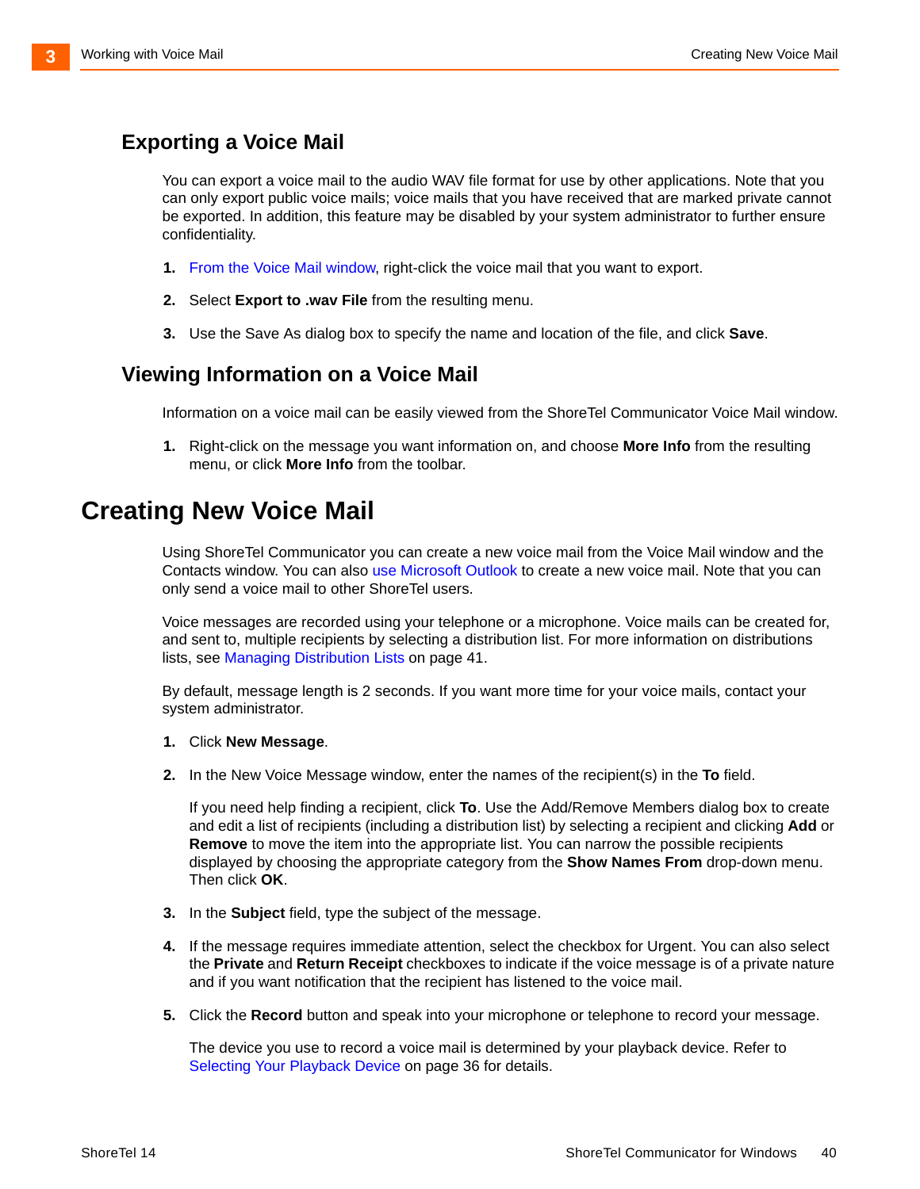### Exporting a Voice Mail

You can export a voice mail to the audio WAV file format for use by other applications. Note that you can only export public voice mails; voice mails that you have received that are marked private cannot be exported. In addition, this feature may be disabled by your system administrator to further ensure confidentiality.

1. From the Voice Mail window, right-click the voice mail that you want to export.
2. Select **Export to .wav File** from the resulting menu.
3. Use the Save As dialog box to specify the name and location of the file, and click **Save**.

### Viewing Information on a Voice Mail

Information on a voice mail can be easily viewed from the ShoreTel Communicator Voice Mail window.

1. Right-click on the message you want information on, and choose **More Info** from the resulting menu, or click **More Info** from the toolbar.

## Creating New Voice Mail

Using ShoreTel Communicator you can create a new voice mail from the Voice Mail window and the Contacts window. You can also use Microsoft Outlook to create a new voice mail. Note that you can only send a voice mail to other ShoreTel users.

Voice messages are recorded using your telephone or a microphone. Voice mails can be created for, and sent to, multiple recipients by selecting a distribution list. For more information on distributions lists, see Managing Distribution Lists on page 41.

By default, message length is 2 seconds. If you want more time for your voice mails, contact your system administrator.

1. Click **New Message**.
2. In the New Voice Message window, enter the names of the recipient(s) in the **To** field.

   If you need help finding a recipient, click **To**. Use the Add/Remove Members dialog box to create and edit a list of recipients (including a distribution list) by selecting a recipient and clicking **Add** or **Remove** to move the item into the appropriate list. You can narrow the possible recipients displayed by choosing the appropriate category from the **Show Names From** drop-down menu. Then click **OK**.

3. In the **Subject** field, type the subject of the message.
4. If the message requires immediate attention, select the checkbox for Urgent. You can also select the **Private** and **Return Receipt** checkboxes to indicate if the voice message is of a private nature and if you want notification that the recipient has listened to the voice mail.
5. Click the **Record** button and speak into your microphone or telephone to record your message.

   The device you use to record a voice mail is determined by your playback device. Refer to Selecting Your Playback Device on page 36 for details.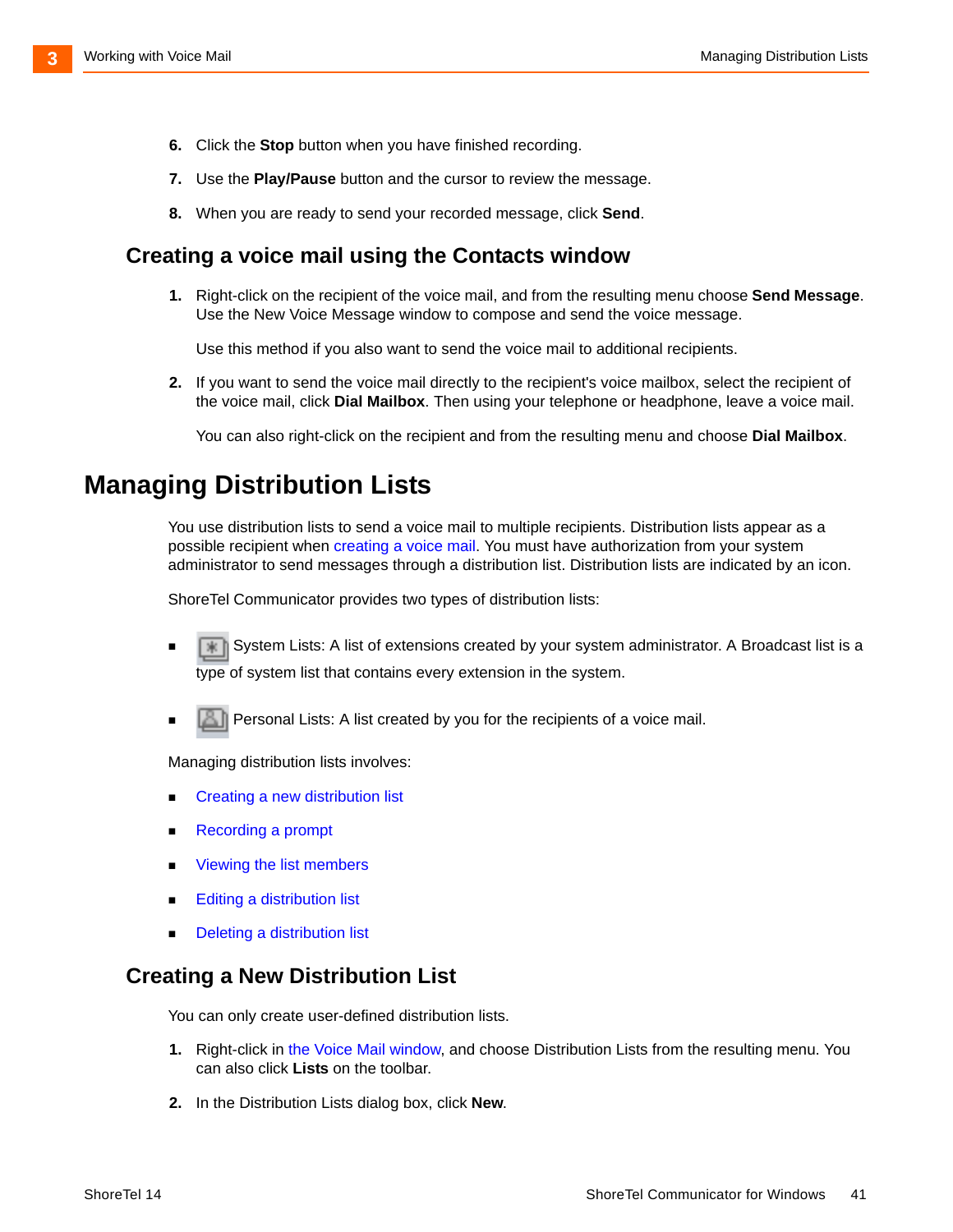6. Click the **Stop** button when you have finished recording.

7. Use the **Play/Pause** button and the cursor to review the message.

8. When you are ready to send your recorded message, click **Send**.

## Creating a voice mail using the Contacts window

1. Right-click on the recipient of the voice mail, and from the resulting menu choose **Send Message**. Use the New Voice Message window to compose and send the voice message.

   Use this method if you also want to send the voice mail to additional recipients.

2. If you want to send the voice mail directly to the recipient's voice mailbox, select the recipient of the voice mail, click **Dial Mailbox**. Then using your telephone or headphone, leave a voice mail.

   You can also right-click on the recipient and from the resulting menu and choose **Dial Mailbox**.

# Managing Distribution Lists

You use distribution lists to send a voice mail to multiple recipients. Distribution lists appear as a possible recipient when creating a voice mail. You must have authorization from your system administrator to send messages through a distribution list. Distribution lists are indicated by an icon.

ShoreTel Communicator provides two types of distribution lists:

- System Lists: A list of extensions created by your system administrator. A Broadcast list is a type of system list that contains every extension in the system.

- Personal Lists: A list created by you for the recipients of a voice mail.

Managing distribution lists involves:

- Creating a new distribution list
- Recording a prompt
- Viewing the list members
- Editing a distribution list
- Deleting a distribution list

## Creating a New Distribution List

You can only create user-defined distribution lists.

1. Right-click in the Voice Mail window, and choose Distribution Lists from the resulting menu. You can also click **Lists** on the toolbar.

2. In the Distribution Lists dialog box, click **New**.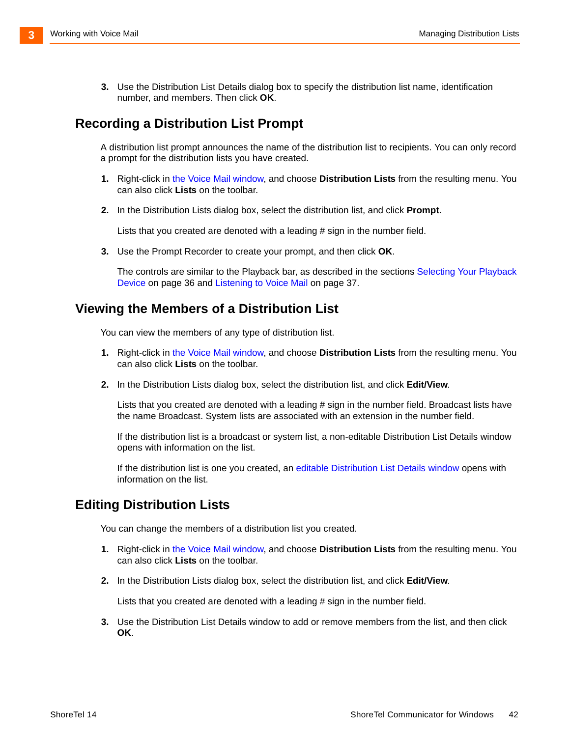3. Use the Distribution List Details dialog box to specify the distribution list name, identification number, and members. Then click **OK**.

## Recording a Distribution List Prompt

A distribution list prompt announces the name of the distribution list to recipients. You can only record a prompt for the distribution lists you have created.

1. Right-click in the Voice Mail window, and choose **Distribution Lists** from the resulting menu. You can also click **Lists** on the toolbar.
2. In the Distribution Lists dialog box, select the distribution list, and click **Prompt**.

   Lists that you created are denoted with a leading # sign in the number field.
3. Use the Prompt Recorder to create your prompt, and then click **OK**.

   The controls are similar to the Playback bar, as described in the sections Selecting Your Playback Device on page 36 and Listening to Voice Mail on page 37.

## Viewing the Members of a Distribution List

You can view the members of any type of distribution list.

1. Right-click in the Voice Mail window, and choose **Distribution Lists** from the resulting menu. You can also click **Lists** on the toolbar.
2. In the Distribution Lists dialog box, select the distribution list, and click **Edit/View**.

   Lists that you created are denoted with a leading # sign in the number field. Broadcast lists have the name Broadcast. System lists are associated with an extension in the number field.

   If the distribution list is a broadcast or system list, a non-editable Distribution List Details window opens with information on the list.

   If the distribution list is one you created, an editable Distribution List Details window opens with information on the list.

## Editing Distribution Lists

You can change the members of a distribution list you created.

1. Right-click in the Voice Mail window, and choose **Distribution Lists** from the resulting menu. You can also click **Lists** on the toolbar.
2. In the Distribution Lists dialog box, select the distribution list, and click **Edit/View**.

   Lists that you created are denoted with a leading # sign in the number field.
3. Use the Distribution List Details window to add or remove members from the list, and then click **OK**.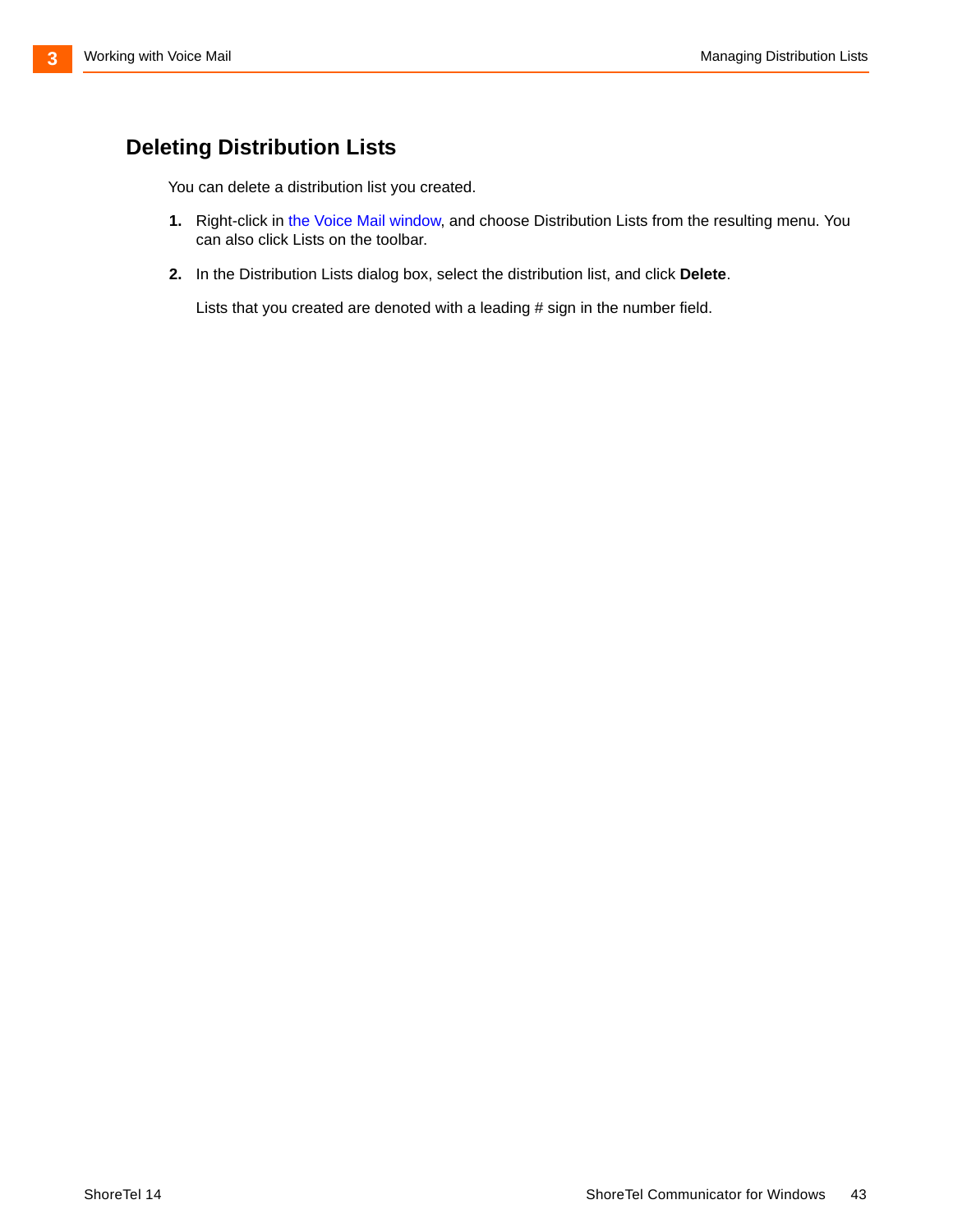## Deleting Distribution Lists

You can delete a distribution list you created.

1. Right-click in the Voice Mail window, and choose Distribution Lists from the resulting menu. You can also click Lists on the toolbar.
2. In the Distribution Lists dialog box, select the distribution list, and click **Delete**.

   Lists that you created are denoted with a leading # sign in the number field.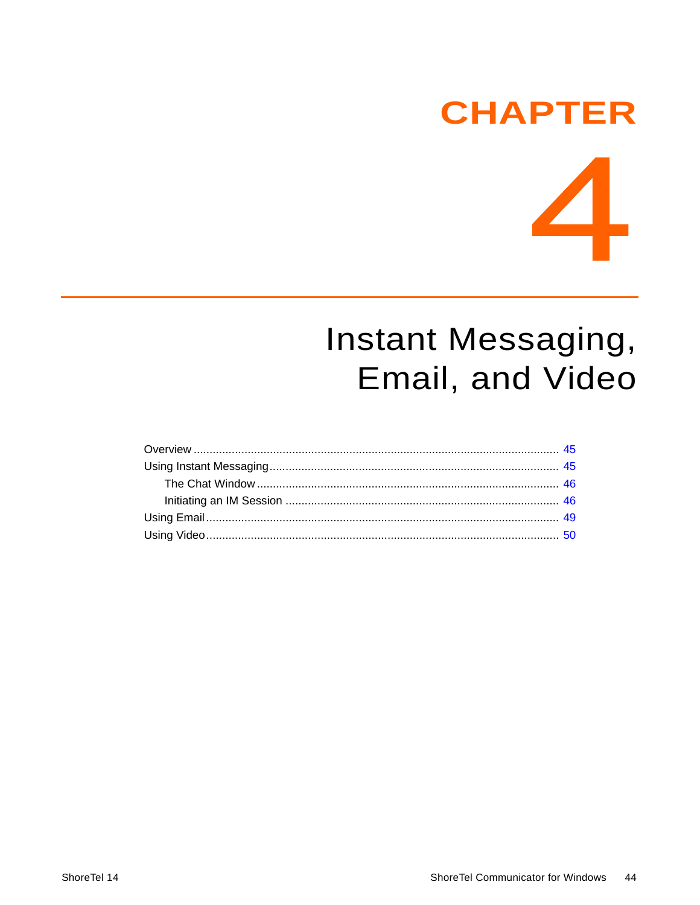# CHAPTER 4

# Instant Messaging, Email, and Video

- Overview ..... 45
- Using Instant Messaging ..... 45
  - The Chat Window ..... 46
  - Initiating an IM Session ..... 46
- Using Email ..... 49
- Using Video ..... 50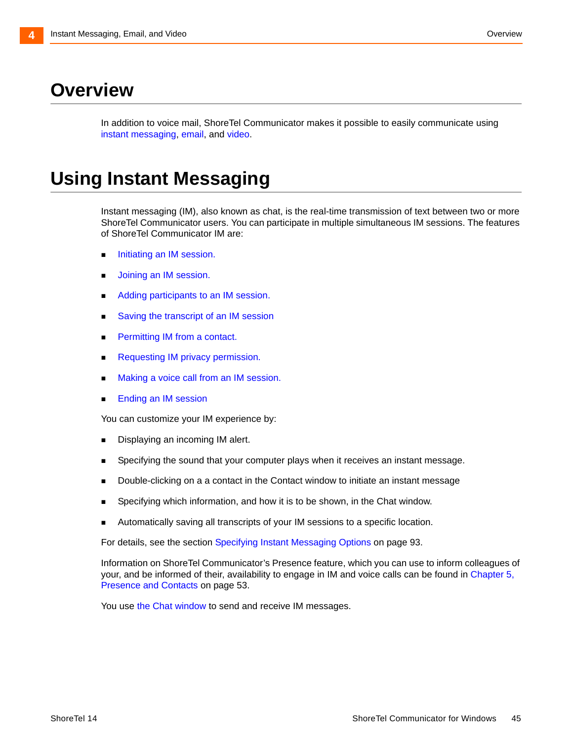# Overview

In addition to voice mail, ShoreTel Communicator makes it possible to easily communicate using instant messaging, email, and video.

# Using Instant Messaging

Instant messaging (IM), also known as chat, is the real-time transmission of text between two or more ShoreTel Communicator users. You can participate in multiple simultaneous IM sessions. The features of ShoreTel Communicator IM are:

- Initiating an IM session.
- Joining an IM session.
- Adding participants to an IM session.
- Saving the transcript of an IM session
- Permitting IM from a contact.
- Requesting IM privacy permission.
- Making a voice call from an IM session.
- Ending an IM session

You can customize your IM experience by:

- Displaying an incoming IM alert.
- Specifying the sound that your computer plays when it receives an instant message.
- Double-clicking on a a contact in the Contact window to initiate an instant message
- Specifying which information, and how it is to be shown, in the Chat window.
- Automatically saving all transcripts of your IM sessions to a specific location.

For details, see the section Specifying Instant Messaging Options on page 93.

Information on ShoreTel Communicator's Presence feature, which you can use to inform colleagues of your, and be informed of their, availability to engage in IM and voice calls can be found in Chapter 5, Presence and Contacts on page 53.

You use the Chat window to send and receive IM messages.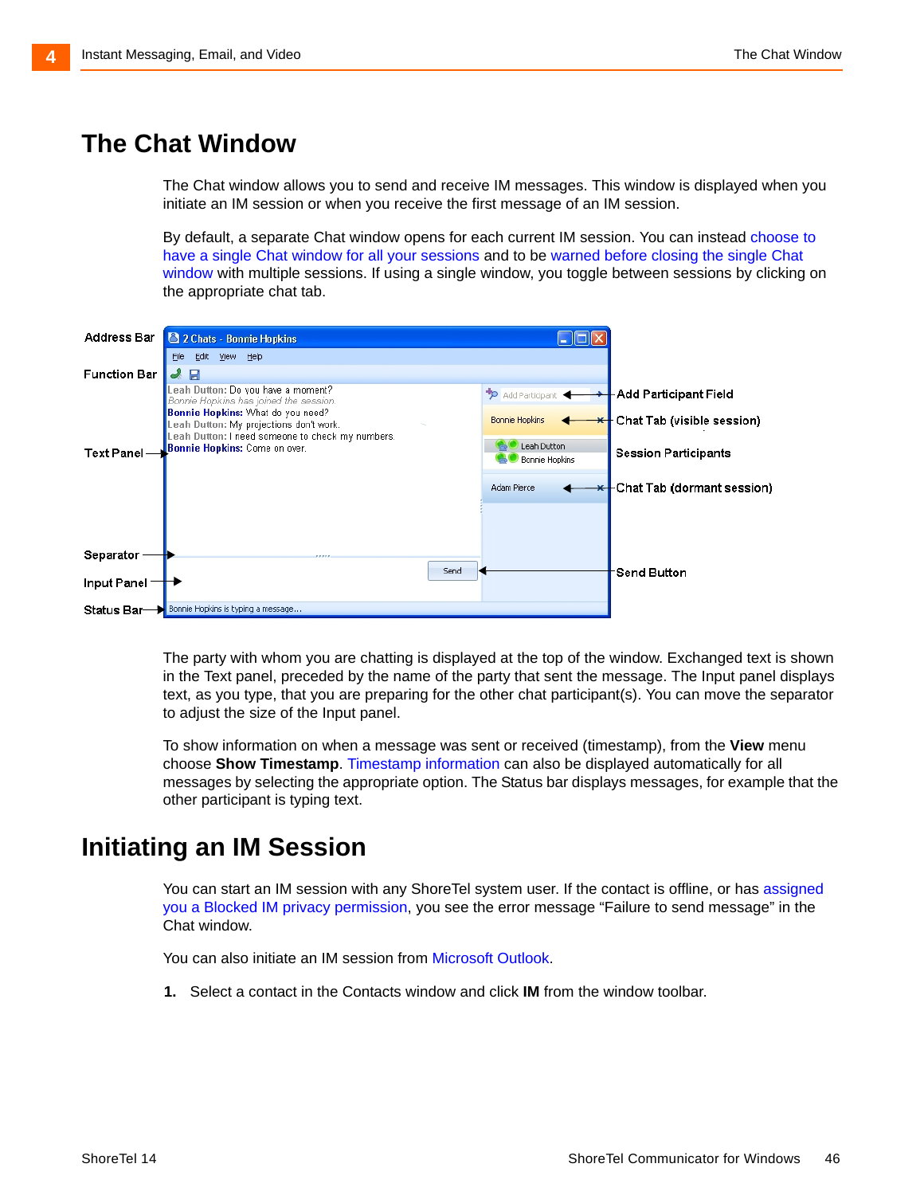# The Chat Window

The Chat window allows you to send and receive IM messages. This window is displayed when you initiate an IM session or when you receive the first message of an IM session.

By default, a separate Chat window opens for each current IM session. You can instead choose to have a single Chat window for all your sessions and to be warned before closing the single Chat window with multiple sessions. If using a single window, you toggle between sessions by clicking on the appropriate chat tab.

The party with whom you are chatting is displayed at the top of the window. Exchanged text is shown in the Text panel, preceded by the name of the party that sent the message. The Input panel displays text, as you type, that you are preparing for the other chat participant(s). You can move the separator to adjust the size of the Input panel.

To show information on when a message was sent or received (timestamp), from the **View** menu choose **Show Timestamp**. Timestamp information can also be displayed automatically for all messages by selecting the appropriate option. The Status bar displays messages, for example that the other participant is typing text.

# Initiating an IM Session

You can start an IM session with any ShoreTel system user. If the contact is offline, or has assigned you a Blocked IM privacy permission, you see the error message “Failure to send message” in the Chat window.

You can also initiate an IM session from Microsoft Outlook.

1. Select a contact in the Contacts window and click **IM** from the window toolbar.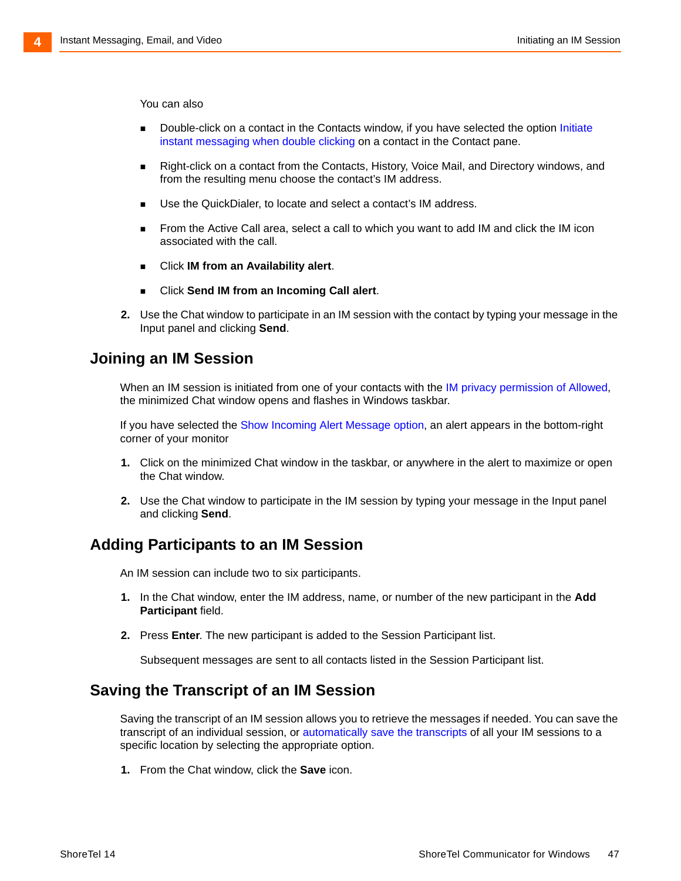You can also

- Double-click on a contact in the Contacts window, if you have selected the option Initiate instant messaging when double clicking on a contact in the Contact pane.
- Right-click on a contact from the Contacts, History, Voice Mail, and Directory windows, and from the resulting menu choose the contact's IM address.
- Use the QuickDialer, to locate and select a contact's IM address.
- From the Active Call area, select a call to which you want to add IM and click the IM icon associated with the call.
- Click **IM from an Availability alert**.
- Click **Send IM from an Incoming Call alert**.

2. Use the Chat window to participate in an IM session with the contact by typing your message in the Input panel and clicking **Send**.

## Joining an IM Session

When an IM session is initiated from one of your contacts with the IM privacy permission of Allowed, the minimized Chat window opens and flashes in Windows taskbar.

If you have selected the Show Incoming Alert Message option, an alert appears in the bottom-right corner of your monitor

1. Click on the minimized Chat window in the taskbar, or anywhere in the alert to maximize or open the Chat window.
2. Use the Chat window to participate in the IM session by typing your message in the Input panel and clicking **Send**.

## Adding Participants to an IM Session

An IM session can include two to six participants.

1. In the Chat window, enter the IM address, name, or number of the new participant in the **Add Participant** field.
2. Press **Enter**. The new participant is added to the Session Participant list.

   Subsequent messages are sent to all contacts listed in the Session Participant list.

## Saving the Transcript of an IM Session

Saving the transcript of an IM session allows you to retrieve the messages if needed. You can save the transcript of an individual session, or automatically save the transcripts of all your IM sessions to a specific location by selecting the appropriate option.

1. From the Chat window, click the **Save** icon.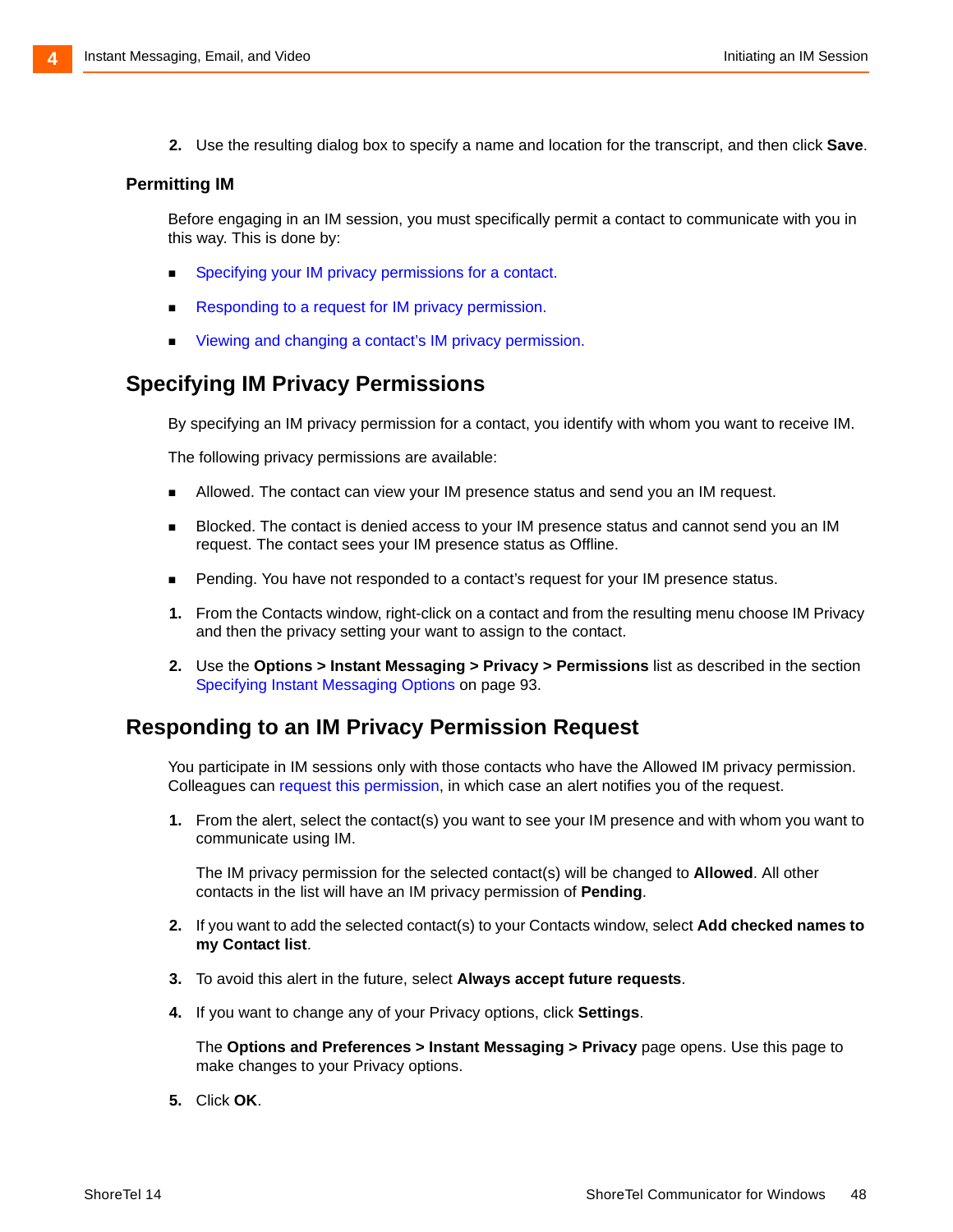2. Use the resulting dialog box to specify a name and location for the transcript, and then click **Save**.

### Permitting IM

Before engaging in an IM session, you must specifically permit a contact to communicate with you in this way. This is done by:

- Specifying your IM privacy permissions for a contact.
- Responding to a request for IM privacy permission.
- Viewing and changing a contact's IM privacy permission.

## Specifying IM Privacy Permissions

By specifying an IM privacy permission for a contact, you identify with whom you want to receive IM.

The following privacy permissions are available:

- Allowed. The contact can view your IM presence status and send you an IM request.
- Blocked. The contact is denied access to your IM presence status and cannot send you an IM request. The contact sees your IM presence status as Offline.
- Pending. You have not responded to a contact's request for your IM presence status.

1. From the Contacts window, right-click on a contact and from the resulting menu choose IM Privacy and then the privacy setting your want to assign to the contact.
2. Use the **Options > Instant Messaging > Privacy > Permissions** list as described in the section Specifying Instant Messaging Options on page 93.

## Responding to an IM Privacy Permission Request

You participate in IM sessions only with those contacts who have the Allowed IM privacy permission. Colleagues can request this permission, in which case an alert notifies you of the request.

1. From the alert, select the contact(s) you want to see your IM presence and with whom you want to communicate using IM.

   The IM privacy permission for the selected contact(s) will be changed to **Allowed**. All other contacts in the list will have an IM privacy permission of **Pending**.

2. If you want to add the selected contact(s) to your Contacts window, select **Add checked names to my Contact list**.
3. To avoid this alert in the future, select **Always accept future requests**.
4. If you want to change any of your Privacy options, click **Settings**.

   The **Options and Preferences > Instant Messaging > Privacy** page opens. Use this page to make changes to your Privacy options.

5. Click **OK**.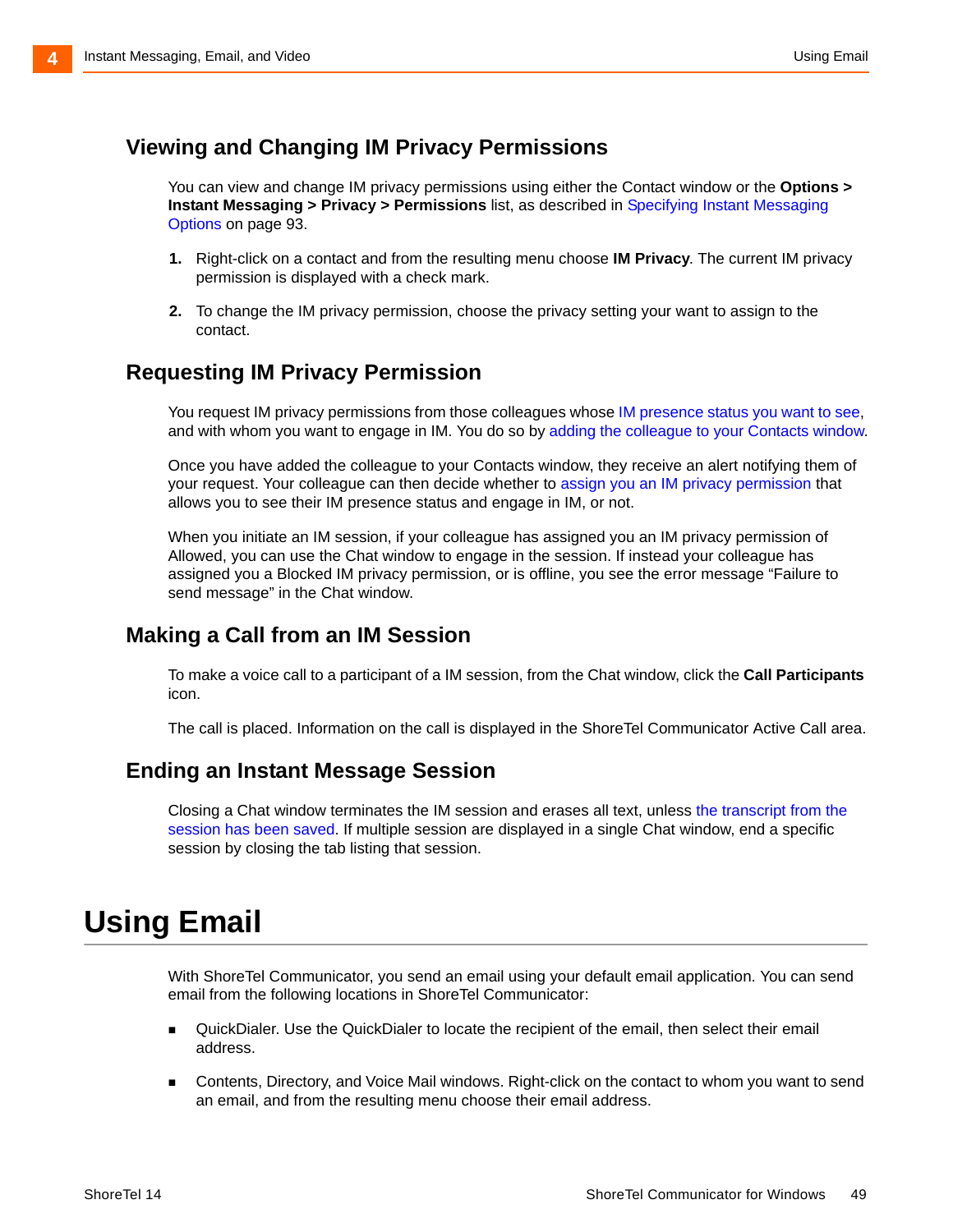## Viewing and Changing IM Privacy Permissions

You can view and change IM privacy permissions using either the Contact window or the **Options > Instant Messaging > Privacy > Permissions** list, as described in Specifying Instant Messaging Options on page 93.

1. Right-click on a contact and from the resulting menu choose **IM Privacy**. The current IM privacy permission is displayed with a check mark.
2. To change the IM privacy permission, choose the privacy setting your want to assign to the contact.

## Requesting IM Privacy Permission

You request IM privacy permissions from those colleagues whose IM presence status you want to see, and with whom you want to engage in IM. You do so by adding the colleague to your Contacts window.

Once you have added the colleague to your Contacts window, they receive an alert notifying them of your request. Your colleague can then decide whether to assign you an IM privacy permission that allows you to see their IM presence status and engage in IM, or not.

When you initiate an IM session, if your colleague has assigned you an IM privacy permission of Allowed, you can use the Chat window to engage in the session. If instead your colleague has assigned you a Blocked IM privacy permission, or is offline, you see the error message "Failure to send message" in the Chat window.

## Making a Call from an IM Session

To make a voice call to a participant of a IM session, from the Chat window, click the **Call Participants** icon.

The call is placed. Information on the call is displayed in the ShoreTel Communicator Active Call area.

## Ending an Instant Message Session

Closing a Chat window terminates the IM session and erases all text, unless the transcript from the session has been saved. If multiple session are displayed in a single Chat window, end a specific session by closing the tab listing that session.

# Using Email

With ShoreTel Communicator, you send an email using your default email application. You can send email from the following locations in ShoreTel Communicator:

- QuickDialer. Use the QuickDialer to locate the recipient of the email, then select their email address.
- Contents, Directory, and Voice Mail windows. Right-click on the contact to whom you want to send an email, and from the resulting menu choose their email address.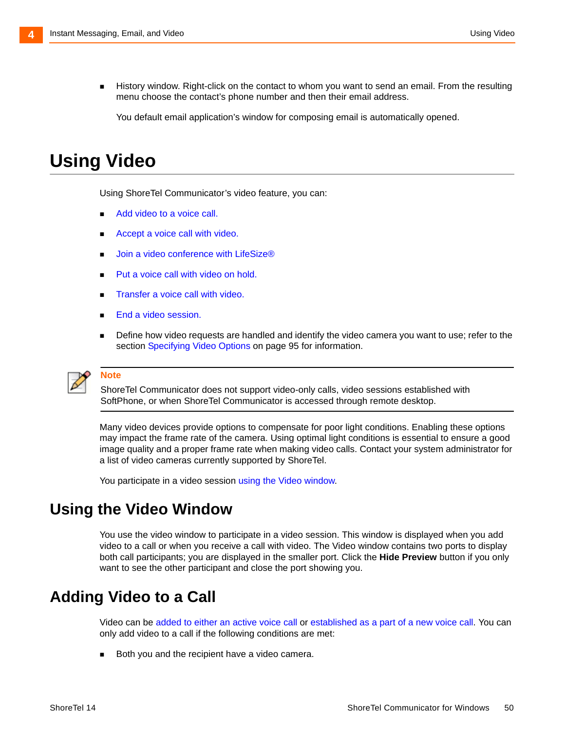- History window. Right-click on the contact to whom you want to send an email. From the resulting menu choose the contact's phone number and then their email address.

  You default email application's window for composing email is automatically opened.

# Using Video

Using ShoreTel Communicator's video feature, you can:

- Add video to a voice call.
- Accept a voice call with video.
- Join a video conference with LifeSize®
- Put a voice call with video on hold.
- Transfer a voice call with video.
- End a video session.
- Define how video requests are handled and identify the video camera you want to use; refer to the section Specifying Video Options on page 95 for information.

**Note**

ShoreTel Communicator does not support video-only calls, video sessions established with SoftPhone, or when ShoreTel Communicator is accessed through remote desktop.

Many video devices provide options to compensate for poor light conditions. Enabling these options may impact the frame rate of the camera. Using optimal light conditions is essential to ensure a good image quality and a proper frame rate when making video calls. Contact your system administrator for a list of video cameras currently supported by ShoreTel.

You participate in a video session using the Video window.

## Using the Video Window

You use the video window to participate in a video session. This window is displayed when you add video to a call or when you receive a call with video. The Video window contains two ports to display both call participants; you are displayed in the smaller port. Click the **Hide Preview** button if you only want to see the other participant and close the port showing you.

## Adding Video to a Call

Video can be added to either an active voice call or established as a part of a new voice call. You can only add video to a call if the following conditions are met:

- Both you and the recipient have a video camera.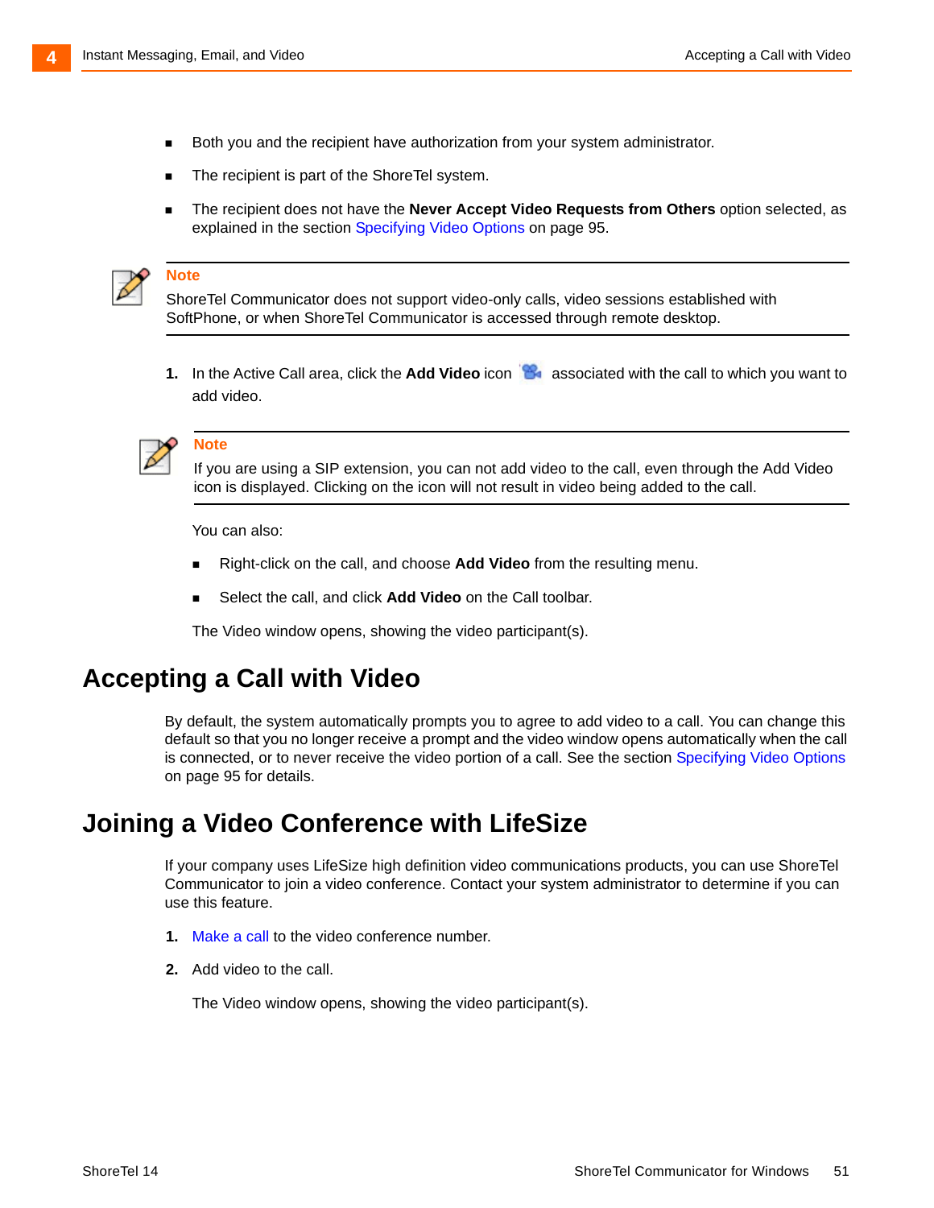- Both you and the recipient have authorization from your system administrator.
- The recipient is part of the ShoreTel system.
- The recipient does not have the **Never Accept Video Requests from Others** option selected, as explained in the section Specifying Video Options on page 95.

> **Note**
> ShoreTel Communicator does not support video-only calls, video sessions established with SoftPhone, or when ShoreTel Communicator is accessed through remote desktop.

1. In the Active Call area, click the **Add Video** icon associated with the call to which you want to add video.

> **Note**
> If you are using a SIP extension, you can not add video to the call, even through the Add Video icon is displayed. Clicking on the icon will not result in video being added to the call.

You can also:

- Right-click on the call, and choose **Add Video** from the resulting menu.
- Select the call, and click **Add Video** on the Call toolbar.

The Video window opens, showing the video participant(s).

## Accepting a Call with Video

By default, the system automatically prompts you to agree to add video to a call. You can change this default so that you no longer receive a prompt and the video window opens automatically when the call is connected, or to never receive the video portion of a call. See the section Specifying Video Options on page 95 for details.

## Joining a Video Conference with LifeSize

If your company uses LifeSize high definition video communications products, you can use ShoreTel Communicator to join a video conference. Contact your system administrator to determine if you can use this feature.

1. Make a call to the video conference number.
2. Add video to the call.

   The Video window opens, showing the video participant(s).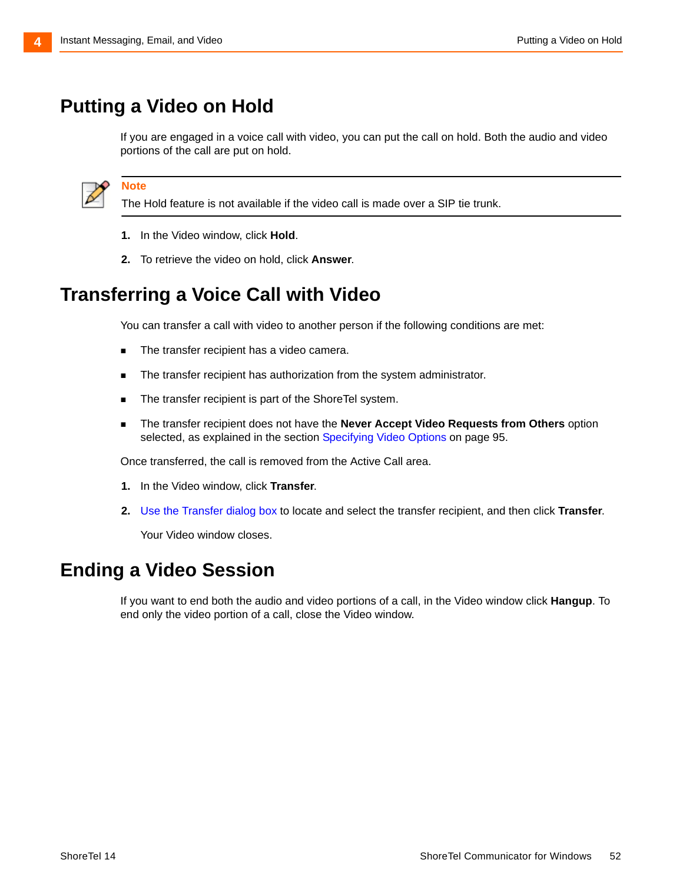# Putting a Video on Hold

If you are engaged in a voice call with video, you can put the call on hold. Both the audio and video portions of the call are put on hold.

> **Note**
> The Hold feature is not available if the video call is made over a SIP tie trunk.

1. In the Video window, click **Hold**.
2. To retrieve the video on hold, click **Answer**.

# Transferring a Voice Call with Video

You can transfer a call with video to another person if the following conditions are met:

- The transfer recipient has a video camera.
- The transfer recipient has authorization from the system administrator.
- The transfer recipient is part of the ShoreTel system.
- The transfer recipient does not have the **Never Accept Video Requests from Others** option selected, as explained in the section Specifying Video Options on page 95.

Once transferred, the call is removed from the Active Call area.

1. In the Video window, click **Transfer**.
2. Use the Transfer dialog box to locate and select the transfer recipient, and then click **Transfer**.

   Your Video window closes.

# Ending a Video Session

If you want to end both the audio and video portions of a call, in the Video window click **Hangup**. To end only the video portion of a call, close the Video window.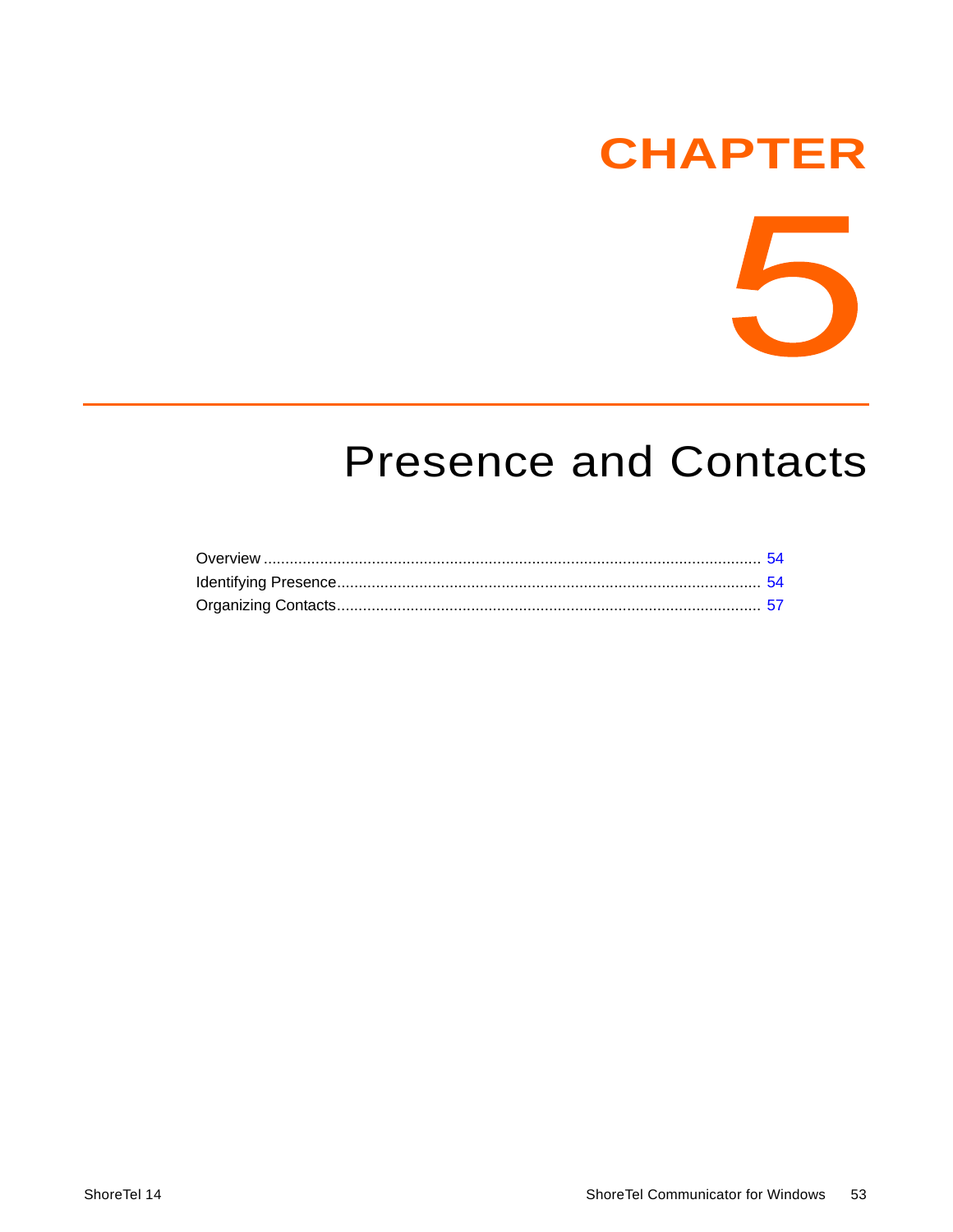# CHAPTER 5

# Presence and Contacts

Overview .................................................................................................................. 54
Identifying Presence................................................................................................. 54
Organizing Contacts.................................................................................................. 57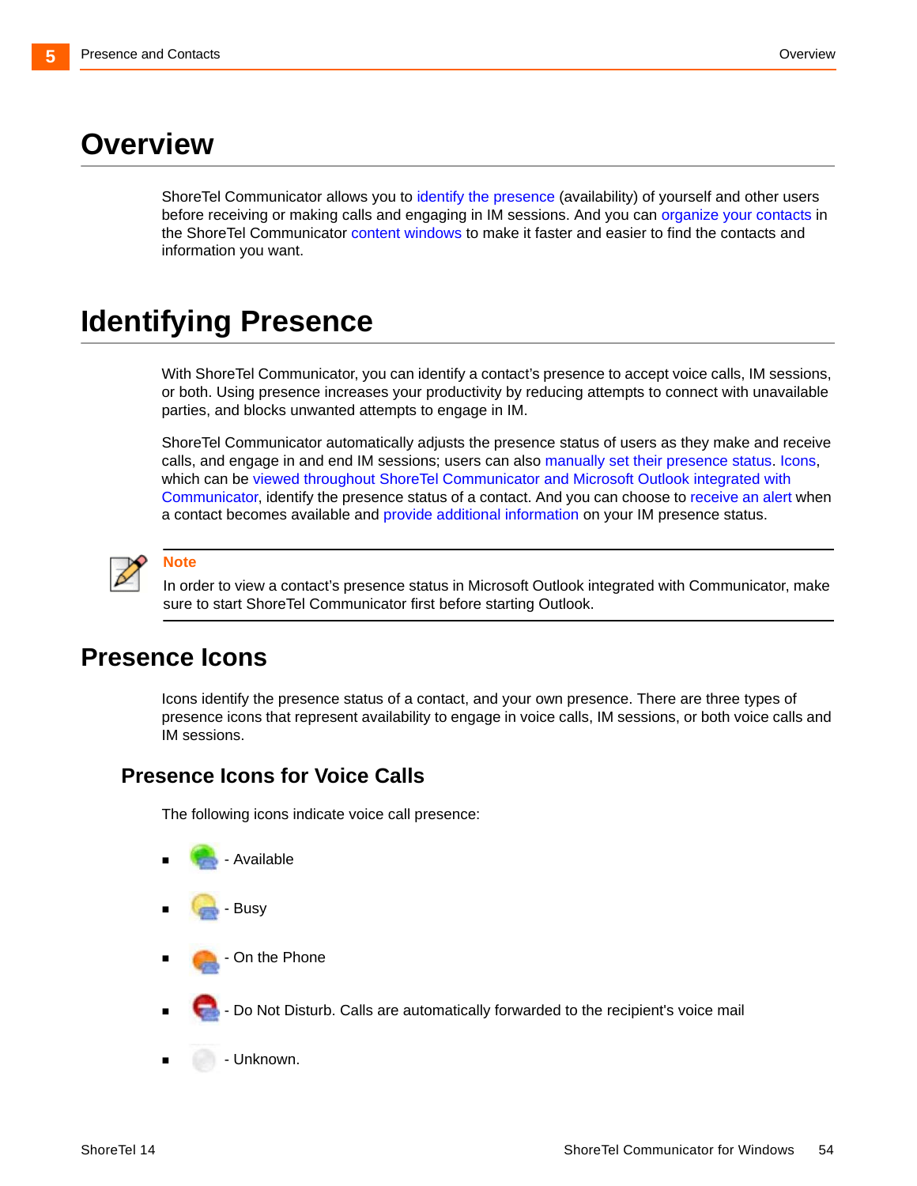# Overview

ShoreTel Communicator allows you to identify the presence (availability) of yourself and other users before receiving or making calls and engaging in IM sessions. And you can organize your contacts in the ShoreTel Communicator content windows to make it faster and easier to find the contacts and information you want.

# Identifying Presence

With ShoreTel Communicator, you can identify a contact's presence to accept voice calls, IM sessions, or both. Using presence increases your productivity by reducing attempts to connect with unavailable parties, and blocks unwanted attempts to engage in IM.

ShoreTel Communicator automatically adjusts the presence status of users as they make and receive calls, and engage in and end IM sessions; users can also manually set their presence status. Icons, which can be viewed throughout ShoreTel Communicator and Microsoft Outlook integrated with Communicator, identify the presence status of a contact. And you can choose to receive an alert when a contact becomes available and provide additional information on your IM presence status.

> **Note**
>
> In order to view a contact's presence status in Microsoft Outlook integrated with Communicator, make sure to start ShoreTel Communicator first before starting Outlook.

## Presence Icons

Icons identify the presence status of a contact, and your own presence. There are three types of presence icons that represent availability to engage in voice calls, IM sessions, or both voice calls and IM sessions.

### Presence Icons for Voice Calls

The following icons indicate voice call presence:

- - Available
- - Busy
- - On the Phone
- - Do Not Disturb. Calls are automatically forwarded to the recipient's voice mail
- - Unknown.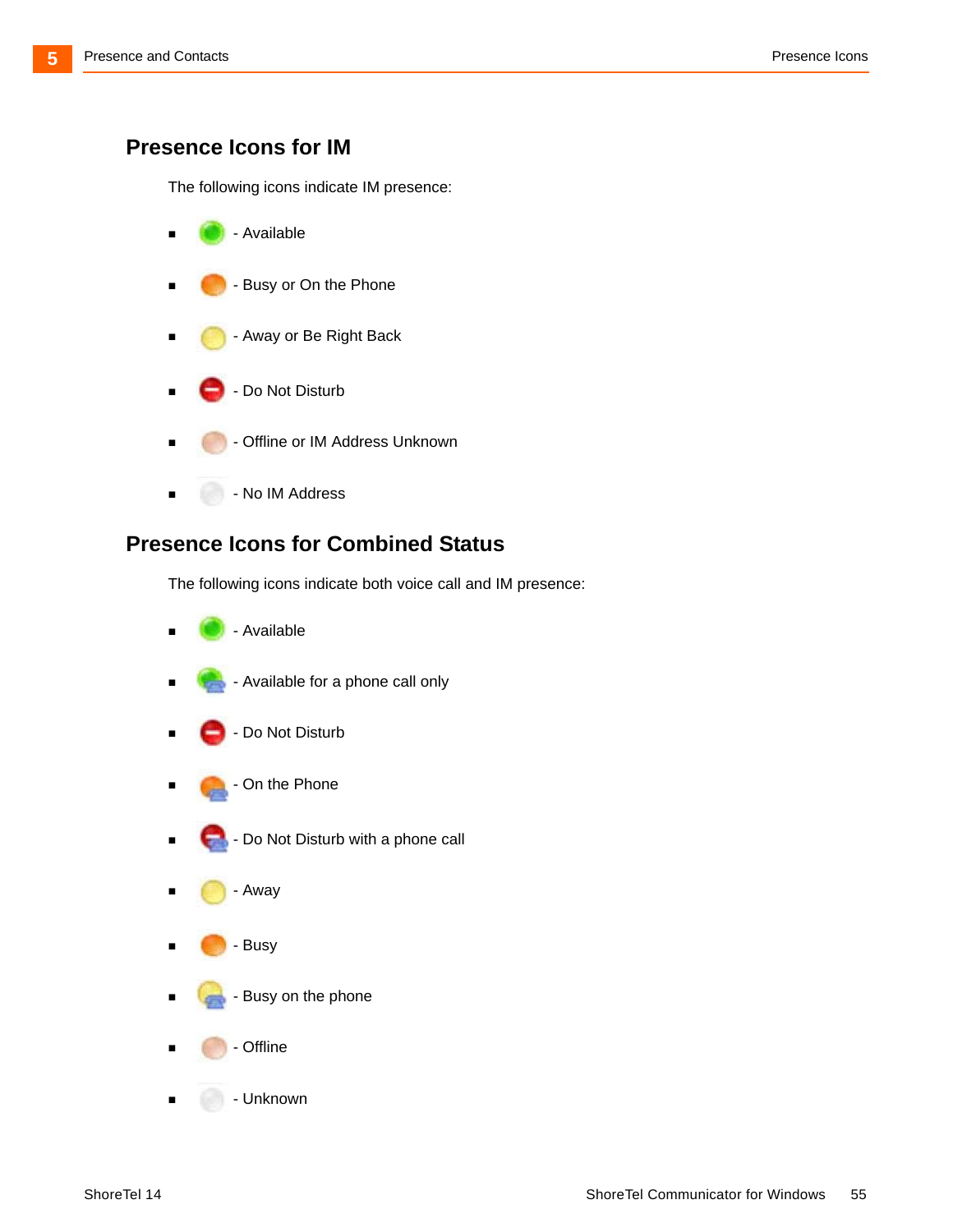## Presence Icons for IM

The following icons indicate IM presence:

- - Available
- - Busy or On the Phone
- - Away or Be Right Back
- - Do Not Disturb
- - Offline or IM Address Unknown
- - No IM Address

## Presence Icons for Combined Status

The following icons indicate both voice call and IM presence:

- - Available
- - Available for a phone call only
- - Do Not Disturb
- - On the Phone
- - Do Not Disturb with a phone call
- - Away
- - Busy
- - Busy on the phone
- - Offline
- - Unknown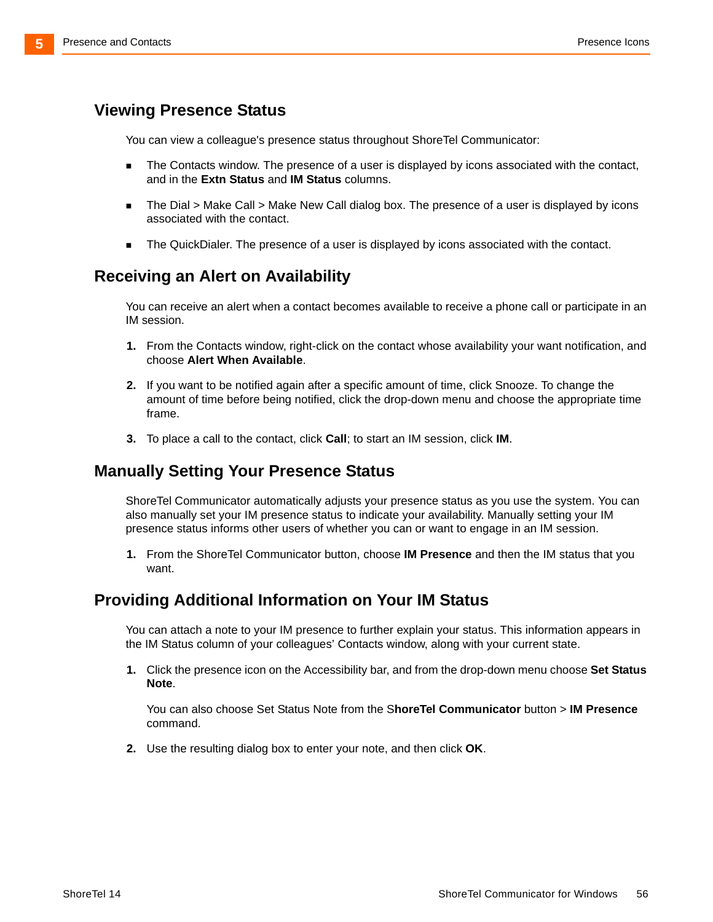## Viewing Presence Status

You can view a colleague's presence status throughout ShoreTel Communicator:

- The Contacts window. The presence of a user is displayed by icons associated with the contact, and in the **Extn Status** and **IM Status** columns.
- The Dial > Make Call > Make New Call dialog box. The presence of a user is displayed by icons associated with the contact.
- The QuickDialer. The presence of a user is displayed by icons associated with the contact.

## Receiving an Alert on Availability

You can receive an alert when a contact becomes available to receive a phone call or participate in an IM session.

1. From the Contacts window, right-click on the contact whose availability your want notification, and choose **Alert When Available**.
2. If you want to be notified again after a specific amount of time, click Snooze. To change the amount of time before being notified, click the drop-down menu and choose the appropriate time frame.
3. To place a call to the contact, click **Call**; to start an IM session, click **IM**.

## Manually Setting Your Presence Status

ShoreTel Communicator automatically adjusts your presence status as you use the system. You can also manually set your IM presence status to indicate your availability. Manually setting your IM presence status informs other users of whether you can or want to engage in an IM session.

1. From the ShoreTel Communicator button, choose **IM Presence** and then the IM status that you want.

## Providing Additional Information on Your IM Status

You can attach a note to your IM presence to further explain your status. This information appears in the IM Status column of your colleagues' Contacts window, along with your current state.

1. Click the presence icon on the Accessibility bar, and from the drop-down menu choose **Set Status Note**.

   You can also choose Set Status Note from the S**horeTel Communicator** button > **IM Presence** command.

2. Use the resulting dialog box to enter your note, and then click **OK**.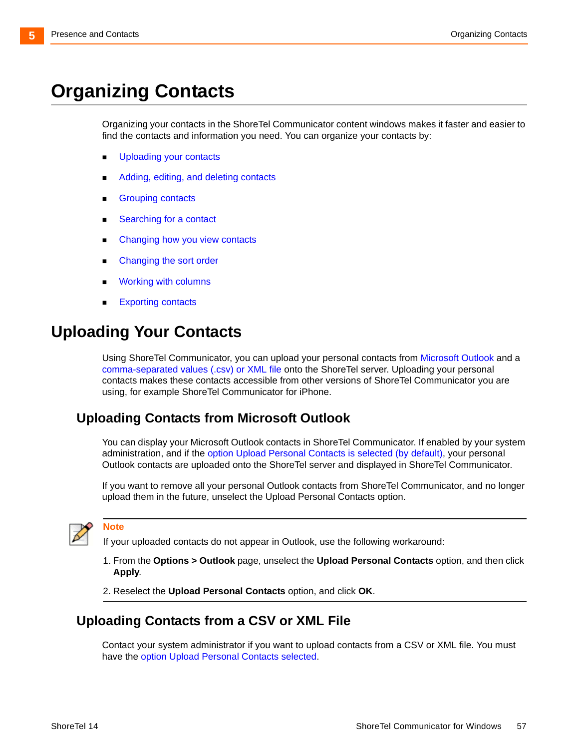# Organizing Contacts

Organizing your contacts in the ShoreTel Communicator content windows makes it faster and easier to find the contacts and information you need. You can organize your contacts by:

- Uploading your contacts
- Adding, editing, and deleting contacts
- Grouping contacts
- Searching for a contact
- Changing how you view contacts
- Changing the sort order
- Working with columns
- Exporting contacts

# Uploading Your Contacts

Using ShoreTel Communicator, you can upload your personal contacts from Microsoft Outlook and a comma-separated values (.csv) or XML file onto the ShoreTel server. Uploading your personal contacts makes these contacts accessible from other versions of ShoreTel Communicator you are using, for example ShoreTel Communicator for iPhone.

## Uploading Contacts from Microsoft Outlook

You can display your Microsoft Outlook contacts in ShoreTel Communicator. If enabled by your system administration, and if the option Upload Personal Contacts is selected (by default), your personal Outlook contacts are uploaded onto the ShoreTel server and displayed in ShoreTel Communicator.

If you want to remove all your personal Outlook contacts from ShoreTel Communicator, and no longer upload them in the future, unselect the Upload Personal Contacts option.

**Note**

If your uploaded contacts do not appear in Outlook, use the following workaround:

1. From the **Options > Outlook** page, unselect the **Upload Personal Contacts** option, and then click **Apply**.
2. Reselect the **Upload Personal Contacts** option, and click **OK**.

## Uploading Contacts from a CSV or XML File

Contact your system administrator if you want to upload contacts from a CSV or XML file. You must have the option Upload Personal Contacts selected.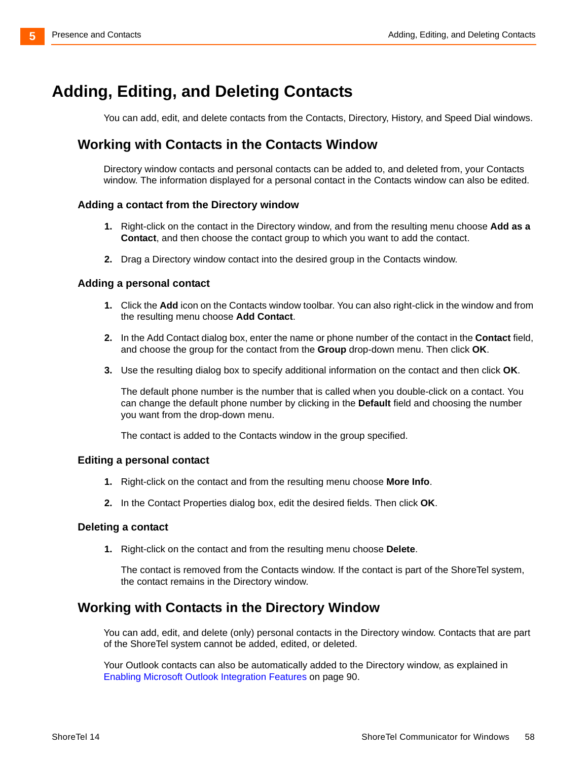# Adding, Editing, and Deleting Contacts

You can add, edit, and delete contacts from the Contacts, Directory, History, and Speed Dial windows.

## Working with Contacts in the Contacts Window

Directory window contacts and personal contacts can be added to, and deleted from, your Contacts window. The information displayed for a personal contact in the Contacts window can also be edited.

### Adding a contact from the Directory window

1. Right-click on the contact in the Directory window, and from the resulting menu choose **Add as a Contact**, and then choose the contact group to which you want to add the contact.

2. Drag a Directory window contact into the desired group in the Contacts window.

### Adding a personal contact

1. Click the **Add** icon on the Contacts window toolbar. You can also right-click in the window and from the resulting menu choose **Add Contact**.

2. In the Add Contact dialog box, enter the name or phone number of the contact in the **Contact** field, and choose the group for the contact from the **Group** drop-down menu. Then click **OK**.

3. Use the resulting dialog box to specify additional information on the contact and then click **OK**.

   The default phone number is the number that is called when you double-click on a contact. You can change the default phone number by clicking in the **Default** field and choosing the number you want from the drop-down menu.

   The contact is added to the Contacts window in the group specified.

### Editing a personal contact

1. Right-click on the contact and from the resulting menu choose **More Info**.

2. In the Contact Properties dialog box, edit the desired fields. Then click **OK**.

### Deleting a contact

1. Right-click on the contact and from the resulting menu choose **Delete**.

   The contact is removed from the Contacts window. If the contact is part of the ShoreTel system, the contact remains in the Directory window.

## Working with Contacts in the Directory Window

You can add, edit, and delete (only) personal contacts in the Directory window. Contacts that are part of the ShoreTel system cannot be added, edited, or deleted.

Your Outlook contacts can also be automatically added to the Directory window, as explained in Enabling Microsoft Outlook Integration Features on page 90.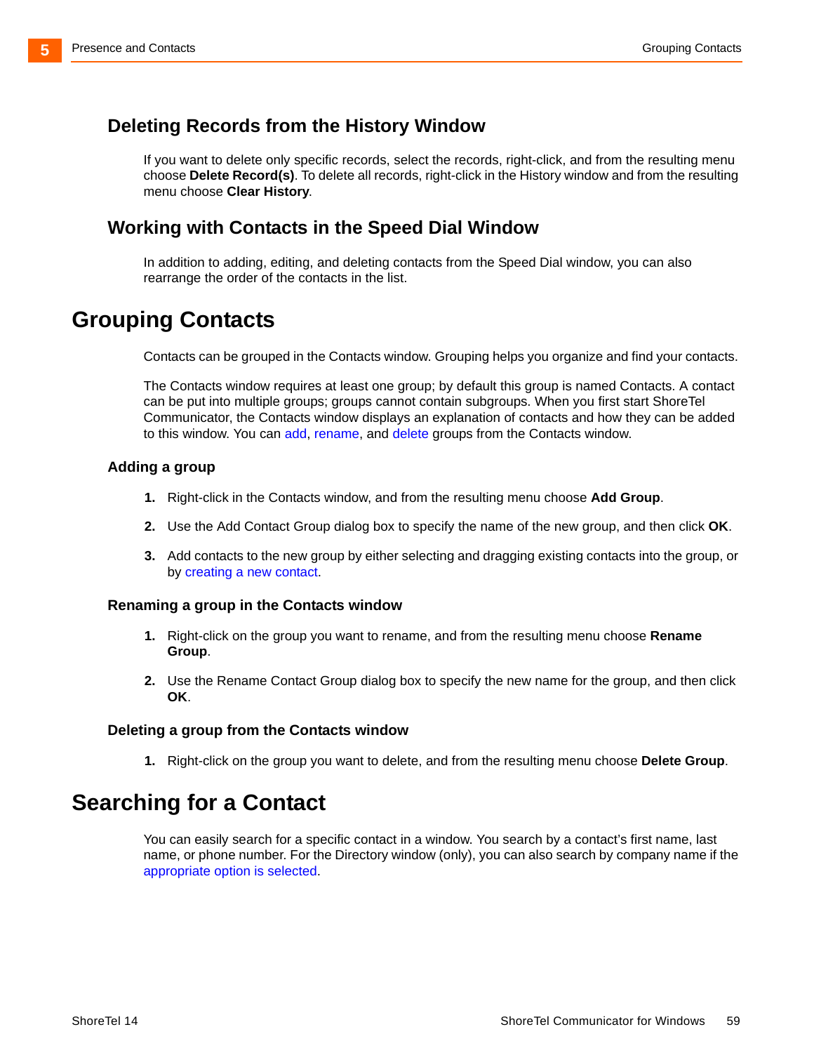### Deleting Records from the History Window

If you want to delete only specific records, select the records, right-click, and from the resulting menu choose **Delete Record(s)**. To delete all records, right-click in the History window and from the resulting menu choose **Clear History**.

### Working with Contacts in the Speed Dial Window

In addition to adding, editing, and deleting contacts from the Speed Dial window, you can also rearrange the order of the contacts in the list.

## Grouping Contacts

Contacts can be grouped in the Contacts window. Grouping helps you organize and find your contacts.

The Contacts window requires at least one group; by default this group is named Contacts. A contact can be put into multiple groups; groups cannot contain subgroups. When you first start ShoreTel Communicator, the Contacts window displays an explanation of contacts and how they can be added to this window. You can add, rename, and delete groups from the Contacts window.

#### Adding a group

1. Right-click in the Contacts window, and from the resulting menu choose **Add Group**.
2. Use the Add Contact Group dialog box to specify the name of the new group, and then click **OK**.
3. Add contacts to the new group by either selecting and dragging existing contacts into the group, or by creating a new contact.

#### Renaming a group in the Contacts window

1. Right-click on the group you want to rename, and from the resulting menu choose **Rename Group**.
2. Use the Rename Contact Group dialog box to specify the new name for the group, and then click **OK**.

#### Deleting a group from the Contacts window

1. Right-click on the group you want to delete, and from the resulting menu choose **Delete Group**.

## Searching for a Contact

You can easily search for a specific contact in a window. You search by a contact's first name, last name, or phone number. For the Directory window (only), you can also search by company name if the appropriate option is selected.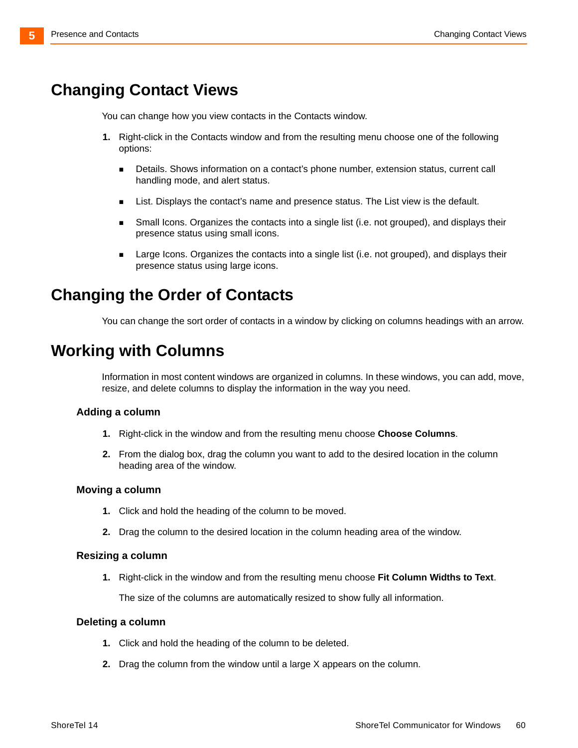# Changing Contact Views

You can change how you view contacts in the Contacts window.

1. Right-click in the Contacts window and from the resulting menu choose one of the following options:
   - Details. Shows information on a contact's phone number, extension status, current call handling mode, and alert status.
   - List. Displays the contact's name and presence status. The List view is the default.
   - Small Icons. Organizes the contacts into a single list (i.e. not grouped), and displays their presence status using small icons.
   - Large Icons. Organizes the contacts into a single list (i.e. not grouped), and displays their presence status using large icons.

# Changing the Order of Contacts

You can change the sort order of contacts in a window by clicking on columns headings with an arrow.

# Working with Columns

Information in most content windows are organized in columns. In these windows, you can add, move, resize, and delete columns to display the information in the way you need.

### Adding a column

1. Right-click in the window and from the resulting menu choose **Choose Columns**.
2. From the dialog box, drag the column you want to add to the desired location in the column heading area of the window.

### Moving a column

1. Click and hold the heading of the column to be moved.
2. Drag the column to the desired location in the column heading area of the window.

### Resizing a column

1. Right-click in the window and from the resulting menu choose **Fit Column Widths to Text**.

   The size of the columns are automatically resized to show fully all information.

### Deleting a column

1. Click and hold the heading of the column to be deleted.
2. Drag the column from the window until a large X appears on the column.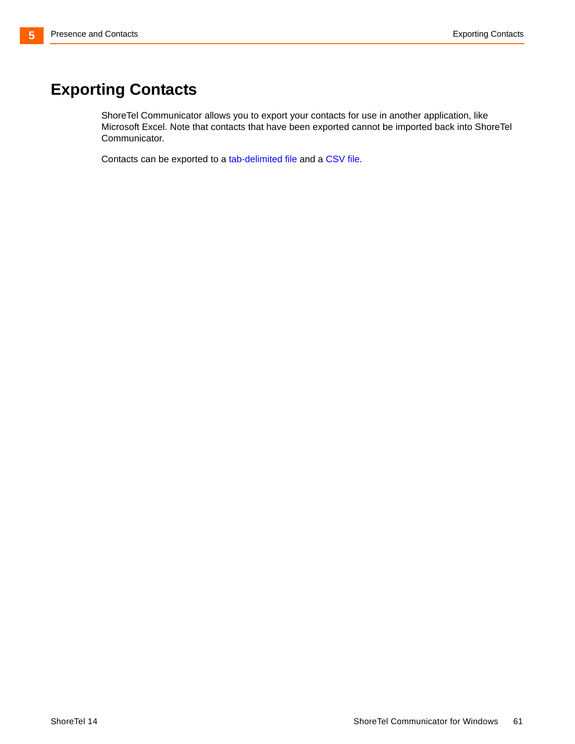# Exporting Contacts

ShoreTel Communicator allows you to export your contacts for use in another application, like Microsoft Excel. Note that contacts that have been exported cannot be imported back into ShoreTel Communicator.

Contacts can be exported to a tab-delimited file and a CSV file.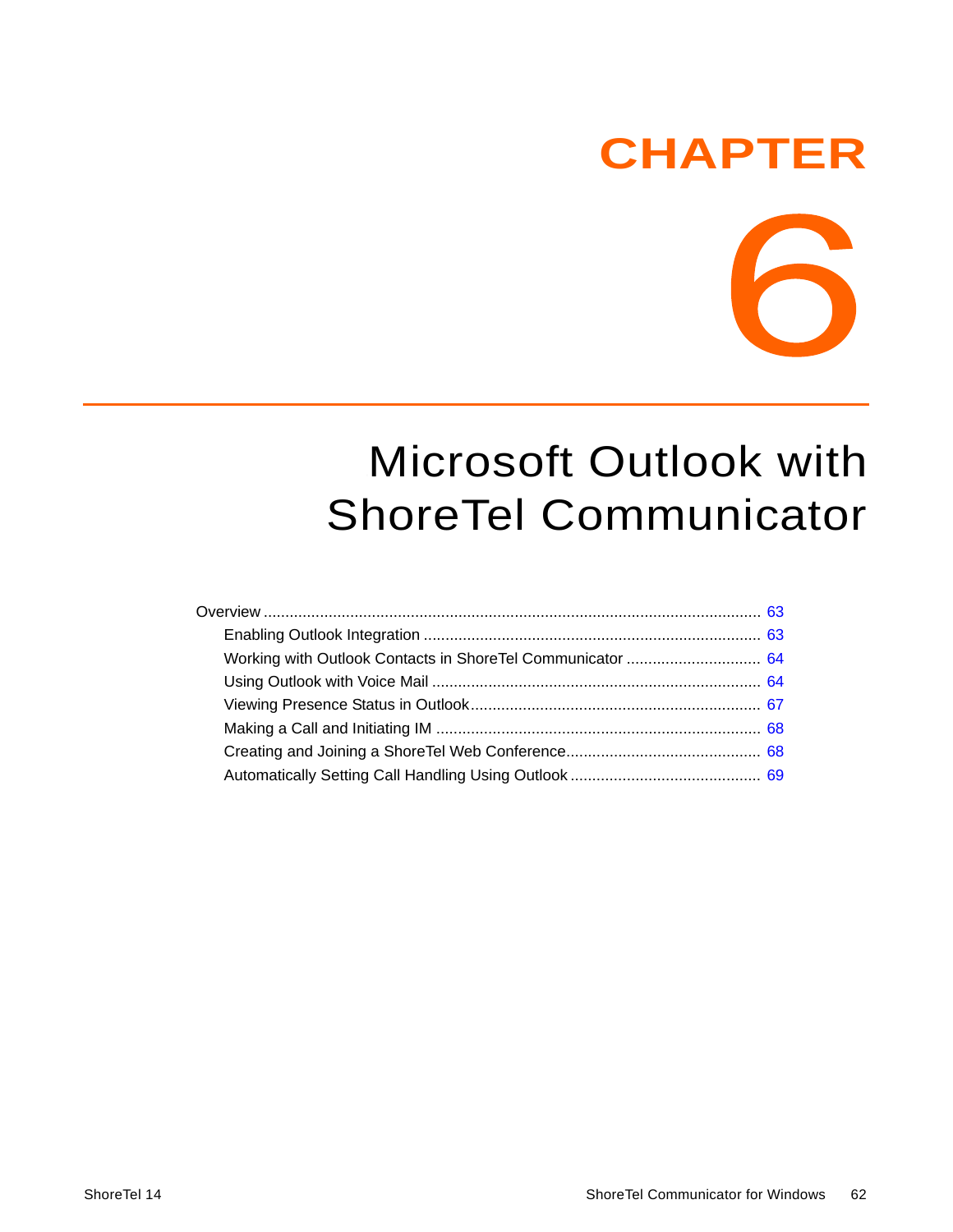# CHAPTER 6

# Microsoft Outlook with ShoreTel Communicator

- Overview ........ 63
  - Enabling Outlook Integration ........ 63
  - Working with Outlook Contacts in ShoreTel Communicator ........ 64
  - Using Outlook with Voice Mail ........ 64
  - Viewing Presence Status in Outlook ........ 67
  - Making a Call and Initiating IM ........ 68
  - Creating and Joining a ShoreTel Web Conference ........ 68
  - Automatically Setting Call Handling Using Outlook ........ 69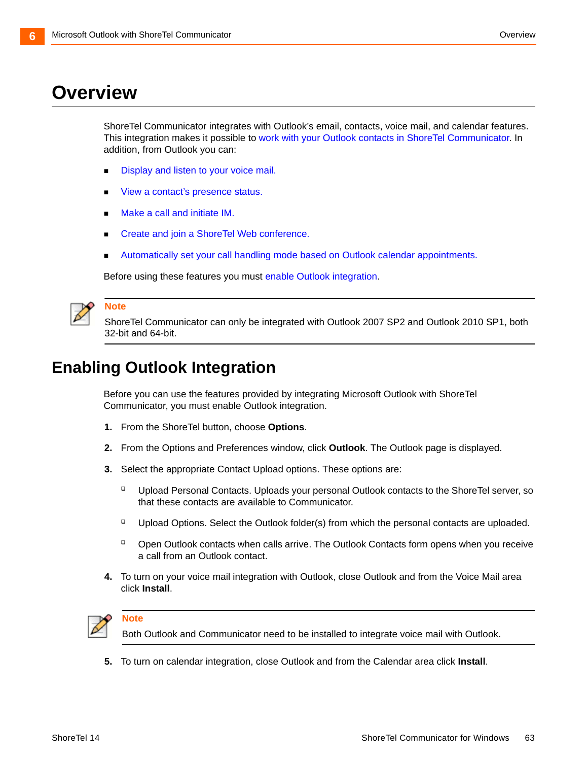# Overview

ShoreTel Communicator integrates with Outlook's email, contacts, voice mail, and calendar features. This integration makes it possible to work with your Outlook contacts in ShoreTel Communicator. In addition, from Outlook you can:

- Display and listen to your voice mail.
- View a contact's presence status.
- Make a call and initiate IM.
- Create and join a ShoreTel Web conference.
- Automatically set your call handling mode based on Outlook calendar appointments.

Before using these features you must enable Outlook integration.

> **Note**
>
> ShoreTel Communicator can only be integrated with Outlook 2007 SP2 and Outlook 2010 SP1, both 32-bit and 64-bit.

# Enabling Outlook Integration

Before you can use the features provided by integrating Microsoft Outlook with ShoreTel Communicator, you must enable Outlook integration.

1. From the ShoreTel button, choose **Options**.
2. From the Options and Preferences window, click **Outlook**. The Outlook page is displayed.
3. Select the appropriate Contact Upload options. These options are:
   - Upload Personal Contacts. Uploads your personal Outlook contacts to the ShoreTel server, so that these contacts are available to Communicator.
   - Upload Options. Select the Outlook folder(s) from which the personal contacts are uploaded.
   - Open Outlook contacts when calls arrive. The Outlook Contacts form opens when you receive a call from an Outlook contact.
4. To turn on your voice mail integration with Outlook, close Outlook and from the Voice Mail area click **Install**.

   > **Note**
   >
   > Both Outlook and Communicator need to be installed to integrate voice mail with Outlook.

5. To turn on calendar integration, close Outlook and from the Calendar area click **Install**.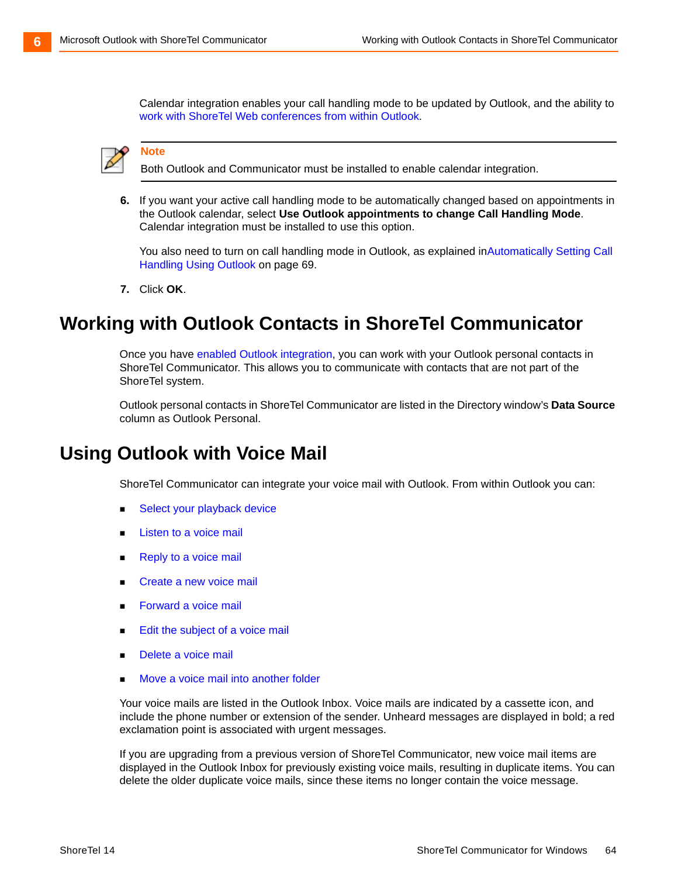Calendar integration enables your call handling mode to be updated by Outlook, and the ability to work with ShoreTel Web conferences from within Outlook.

> **Note**
> Both Outlook and Communicator must be installed to enable calendar integration.

6. If you want your active call handling mode to be automatically changed based on appointments in the Outlook calendar, select **Use Outlook appointments to change Call Handling Mode**. Calendar integration must be installed to use this option.

   You also need to turn on call handling mode in Outlook, as explained inAutomatically Setting Call Handling Using Outlook on page 69.

7. Click **OK**.

## Working with Outlook Contacts in ShoreTel Communicator

Once you have enabled Outlook integration, you can work with your Outlook personal contacts in ShoreTel Communicator. This allows you to communicate with contacts that are not part of the ShoreTel system.

Outlook personal contacts in ShoreTel Communicator are listed in the Directory window's **Data Source** column as Outlook Personal.

## Using Outlook with Voice Mail

ShoreTel Communicator can integrate your voice mail with Outlook. From within Outlook you can:

- Select your playback device
- Listen to a voice mail
- Reply to a voice mail
- Create a new voice mail
- Forward a voice mail
- Edit the subject of a voice mail
- Delete a voice mail
- Move a voice mail into another folder

Your voice mails are listed in the Outlook Inbox. Voice mails are indicated by a cassette icon, and include the phone number or extension of the sender. Unheard messages are displayed in bold; a red exclamation point is associated with urgent messages.

If you are upgrading from a previous version of ShoreTel Communicator, new voice mail items are displayed in the Outlook Inbox for previously existing voice mails, resulting in duplicate items. You can delete the older duplicate voice mails, since these items no longer contain the voice message.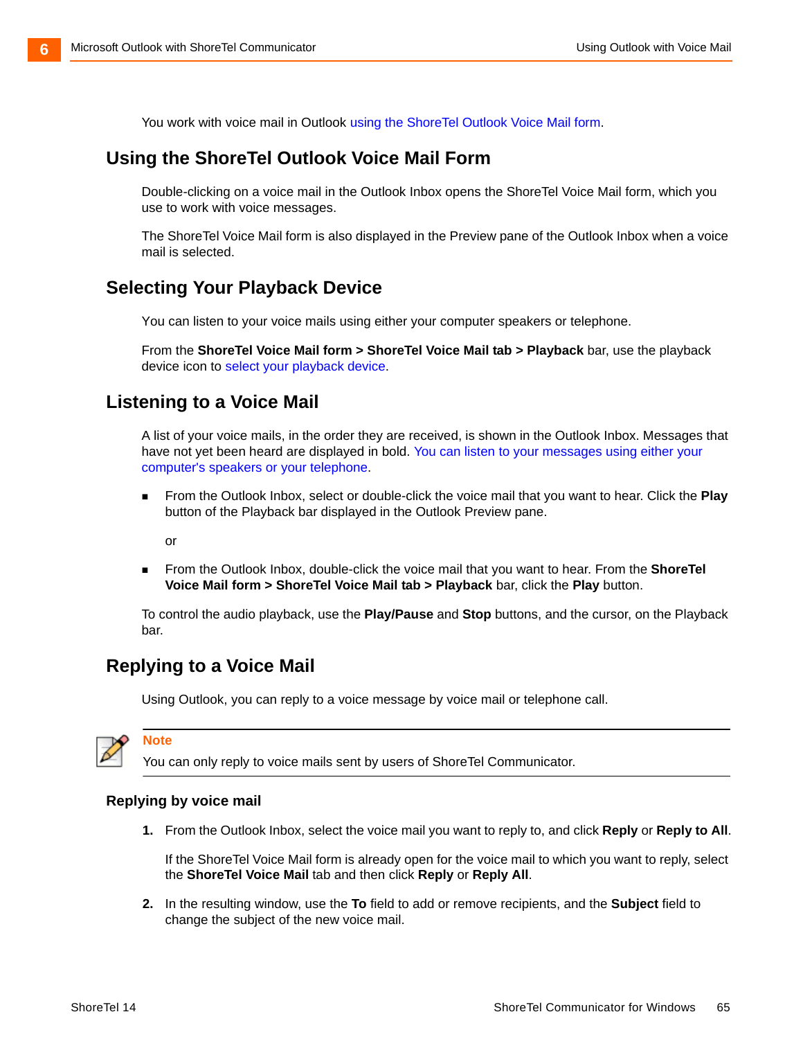You work with voice mail in Outlook using the ShoreTel Outlook Voice Mail form.

## Using the ShoreTel Outlook Voice Mail Form

Double-clicking on a voice mail in the Outlook Inbox opens the ShoreTel Voice Mail form, which you use to work with voice messages.

The ShoreTel Voice Mail form is also displayed in the Preview pane of the Outlook Inbox when a voice mail is selected.

## Selecting Your Playback Device

You can listen to your voice mails using either your computer speakers or telephone.

From the **ShoreTel Voice Mail form > ShoreTel Voice Mail tab > Playback** bar, use the playback device icon to select your playback device.

## Listening to a Voice Mail

A list of your voice mails, in the order they are received, is shown in the Outlook Inbox. Messages that have not yet been heard are displayed in bold. You can listen to your messages using either your computer's speakers or your telephone.

- From the Outlook Inbox, select or double-click the voice mail that you want to hear. Click the **Play** button of the Playback bar displayed in the Outlook Preview pane.

  or

- From the Outlook Inbox, double-click the voice mail that you want to hear. From the **ShoreTel Voice Mail form > ShoreTel Voice Mail tab > Playback** bar, click the **Play** button.

To control the audio playback, use the **Play/Pause** and **Stop** buttons, and the cursor, on the Playback bar.

## Replying to a Voice Mail

Using Outlook, you can reply to a voice message by voice mail or telephone call.

> **Note**
>
> You can only reply to voice mails sent by users of ShoreTel Communicator.

### Replying by voice mail

1. From the Outlook Inbox, select the voice mail you want to reply to, and click **Reply** or **Reply to All**.

   If the ShoreTel Voice Mail form is already open for the voice mail to which you want to reply, select the **ShoreTel Voice Mail** tab and then click **Reply** or **Reply All**.

2. In the resulting window, use the **To** field to add or remove recipients, and the **Subject** field to change the subject of the new voice mail.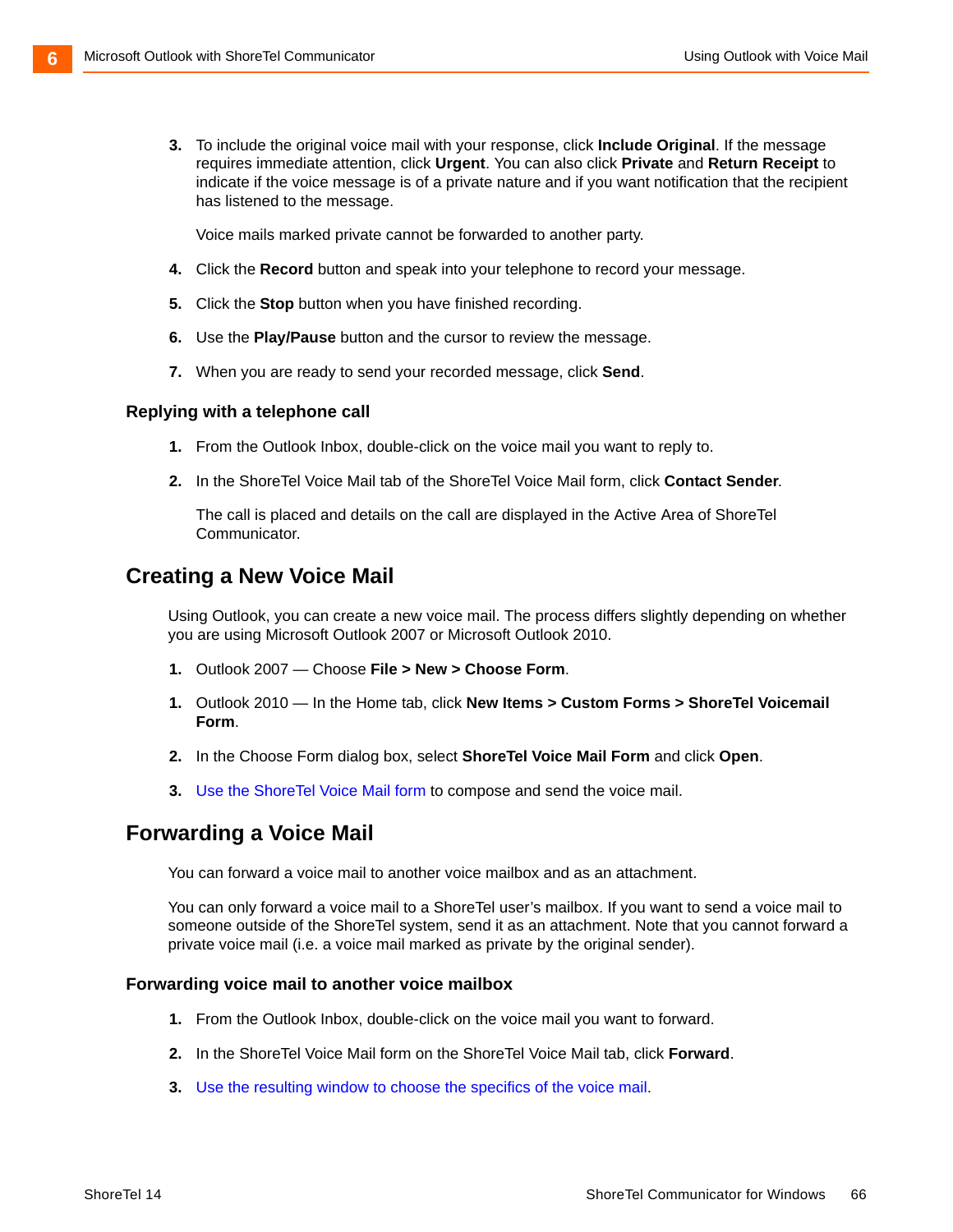3. To include the original voice mail with your response, click **Include Original**. If the message requires immediate attention, click **Urgent**. You can also click **Private** and **Return Receipt** to indicate if the voice message is of a private nature and if you want notification that the recipient has listened to the message.

   Voice mails marked private cannot be forwarded to another party.

4. Click the **Record** button and speak into your telephone to record your message.
5. Click the **Stop** button when you have finished recording.
6. Use the **Play/Pause** button and the cursor to review the message.
7. When you are ready to send your recorded message, click **Send**.

### Replying with a telephone call

1. From the Outlook Inbox, double-click on the voice mail you want to reply to.
2. In the ShoreTel Voice Mail tab of the ShoreTel Voice Mail form, click **Contact Sender**.

   The call is placed and details on the call are displayed in the Active Area of ShoreTel Communicator.

## Creating a New Voice Mail

Using Outlook, you can create a new voice mail. The process differs slightly depending on whether you are using Microsoft Outlook 2007 or Microsoft Outlook 2010.

1. Outlook 2007 — Choose **File > New > Choose Form**.
1. Outlook 2010 — In the Home tab, click **New Items > Custom Forms > ShoreTel Voicemail Form**.
2. In the Choose Form dialog box, select **ShoreTel Voice Mail Form** and click **Open**.
3. Use the ShoreTel Voice Mail form to compose and send the voice mail.

## Forwarding a Voice Mail

You can forward a voice mail to another voice mailbox and as an attachment.

You can only forward a voice mail to a ShoreTel user's mailbox. If you want to send a voice mail to someone outside of the ShoreTel system, send it as an attachment. Note that you cannot forward a private voice mail (i.e. a voice mail marked as private by the original sender).

### Forwarding voice mail to another voice mailbox

1. From the Outlook Inbox, double-click on the voice mail you want to forward.
2. In the ShoreTel Voice Mail form on the ShoreTel Voice Mail tab, click **Forward**.
3. Use the resulting window to choose the specifics of the voice mail.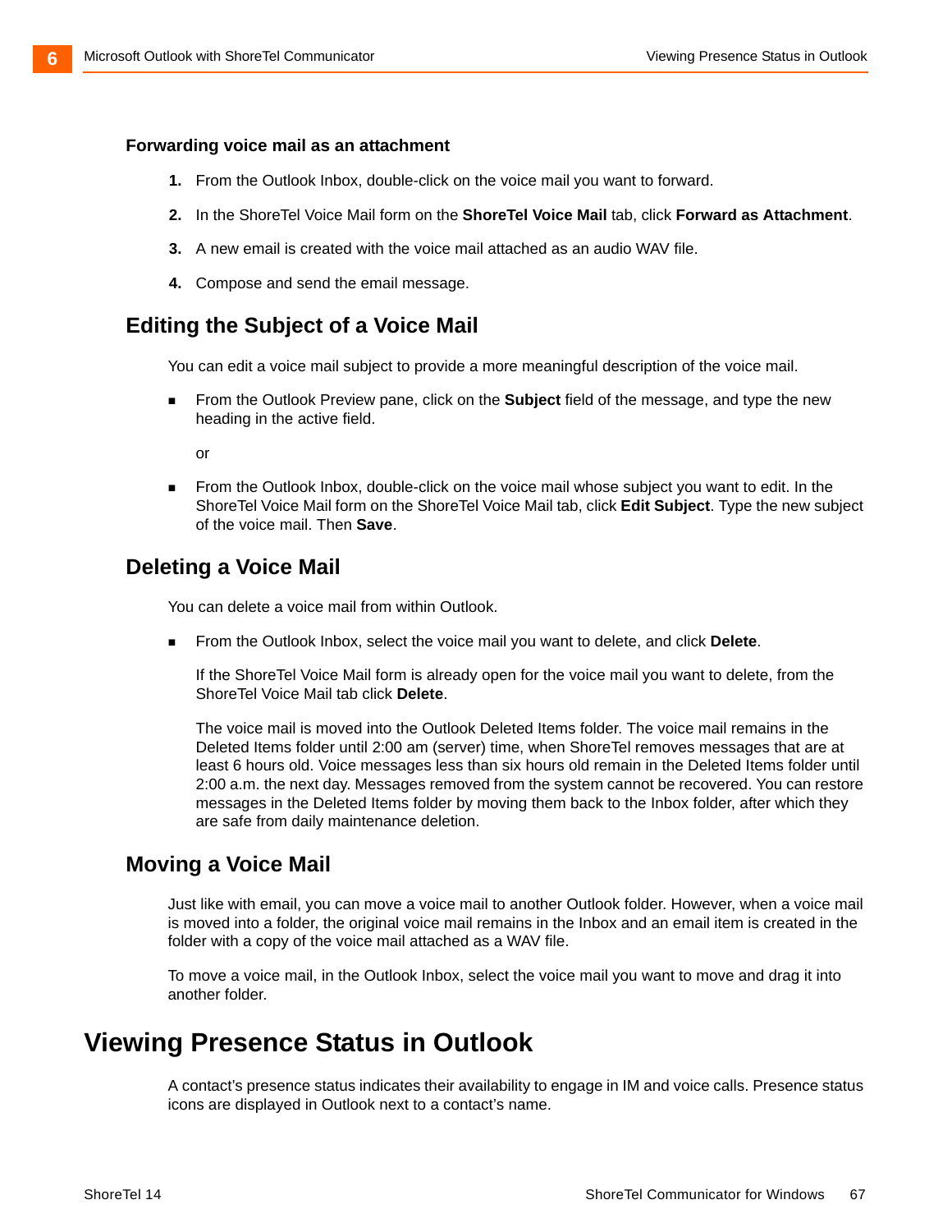### Forwarding voice mail as an attachment

1. From the Outlook Inbox, double-click on the voice mail you want to forward.
2. In the ShoreTel Voice Mail form on the **ShoreTel Voice Mail** tab, click **Forward as Attachment**.
3. A new email is created with the voice mail attached as an audio WAV file.
4. Compose and send the email message.

## Editing the Subject of a Voice Mail

You can edit a voice mail subject to provide a more meaningful description of the voice mail.

- From the Outlook Preview pane, click on the **Subject** field of the message, and type the new heading in the active field.

  or

- From the Outlook Inbox, double-click on the voice mail whose subject you want to edit. In the ShoreTel Voice Mail form on the ShoreTel Voice Mail tab, click **Edit Subject**. Type the new subject of the voice mail. Then **Save**.

## Deleting a Voice Mail

You can delete a voice mail from within Outlook.

- From the Outlook Inbox, select the voice mail you want to delete, and click **Delete**.

  If the ShoreTel Voice Mail form is already open for the voice mail you want to delete, from the ShoreTel Voice Mail tab click **Delete**.

  The voice mail is moved into the Outlook Deleted Items folder. The voice mail remains in the Deleted Items folder until 2:00 am (server) time, when ShoreTel removes messages that are at least 6 hours old. Voice messages less than six hours old remain in the Deleted Items folder until 2:00 a.m. the next day. Messages removed from the system cannot be recovered. You can restore messages in the Deleted Items folder by moving them back to the Inbox folder, after which they are safe from daily maintenance deletion.

## Moving a Voice Mail

Just like with email, you can move a voice mail to another Outlook folder. However, when a voice mail is moved into a folder, the original voice mail remains in the Inbox and an email item is created in the folder with a copy of the voice mail attached as a WAV file.

To move a voice mail, in the Outlook Inbox, select the voice mail you want to move and drag it into another folder.

# Viewing Presence Status in Outlook

A contact's presence status indicates their availability to engage in IM and voice calls. Presence status icons are displayed in Outlook next to a contact's name.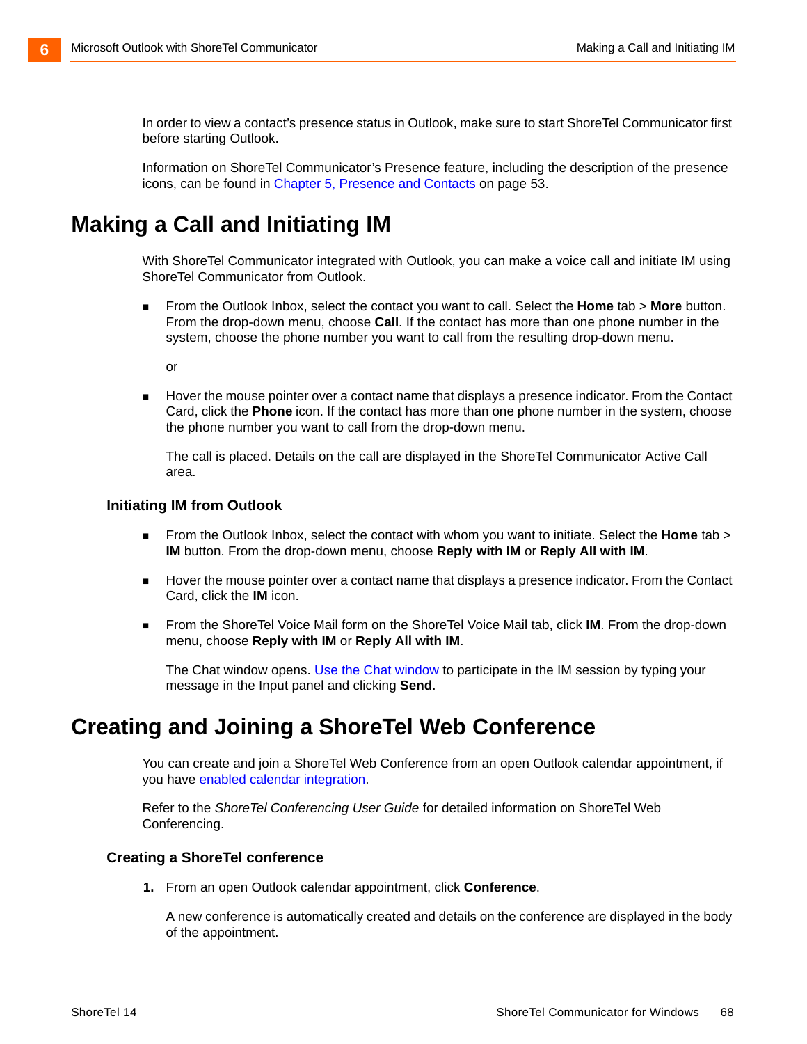In order to view a contact's presence status in Outlook, make sure to start ShoreTel Communicator first before starting Outlook.

Information on ShoreTel Communicator's Presence feature, including the description of the presence icons, can be found in Chapter 5, Presence and Contacts on page 53.

## Making a Call and Initiating IM

With ShoreTel Communicator integrated with Outlook, you can make a voice call and initiate IM using ShoreTel Communicator from Outlook.

- From the Outlook Inbox, select the contact you want to call. Select the **Home** tab > **More** button. From the drop-down menu, choose **Call**. If the contact has more than one phone number in the system, choose the phone number you want to call from the resulting drop-down menu.

  or

- Hover the mouse pointer over a contact name that displays a presence indicator. From the Contact Card, click the **Phone** icon. If the contact has more than one phone number in the system, choose the phone number you want to call from the drop-down menu.

  The call is placed. Details on the call are displayed in the ShoreTel Communicator Active Call area.

### Initiating IM from Outlook

- From the Outlook Inbox, select the contact with whom you want to initiate. Select the **Home** tab > **IM** button. From the drop-down menu, choose **Reply with IM** or **Reply All with IM**.
- Hover the mouse pointer over a contact name that displays a presence indicator. From the Contact Card, click the **IM** icon.
- From the ShoreTel Voice Mail form on the ShoreTel Voice Mail tab, click **IM**. From the drop-down menu, choose **Reply with IM** or **Reply All with IM**.

  The Chat window opens. Use the Chat window to participate in the IM session by typing your message in the Input panel and clicking **Send**.

## Creating and Joining a ShoreTel Web Conference

You can create and join a ShoreTel Web Conference from an open Outlook calendar appointment, if you have enabled calendar integration.

Refer to the *ShoreTel Conferencing User Guide* for detailed information on ShoreTel Web Conferencing.

### Creating a ShoreTel conference

1. From an open Outlook calendar appointment, click **Conference**.

   A new conference is automatically created and details on the conference are displayed in the body of the appointment.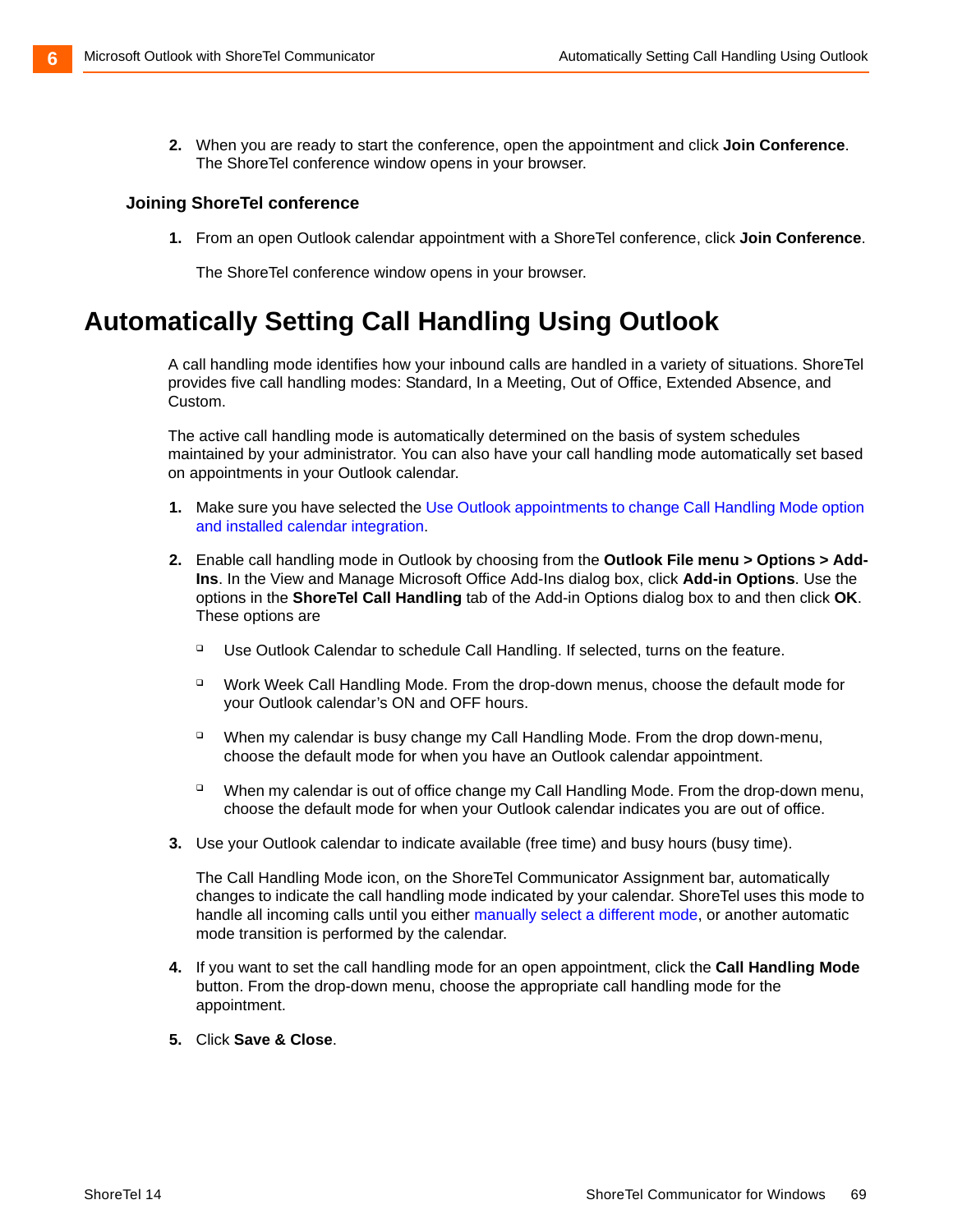2. When you are ready to start the conference, open the appointment and click **Join Conference**. The ShoreTel conference window opens in your browser.

### Joining ShoreTel conference

1. From an open Outlook calendar appointment with a ShoreTel conference, click **Join Conference**.

   The ShoreTel conference window opens in your browser.

## Automatically Setting Call Handling Using Outlook

A call handling mode identifies how your inbound calls are handled in a variety of situations. ShoreTel provides five call handling modes: Standard, In a Meeting, Out of Office, Extended Absence, and Custom.

The active call handling mode is automatically determined on the basis of system schedules maintained by your administrator. You can also have your call handling mode automatically set based on appointments in your Outlook calendar.

1. Make sure you have selected the Use Outlook appointments to change Call Handling Mode option and installed calendar integration.
2. Enable call handling mode in Outlook by choosing from the **Outlook File menu > Options > Add-Ins**. In the View and Manage Microsoft Office Add-Ins dialog box, click **Add-in Options**. Use the options in the **ShoreTel Call Handling** tab of the Add-in Options dialog box to and then click **OK**. These options are
   - Use Outlook Calendar to schedule Call Handling. If selected, turns on the feature.
   - Work Week Call Handling Mode. From the drop-down menus, choose the default mode for your Outlook calendar's ON and OFF hours.
   - When my calendar is busy change my Call Handling Mode. From the drop down-menu, choose the default mode for when you have an Outlook calendar appointment.
   - When my calendar is out of office change my Call Handling Mode. From the drop-down menu, choose the default mode for when your Outlook calendar indicates you are out of office.
3. Use your Outlook calendar to indicate available (free time) and busy hours (busy time).

   The Call Handling Mode icon, on the ShoreTel Communicator Assignment bar, automatically changes to indicate the call handling mode indicated by your calendar. ShoreTel uses this mode to handle all incoming calls until you either manually select a different mode, or another automatic mode transition is performed by the calendar.
4. If you want to set the call handling mode for an open appointment, click the **Call Handling Mode** button. From the drop-down menu, choose the appropriate call handling mode for the appointment.
5. Click **Save & Close**.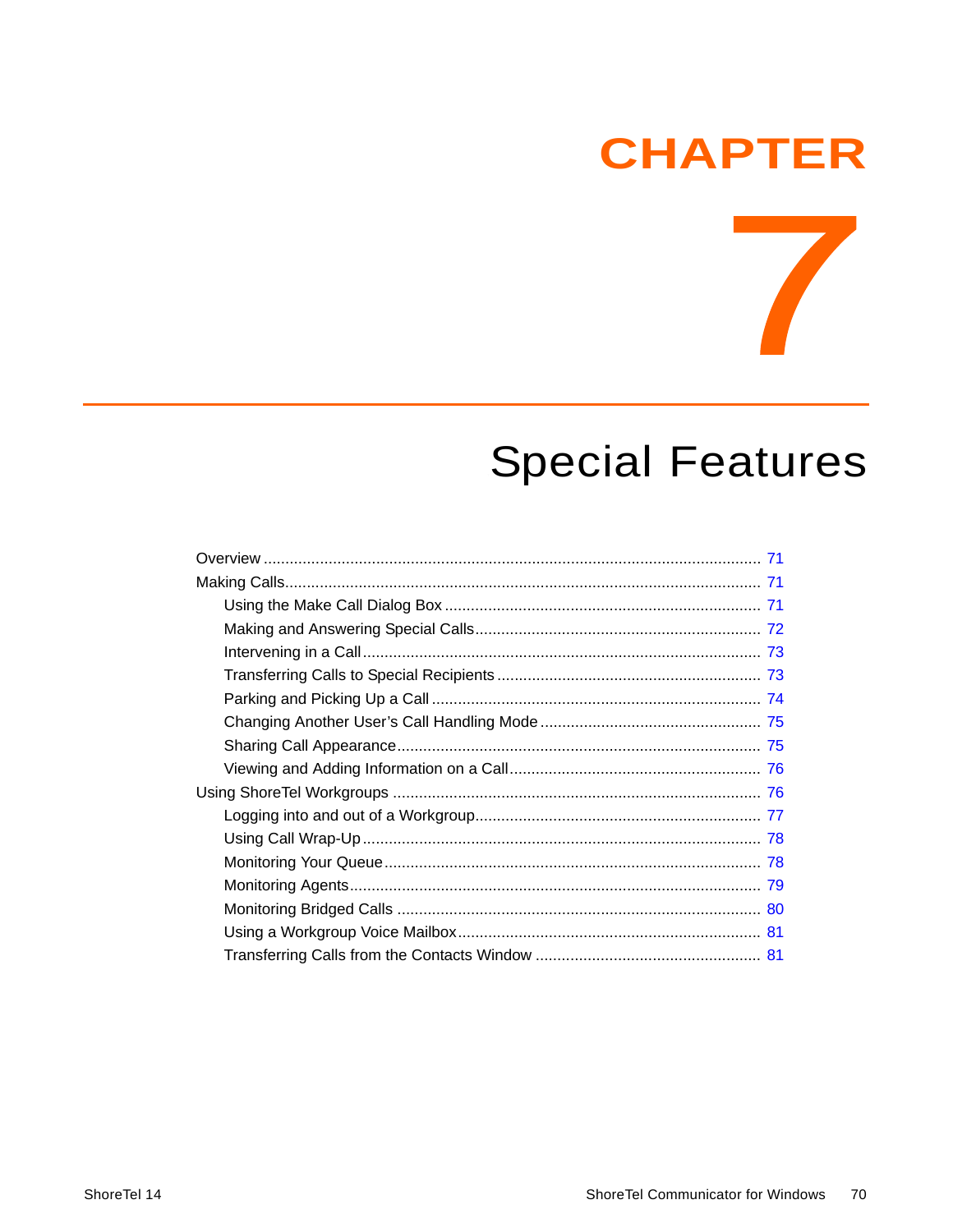# CHAPTER 7

# Special Features

- Overview ... 71
- Making Calls ... 71
  - Using the Make Call Dialog Box ... 71
  - Making and Answering Special Calls ... 72
  - Intervening in a Call ... 73
  - Transferring Calls to Special Recipients ... 73
  - Parking and Picking Up a Call ... 74
  - Changing Another User’s Call Handling Mode ... 75
  - Sharing Call Appearance ... 75
  - Viewing and Adding Information on a Call ... 76
- Using ShoreTel Workgroups ... 76
  - Logging into and out of a Workgroup ... 77
  - Using Call Wrap-Up ... 78
  - Monitoring Your Queue ... 78
  - Monitoring Agents ... 79
  - Monitoring Bridged Calls ... 80
  - Using a Workgroup Voice Mailbox ... 81
  - Transferring Calls from the Contacts Window ... 81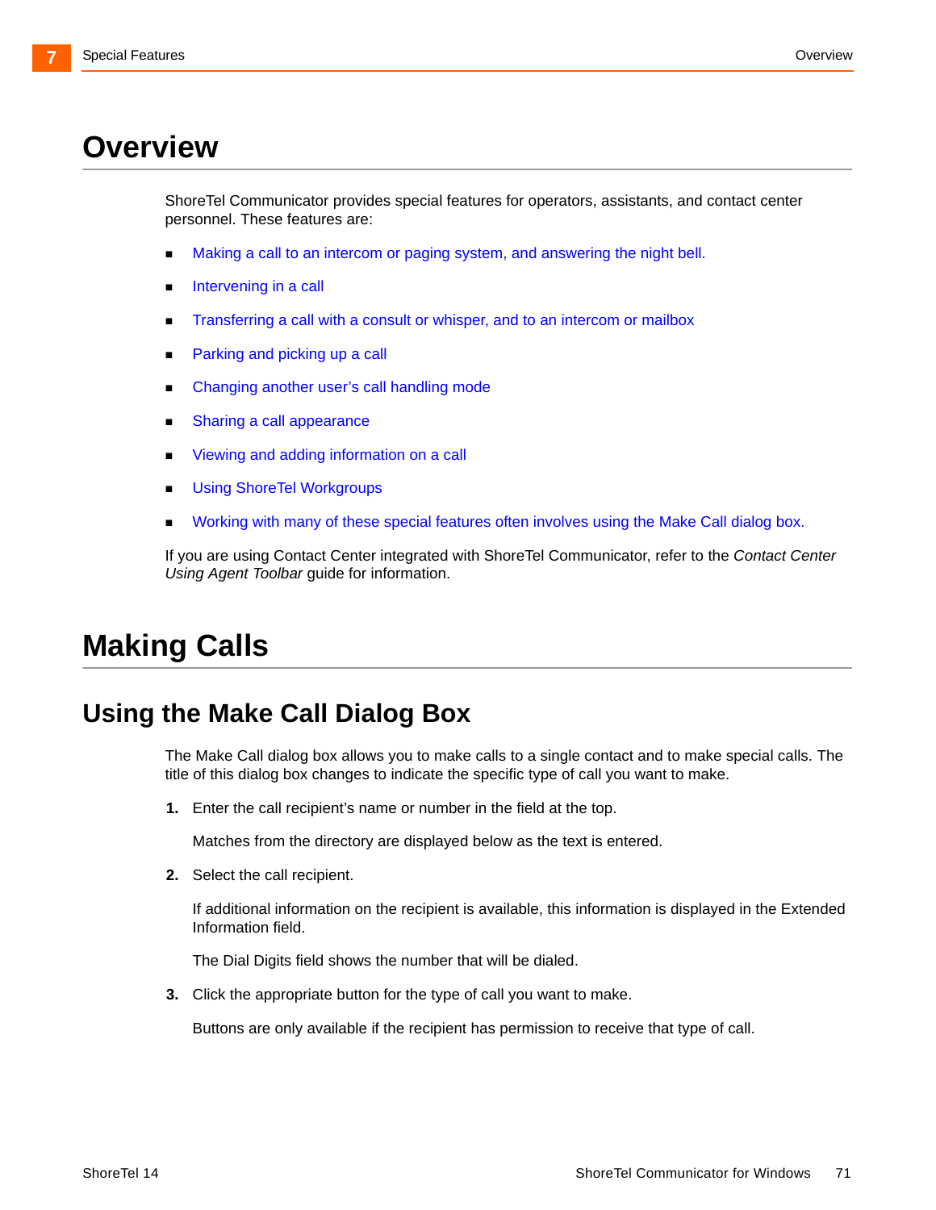# Overview

ShoreTel Communicator provides special features for operators, assistants, and contact center personnel. These features are:

- Making a call to an intercom or paging system, and answering the night bell.
- Intervening in a call
- Transferring a call with a consult or whisper, and to an intercom or mailbox
- Parking and picking up a call
- Changing another user's call handling mode
- Sharing a call appearance
- Viewing and adding information on a call
- Using ShoreTel Workgroups
- Working with many of these special features often involves using the Make Call dialog box.

If you are using Contact Center integrated with ShoreTel Communicator, refer to the *Contact Center Using Agent Toolbar* guide for information.

# Making Calls

## Using the Make Call Dialog Box

The Make Call dialog box allows you to make calls to a single contact and to make special calls. The title of this dialog box changes to indicate the specific type of call you want to make.

1. Enter the call recipient's name or number in the field at the top.

   Matches from the directory are displayed below as the text is entered.

2. Select the call recipient.

   If additional information on the recipient is available, this information is displayed in the Extended Information field.

   The Dial Digits field shows the number that will be dialed.

3. Click the appropriate button for the type of call you want to make.

   Buttons are only available if the recipient has permission to receive that type of call.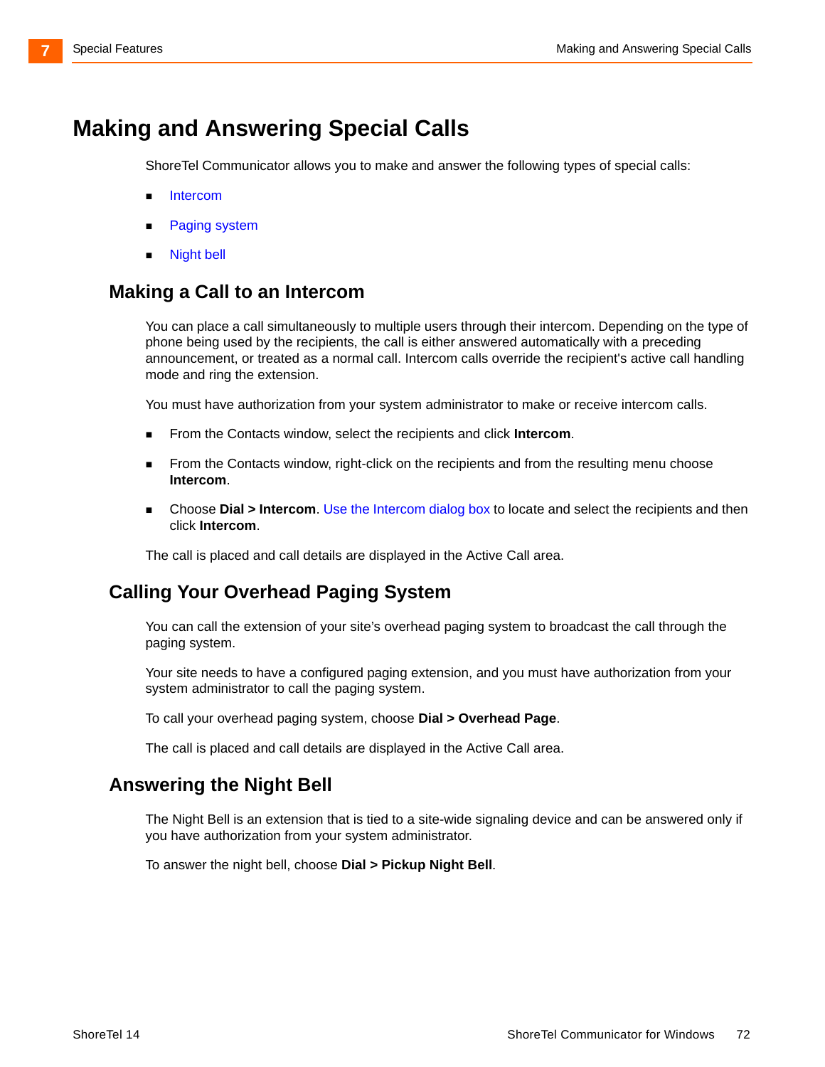# Making and Answering Special Calls

ShoreTel Communicator allows you to make and answer the following types of special calls:

- Intercom
- Paging system
- Night bell

## Making a Call to an Intercom

You can place a call simultaneously to multiple users through their intercom. Depending on the type of phone being used by the recipients, the call is either answered automatically with a preceding announcement, or treated as a normal call. Intercom calls override the recipient's active call handling mode and ring the extension.

You must have authorization from your system administrator to make or receive intercom calls.

- From the Contacts window, select the recipients and click **Intercom**.
- From the Contacts window, right-click on the recipients and from the resulting menu choose **Intercom**.
- Choose **Dial > Intercom**. Use the Intercom dialog box to locate and select the recipients and then click **Intercom**.

The call is placed and call details are displayed in the Active Call area.

## Calling Your Overhead Paging System

You can call the extension of your site's overhead paging system to broadcast the call through the paging system.

Your site needs to have a configured paging extension, and you must have authorization from your system administrator to call the paging system.

To call your overhead paging system, choose **Dial > Overhead Page**.

The call is placed and call details are displayed in the Active Call area.

## Answering the Night Bell

The Night Bell is an extension that is tied to a site-wide signaling device and can be answered only if you have authorization from your system administrator.

To answer the night bell, choose **Dial > Pickup Night Bell**.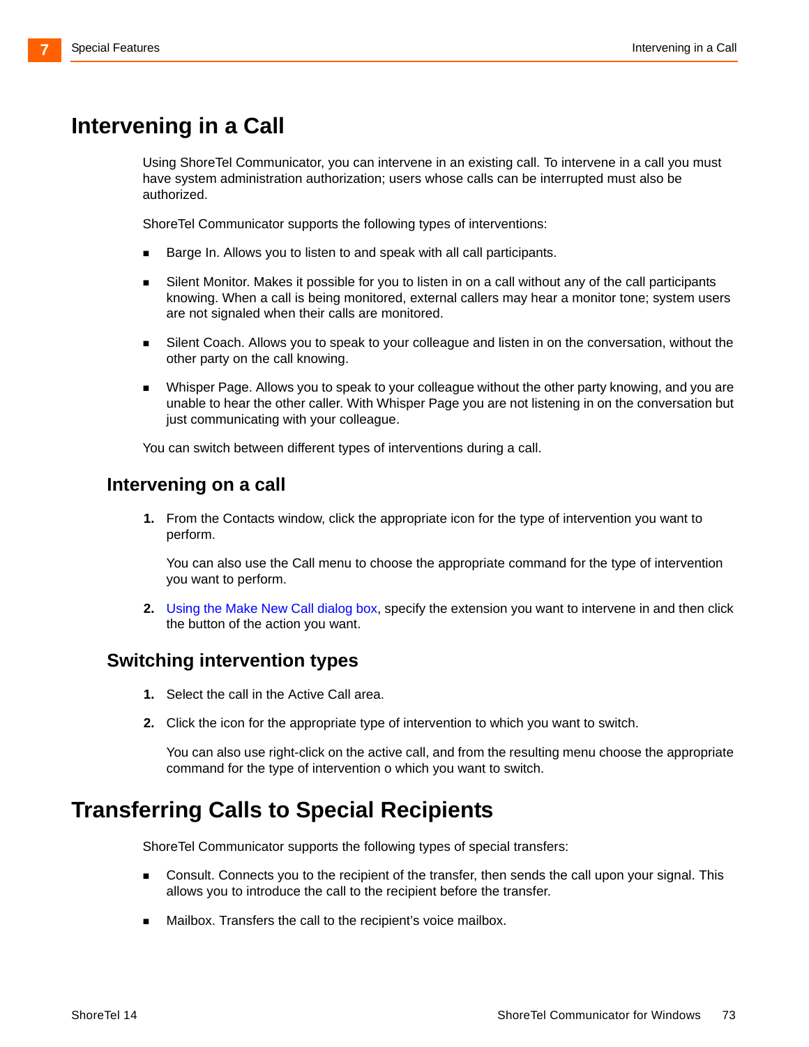# Intervening in a Call

Using ShoreTel Communicator, you can intervene in an existing call. To intervene in a call you must have system administration authorization; users whose calls can be interrupted must also be authorized.

ShoreTel Communicator supports the following types of interventions:

- Barge In. Allows you to listen to and speak with all call participants.
- Silent Monitor. Makes it possible for you to listen in on a call without any of the call participants knowing. When a call is being monitored, external callers may hear a monitor tone; system users are not signaled when their calls are monitored.
- Silent Coach. Allows you to speak to your colleague and listen in on the conversation, without the other party on the call knowing.
- Whisper Page. Allows you to speak to your colleague without the other party knowing, and you are unable to hear the other caller. With Whisper Page you are not listening in on the conversation but just communicating with your colleague.

You can switch between different types of interventions during a call.

## Intervening on a call

1. From the Contacts window, click the appropriate icon for the type of intervention you want to perform.

   You can also use the Call menu to choose the appropriate command for the type of intervention you want to perform.

2. Using the Make New Call dialog box, specify the extension you want to intervene in and then click the button of the action you want.

## Switching intervention types

1. Select the call in the Active Call area.
2. Click the icon for the appropriate type of intervention to which you want to switch.

   You can also use right-click on the active call, and from the resulting menu choose the appropriate command for the type of intervention o which you want to switch.

# Transferring Calls to Special Recipients

ShoreTel Communicator supports the following types of special transfers:

- Consult. Connects you to the recipient of the transfer, then sends the call upon your signal. This allows you to introduce the call to the recipient before the transfer.
- Mailbox. Transfers the call to the recipient's voice mailbox.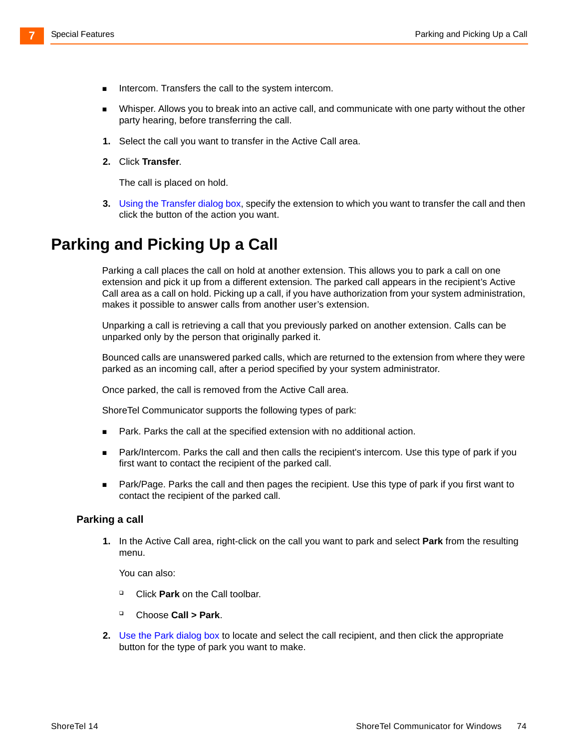- Intercom. Transfers the call to the system intercom.
- Whisper. Allows you to break into an active call, and communicate with one party without the other party hearing, before transferring the call.

1. Select the call you want to transfer in the Active Call area.
2. Click **Transfer**.

   The call is placed on hold.

3. Using the Transfer dialog box, specify the extension to which you want to transfer the call and then click the button of the action you want.

# Parking and Picking Up a Call

Parking a call places the call on hold at another extension. This allows you to park a call on one extension and pick it up from a different extension. The parked call appears in the recipient's Active Call area as a call on hold. Picking up a call, if you have authorization from your system administration, makes it possible to answer calls from another user's extension.

Unparking a call is retrieving a call that you previously parked on another extension. Calls can be unparked only by the person that originally parked it.

Bounced calls are unanswered parked calls, which are returned to the extension from where they were parked as an incoming call, after a period specified by your system administrator.

Once parked, the call is removed from the Active Call area.

ShoreTel Communicator supports the following types of park:

- Park. Parks the call at the specified extension with no additional action.
- Park/Intercom. Parks the call and then calls the recipient's intercom. Use this type of park if you first want to contact the recipient of the parked call.
- Park/Page. Parks the call and then pages the recipient. Use this type of park if you first want to contact the recipient of the parked call.

## Parking a call

1. In the Active Call area, right-click on the call you want to park and select **Park** from the resulting menu.

   You can also:

   - Click **Park** on the Call toolbar.
   - Choose **Call > Park**.

2. Use the Park dialog box to locate and select the call recipient, and then click the appropriate button for the type of park you want to make.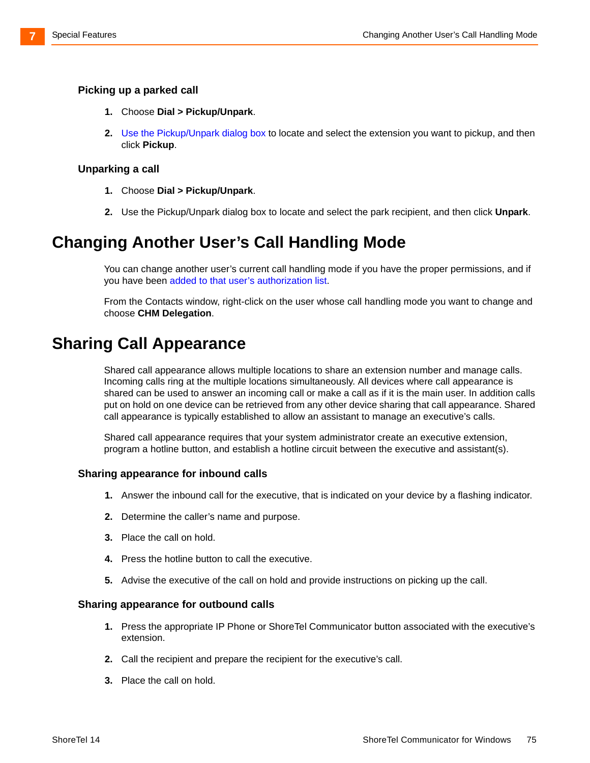### Picking up a parked call

1. Choose **Dial > Pickup/Unpark**.
2. Use the Pickup/Unpark dialog box to locate and select the extension you want to pickup, and then click **Pickup**.

### Unparking a call

1. Choose **Dial > Pickup/Unpark**.
2. Use the Pickup/Unpark dialog box to locate and select the park recipient, and then click **Unpark**.

## Changing Another User's Call Handling Mode

You can change another user's current call handling mode if you have the proper permissions, and if you have been added to that user's authorization list.

From the Contacts window, right-click on the user whose call handling mode you want to change and choose **CHM Delegation**.

## Sharing Call Appearance

Shared call appearance allows multiple locations to share an extension number and manage calls. Incoming calls ring at the multiple locations simultaneously. All devices where call appearance is shared can be used to answer an incoming call or make a call as if it is the main user. In addition calls put on hold on one device can be retrieved from any other device sharing that call appearance. Shared call appearance is typically established to allow an assistant to manage an executive's calls.

Shared call appearance requires that your system administrator create an executive extension, program a hotline button, and establish a hotline circuit between the executive and assistant(s).

### Sharing appearance for inbound calls

1. Answer the inbound call for the executive, that is indicated on your device by a flashing indicator.
2. Determine the caller's name and purpose.
3. Place the call on hold.
4. Press the hotline button to call the executive.
5. Advise the executive of the call on hold and provide instructions on picking up the call.

### Sharing appearance for outbound calls

1. Press the appropriate IP Phone or ShoreTel Communicator button associated with the executive's extension.
2. Call the recipient and prepare the recipient for the executive's call.
3. Place the call on hold.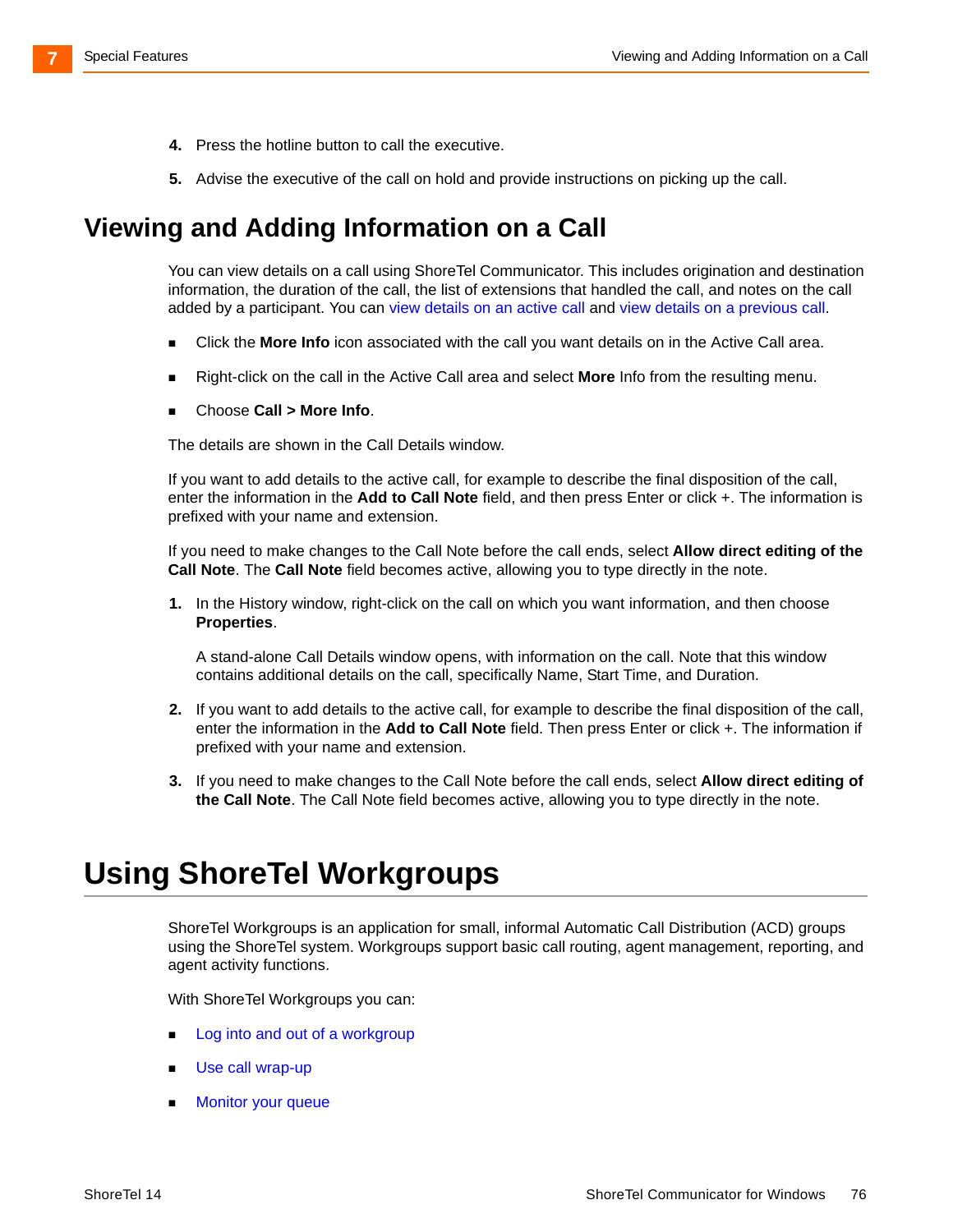4. Press the hotline button to call the executive.

5. Advise the executive of the call on hold and provide instructions on picking up the call.

## Viewing and Adding Information on a Call

You can view details on a call using ShoreTel Communicator. This includes origination and destination information, the duration of the call, the list of extensions that handled the call, and notes on the call added by a participant. You can view details on an active call and view details on a previous call.

- Click the **More Info** icon associated with the call you want details on in the Active Call area.
- Right-click on the call in the Active Call area and select **More** Info from the resulting menu.
- Choose **Call > More Info**.

The details are shown in the Call Details window.

If you want to add details to the active call, for example to describe the final disposition of the call, enter the information in the **Add to Call Note** field, and then press Enter or click +. The information is prefixed with your name and extension.

If you need to make changes to the Call Note before the call ends, select **Allow direct editing of the Call Note**. The **Call Note** field becomes active, allowing you to type directly in the note.

1. In the History window, right-click on the call on which you want information, and then choose **Properties**.

   A stand-alone Call Details window opens, with information on the call. Note that this window contains additional details on the call, specifically Name, Start Time, and Duration.

2. If you want to add details to the active call, for example to describe the final disposition of the call, enter the information in the **Add to Call Note** field. Then press Enter or click +. The information if prefixed with your name and extension.

3. If you need to make changes to the Call Note before the call ends, select **Allow direct editing of the Call Note**. The Call Note field becomes active, allowing you to type directly in the note.

# Using ShoreTel Workgroups

ShoreTel Workgroups is an application for small, informal Automatic Call Distribution (ACD) groups using the ShoreTel system. Workgroups support basic call routing, agent management, reporting, and agent activity functions.

With ShoreTel Workgroups you can:

- Log into and out of a workgroup
- Use call wrap-up
- Monitor your queue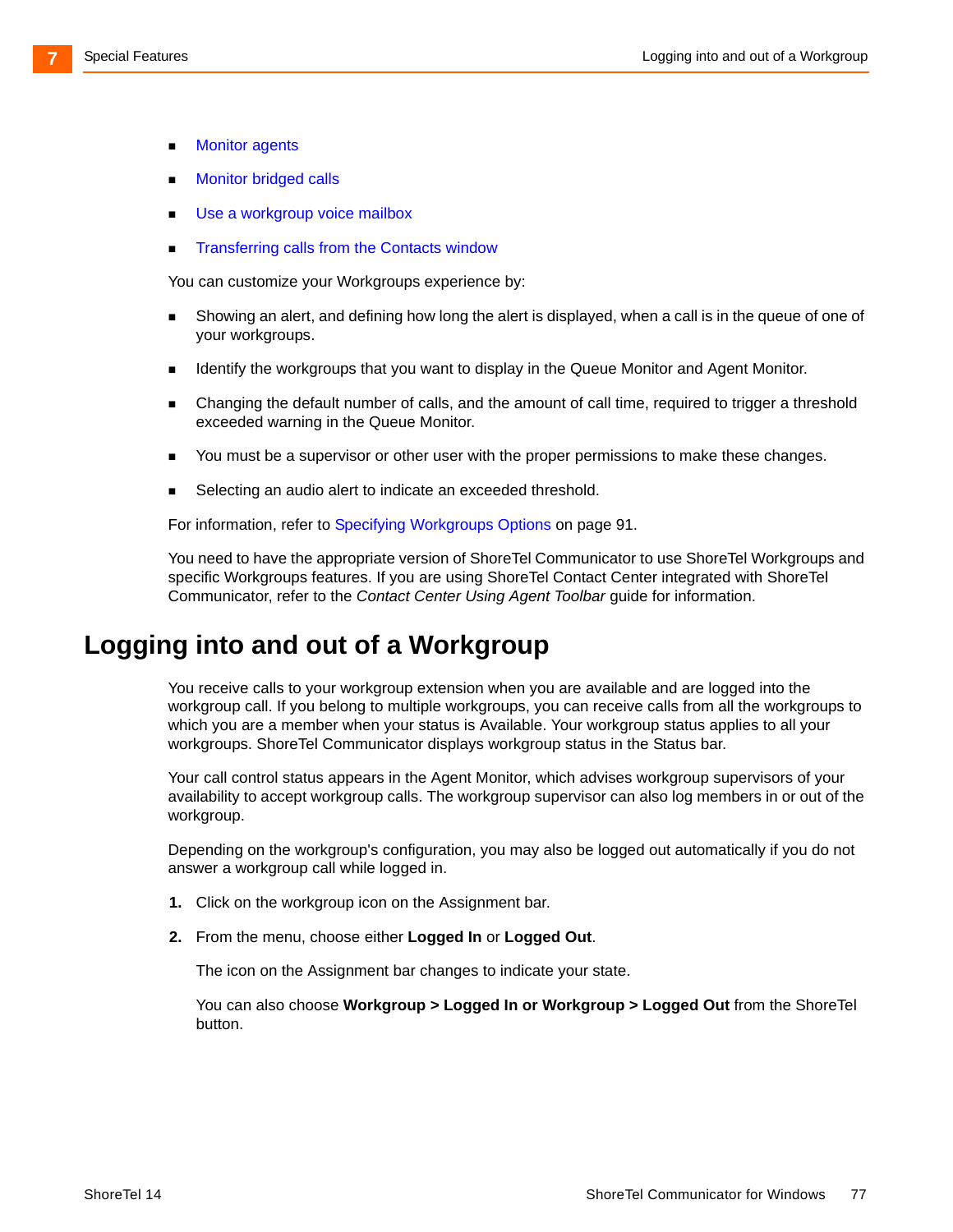- Monitor agents
- Monitor bridged calls
- Use a workgroup voice mailbox
- Transferring calls from the Contacts window

You can customize your Workgroups experience by:

- Showing an alert, and defining how long the alert is displayed, when a call is in the queue of one of your workgroups.
- Identify the workgroups that you want to display in the Queue Monitor and Agent Monitor.
- Changing the default number of calls, and the amount of call time, required to trigger a threshold exceeded warning in the Queue Monitor.
- You must be a supervisor or other user with the proper permissions to make these changes.
- Selecting an audio alert to indicate an exceeded threshold.

For information, refer to Specifying Workgroups Options on page 91.

You need to have the appropriate version of ShoreTel Communicator to use ShoreTel Workgroups and specific Workgroups features. If you are using ShoreTel Contact Center integrated with ShoreTel Communicator, refer to the *Contact Center Using Agent Toolbar* guide for information.

## Logging into and out of a Workgroup

You receive calls to your workgroup extension when you are available and are logged into the workgroup call. If you belong to multiple workgroups, you can receive calls from all the workgroups to which you are a member when your status is Available. Your workgroup status applies to all your workgroups. ShoreTel Communicator displays workgroup status in the Status bar.

Your call control status appears in the Agent Monitor, which advises workgroup supervisors of your availability to accept workgroup calls. The workgroup supervisor can also log members in or out of the workgroup.

Depending on the workgroup's configuration, you may also be logged out automatically if you do not answer a workgroup call while logged in.

1. Click on the workgroup icon on the Assignment bar.
2. From the menu, choose either **Logged In** or **Logged Out**.

   The icon on the Assignment bar changes to indicate your state.

   You can also choose **Workgroup > Logged In or Workgroup > Logged Out** from the ShoreTel button.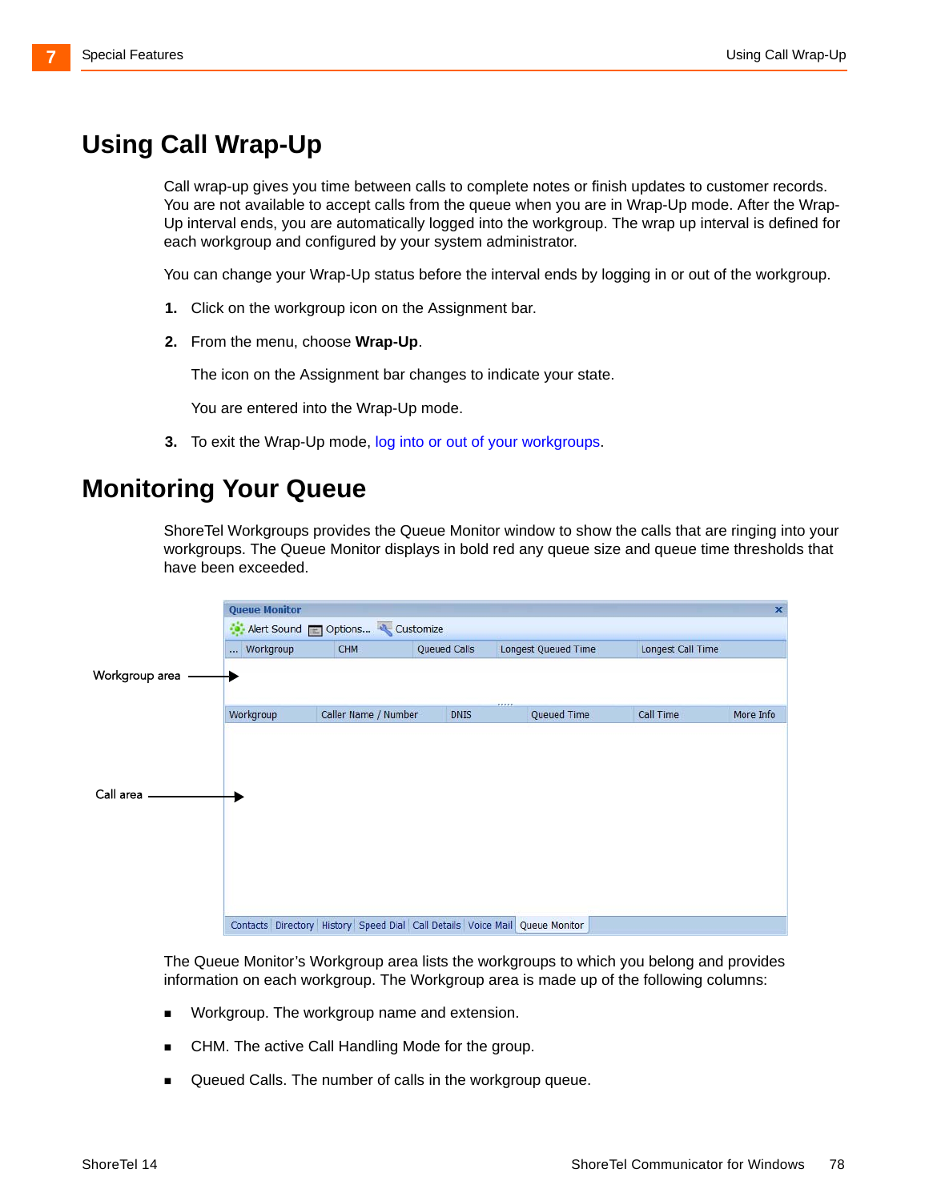# Using Call Wrap-Up

Call wrap-up gives you time between calls to complete notes or finish updates to customer records. You are not available to accept calls from the queue when you are in Wrap-Up mode. After the Wrap-Up interval ends, you are automatically logged into the workgroup. The wrap up interval is defined for each workgroup and configured by your system administrator.

You can change your Wrap-Up status before the interval ends by logging in or out of the workgroup.

1. Click on the workgroup icon on the Assignment bar.
2. From the menu, choose **Wrap-Up**.

   The icon on the Assignment bar changes to indicate your state.

   You are entered into the Wrap-Up mode.
3. To exit the Wrap-Up mode, log into or out of your workgroups.

# Monitoring Your Queue

ShoreTel Workgroups provides the Queue Monitor window to show the calls that are ringing into your workgroups. The Queue Monitor displays in bold red any queue size and queue time thresholds that have been exceeded.

The Queue Monitor's Workgroup area lists the workgroups to which you belong and provides information on each workgroup. The Workgroup area is made up of the following columns:

- Workgroup. The workgroup name and extension.
- CHM. The active Call Handling Mode for the group.
- Queued Calls. The number of calls in the workgroup queue.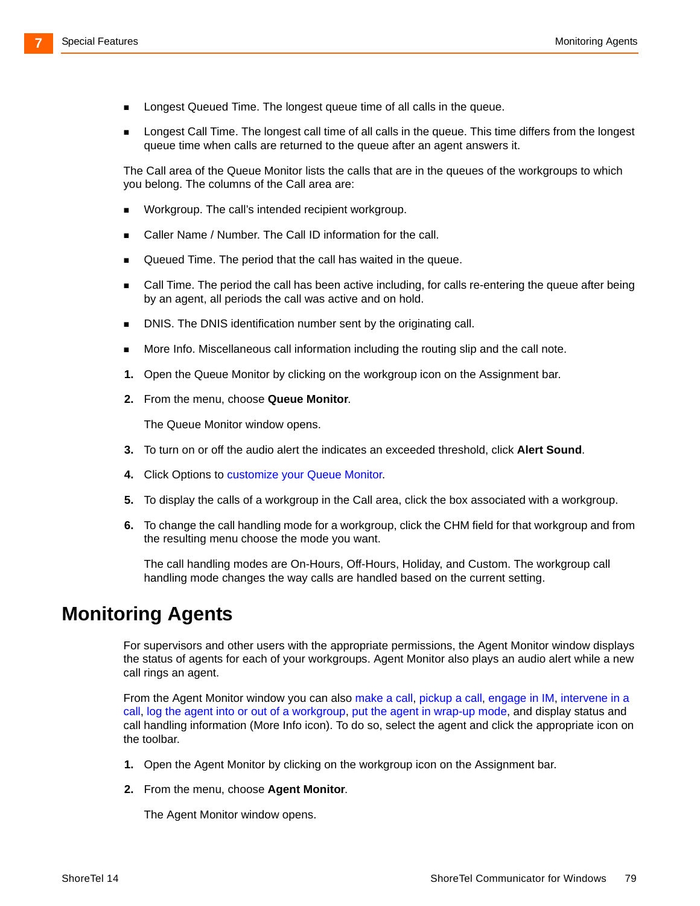- Longest Queued Time. The longest queue time of all calls in the queue.
- Longest Call Time. The longest call time of all calls in the queue. This time differs from the longest queue time when calls are returned to the queue after an agent answers it.

The Call area of the Queue Monitor lists the calls that are in the queues of the workgroups to which you belong. The columns of the Call area are:

- Workgroup. The call's intended recipient workgroup.
- Caller Name / Number. The Call ID information for the call.
- Queued Time. The period that the call has waited in the queue.
- Call Time. The period the call has been active including, for calls re-entering the queue after being by an agent, all periods the call was active and on hold.
- DNIS. The DNIS identification number sent by the originating call.
- More Info. Miscellaneous call information including the routing slip and the call note.

1. Open the Queue Monitor by clicking on the workgroup icon on the Assignment bar.
2. From the menu, choose **Queue Monitor**.

   The Queue Monitor window opens.
3. To turn on or off the audio alert the indicates an exceeded threshold, click **Alert Sound**.
4. Click Options to customize your Queue Monitor.
5. To display the calls of a workgroup in the Call area, click the box associated with a workgroup.
6. To change the call handling mode for a workgroup, click the CHM field for that workgroup and from the resulting menu choose the mode you want.

   The call handling modes are On-Hours, Off-Hours, Holiday, and Custom. The workgroup call handling mode changes the way calls are handled based on the current setting.

## Monitoring Agents

For supervisors and other users with the appropriate permissions, the Agent Monitor window displays the status of agents for each of your workgroups. Agent Monitor also plays an audio alert while a new call rings an agent.

From the Agent Monitor window you can also make a call, pickup a call, engage in IM, intervene in a call, log the agent into or out of a workgroup, put the agent in wrap-up mode, and display status and call handling information (More Info icon). To do so, select the agent and click the appropriate icon on the toolbar.

1. Open the Agent Monitor by clicking on the workgroup icon on the Assignment bar.
2. From the menu, choose **Agent Monitor**.

   The Agent Monitor window opens.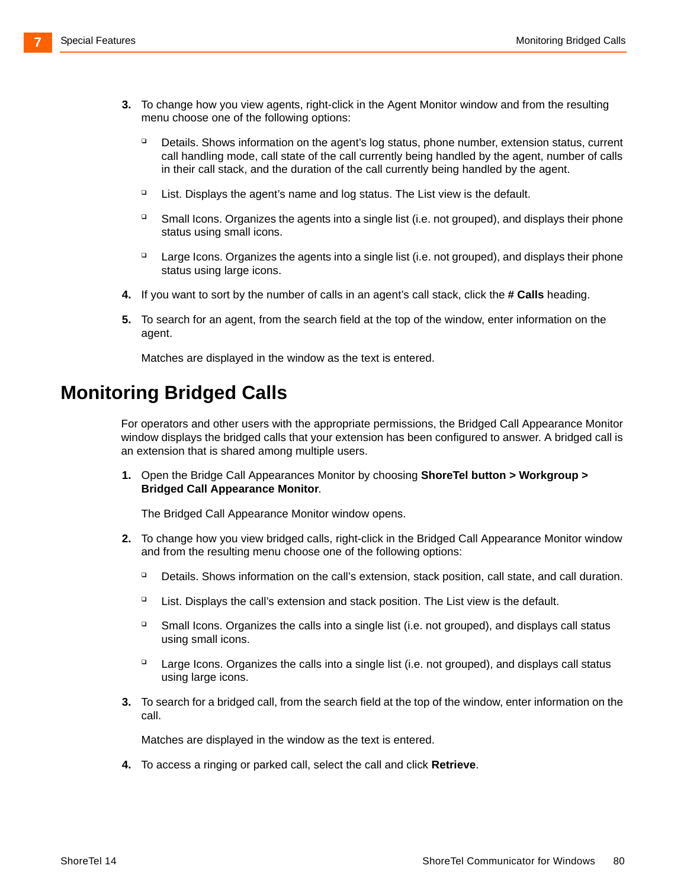3. To change how you view agents, right-click in the Agent Monitor window and from the resulting menu choose one of the following options:

   - Details. Shows information on the agent's log status, phone number, extension status, current call handling mode, call state of the call currently being handled by the agent, number of calls in their call stack, and the duration of the call currently being handled by the agent.
   - List. Displays the agent's name and log status. The List view is the default.
   - Small Icons. Organizes the agents into a single list (i.e. not grouped), and displays their phone status using small icons.
   - Large Icons. Organizes the agents into a single list (i.e. not grouped), and displays their phone status using large icons.

4. If you want to sort by the number of calls in an agent's call stack, click the **# Calls** heading.

5. To search for an agent, from the search field at the top of the window, enter information on the agent.

   Matches are displayed in the window as the text is entered.

## Monitoring Bridged Calls

For operators and other users with the appropriate permissions, the Bridged Call Appearance Monitor window displays the bridged calls that your extension has been configured to answer. A bridged call is an extension that is shared among multiple users.

1. Open the Bridge Call Appearances Monitor by choosing **ShoreTel button > Workgroup > Bridged Call Appearance Monitor**.

   The Bridged Call Appearance Monitor window opens.

2. To change how you view bridged calls, right-click in the Bridged Call Appearance Monitor window and from the resulting menu choose one of the following options:

   - Details. Shows information on the call's extension, stack position, call state, and call duration.
   - List. Displays the call's extension and stack position. The List view is the default.
   - Small Icons. Organizes the calls into a single list (i.e. not grouped), and displays call status using small icons.
   - Large Icons. Organizes the calls into a single list (i.e. not grouped), and displays call status using large icons.

3. To search for a bridged call, from the search field at the top of the window, enter information on the call.

   Matches are displayed in the window as the text is entered.

4. To access a ringing or parked call, select the call and click **Retrieve**.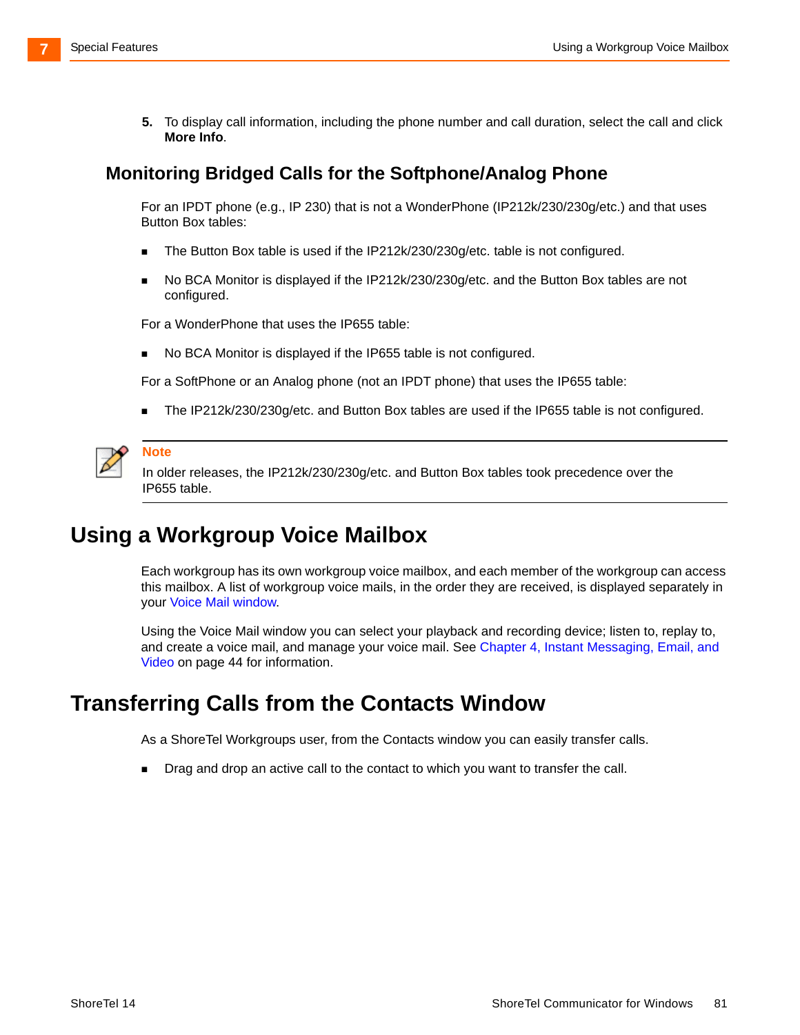5. To display call information, including the phone number and call duration, select the call and click **More Info**.

### Monitoring Bridged Calls for the Softphone/Analog Phone

For an IPDT phone (e.g., IP 230) that is not a WonderPhone (IP212k/230/230g/etc.) and that uses Button Box tables:

- The Button Box table is used if the IP212k/230/230g/etc. table is not configured.
- No BCA Monitor is displayed if the IP212k/230/230g/etc. and the Button Box tables are not configured.

For a WonderPhone that uses the IP655 table:

- No BCA Monitor is displayed if the IP655 table is not configured.

For a SoftPhone or an Analog phone (not an IPDT phone) that uses the IP655 table:

- The IP212k/230/230g/etc. and Button Box tables are used if the IP655 table is not configured.

**Note**

In older releases, the IP212k/230/230g/etc. and Button Box tables took precedence over the IP655 table.

## Using a Workgroup Voice Mailbox

Each workgroup has its own workgroup voice mailbox, and each member of the workgroup can access this mailbox. A list of workgroup voice mails, in the order they are received, is displayed separately in your Voice Mail window.

Using the Voice Mail window you can select your playback and recording device; listen to, replay to, and create a voice mail, and manage your voice mail. See Chapter 4, Instant Messaging, Email, and Video on page 44 for information.

## Transferring Calls from the Contacts Window

As a ShoreTel Workgroups user, from the Contacts window you can easily transfer calls.

- Drag and drop an active call to the contact to which you want to transfer the call.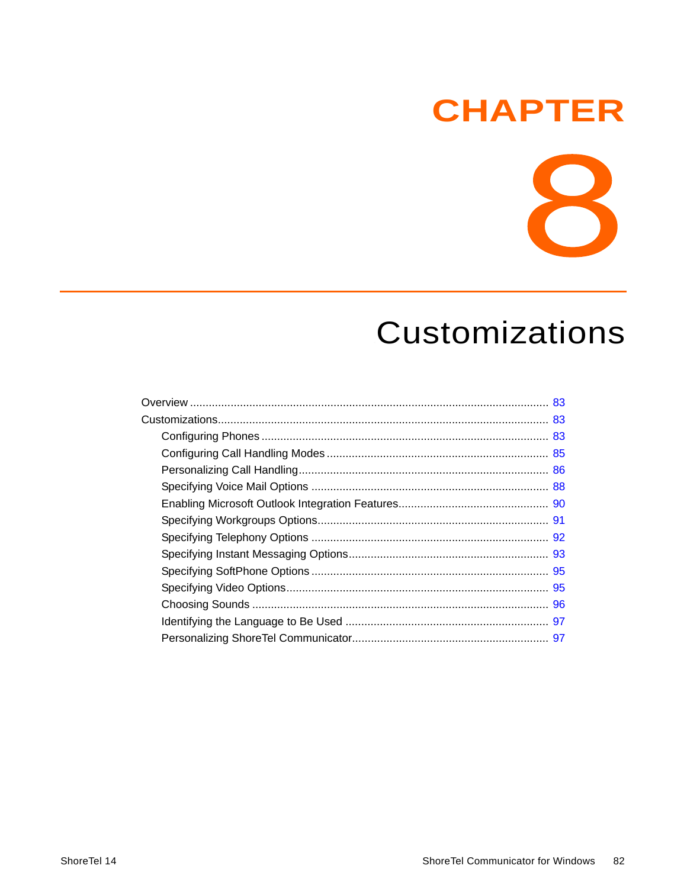# CHAPTER 8

# Customizations

- Overview ..... 83
- Customizations..... 83
  - Configuring Phones ..... 83
  - Configuring Call Handling Modes ..... 85
  - Personalizing Call Handling..... 86
  - Specifying Voice Mail Options ..... 88
  - Enabling Microsoft Outlook Integration Features..... 90
  - Specifying Workgroups Options..... 91
  - Specifying Telephony Options ..... 92
  - Specifying Instant Messaging Options..... 93
  - Specifying SoftPhone Options ..... 95
  - Specifying Video Options..... 95
  - Choosing Sounds ..... 96
  - Identifying the Language to Be Used ..... 97
  - Personalizing ShoreTel Communicator..... 97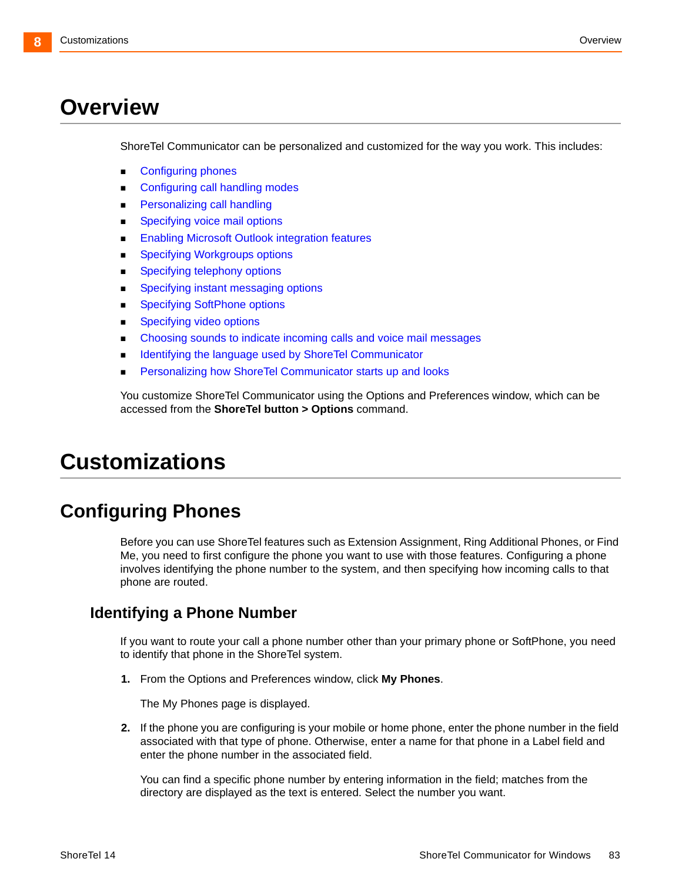# Overview

ShoreTel Communicator can be personalized and customized for the way you work. This includes:

- Configuring phones
- Configuring call handling modes
- Personalizing call handling
- Specifying voice mail options
- Enabling Microsoft Outlook integration features
- Specifying Workgroups options
- Specifying telephony options
- Specifying instant messaging options
- Specifying SoftPhone options
- Specifying video options
- Choosing sounds to indicate incoming calls and voice mail messages
- Identifying the language used by ShoreTel Communicator
- Personalizing how ShoreTel Communicator starts up and looks

You customize ShoreTel Communicator using the Options and Preferences window, which can be accessed from the **ShoreTel button > Options** command.

# Customizations

## Configuring Phones

Before you can use ShoreTel features such as Extension Assignment, Ring Additional Phones, or Find Me, you need to first configure the phone you want to use with those features. Configuring a phone involves identifying the phone number to the system, and then specifying how incoming calls to that phone are routed.

### Identifying a Phone Number

If you want to route your call a phone number other than your primary phone or SoftPhone, you need to identify that phone in the ShoreTel system.

1. From the Options and Preferences window, click **My Phones**.

   The My Phones page is displayed.

2. If the phone you are configuring is your mobile or home phone, enter the phone number in the field associated with that type of phone. Otherwise, enter a name for that phone in a Label field and enter the phone number in the associated field.

   You can find a specific phone number by entering information in the field; matches from the directory are displayed as the text is entered. Select the number you want.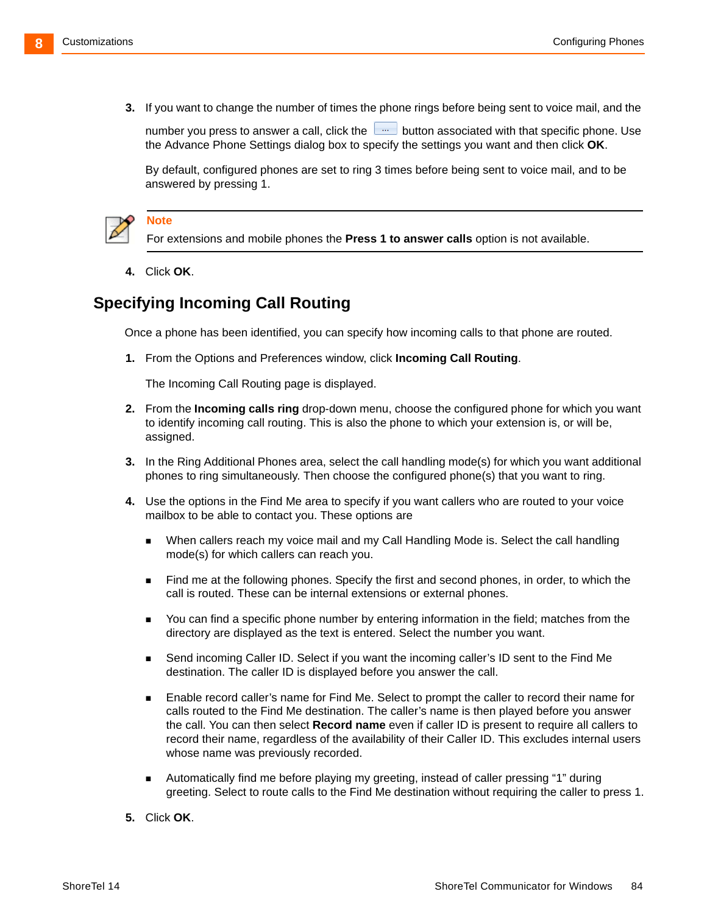3. If you want to change the number of times the phone rings before being sent to voice mail, and the number you press to answer a call, click the ... button associated with that specific phone. Use the Advance Phone Settings dialog box to specify the settings you want and then click **OK**.

   By default, configured phones are set to ring 3 times before being sent to voice mail, and to be answered by pressing 1.

> **Note**
> For extensions and mobile phones the **Press 1 to answer calls** option is not available.

4. Click **OK**.

## Specifying Incoming Call Routing

Once a phone has been identified, you can specify how incoming calls to that phone are routed.

1. From the Options and Preferences window, click **Incoming Call Routing**.

   The Incoming Call Routing page is displayed.

2. From the **Incoming calls ring** drop-down menu, choose the configured phone for which you want to identify incoming call routing. This is also the phone to which your extension is, or will be, assigned.
3. In the Ring Additional Phones area, select the call handling mode(s) for which you want additional phones to ring simultaneously. Then choose the configured phone(s) that you want to ring.
4. Use the options in the Find Me area to specify if you want callers who are routed to your voice mailbox to be able to contact you. These options are
   - When callers reach my voice mail and my Call Handling Mode is. Select the call handling mode(s) for which callers can reach you.
   - Find me at the following phones. Specify the first and second phones, in order, to which the call is routed. These can be internal extensions or external phones.
   - You can find a specific phone number by entering information in the field; matches from the directory are displayed as the text is entered. Select the number you want.
   - Send incoming Caller ID. Select if you want the incoming caller's ID sent to the Find Me destination. The caller ID is displayed before you answer the call.
   - Enable record caller's name for Find Me. Select to prompt the caller to record their name for calls routed to the Find Me destination. The caller's name is then played before you answer the call. You can then select **Record name** even if caller ID is present to require all callers to record their name, regardless of the availability of their Caller ID. This excludes internal users whose name was previously recorded.
   - Automatically find me before playing my greeting, instead of caller pressing "1" during greeting. Select to route calls to the Find Me destination without requiring the caller to press 1.
5. Click **OK**.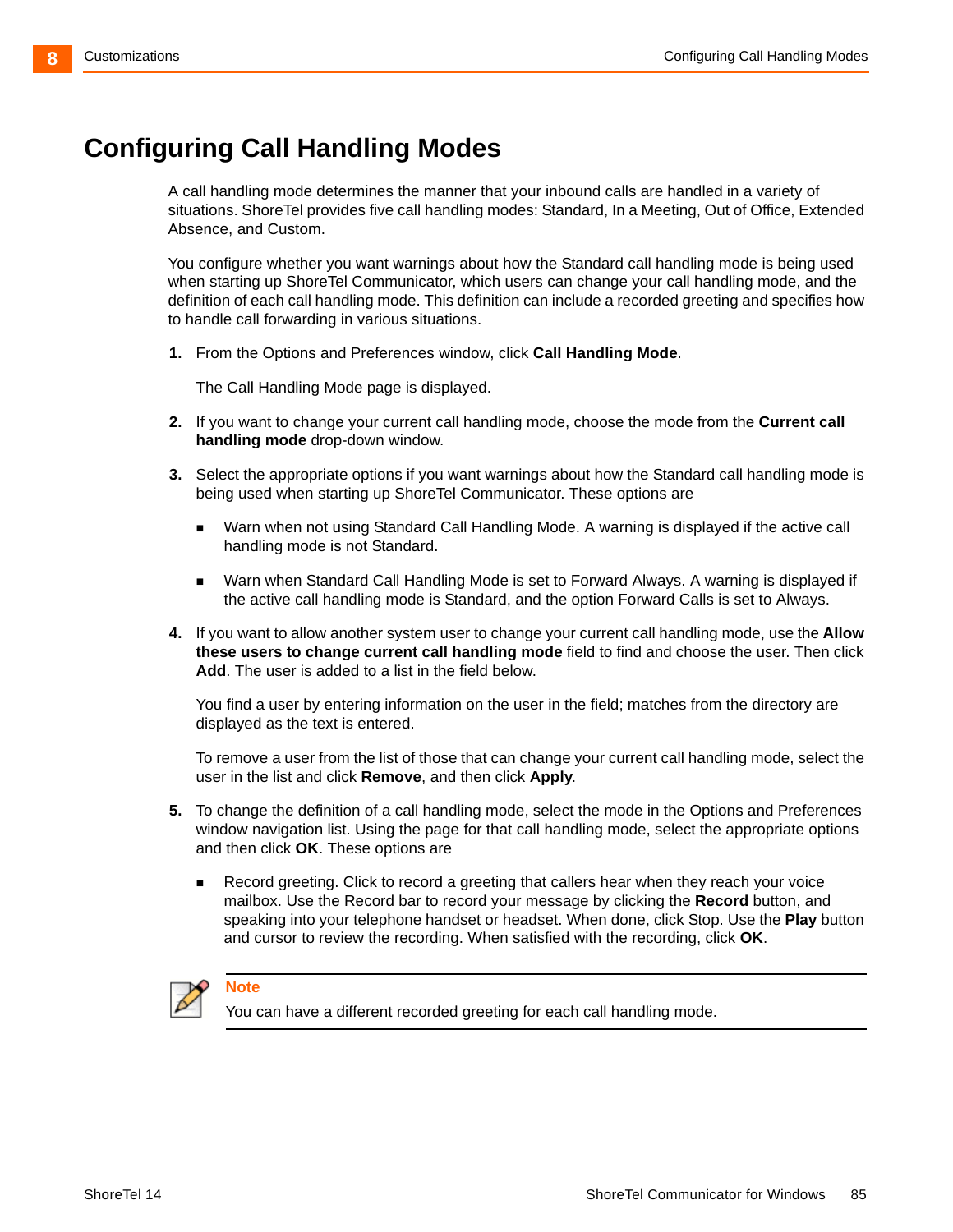# Configuring Call Handling Modes

A call handling mode determines the manner that your inbound calls are handled in a variety of situations. ShoreTel provides five call handling modes: Standard, In a Meeting, Out of Office, Extended Absence, and Custom.

You configure whether you want warnings about how the Standard call handling mode is being used when starting up ShoreTel Communicator, which users can change your call handling mode, and the definition of each call handling mode. This definition can include a recorded greeting and specifies how to handle call forwarding in various situations.

1. From the Options and Preferences window, click **Call Handling Mode**.

   The Call Handling Mode page is displayed.

2. If you want to change your current call handling mode, choose the mode from the **Current call handling mode** drop-down window.

3. Select the appropriate options if you want warnings about how the Standard call handling mode is being used when starting up ShoreTel Communicator. These options are

   - Warn when not using Standard Call Handling Mode. A warning is displayed if the active call handling mode is not Standard.
   - Warn when Standard Call Handling Mode is set to Forward Always. A warning is displayed if the active call handling mode is Standard, and the option Forward Calls is set to Always.

4. If you want to allow another system user to change your current call handling mode, use the **Allow these users to change current call handling mode** field to find and choose the user. Then click **Add**. The user is added to a list in the field below.

   You find a user by entering information on the user in the field; matches from the directory are displayed as the text is entered.

   To remove a user from the list of those that can change your current call handling mode, select the user in the list and click **Remove**, and then click **Apply**.

5. To change the definition of a call handling mode, select the mode in the Options and Preferences window navigation list. Using the page for that call handling mode, select the appropriate options and then click **OK**. These options are

   - Record greeting. Click to record a greeting that callers hear when they reach your voice mailbox. Use the Record bar to record your message by clicking the **Record** button, and speaking into your telephone handset or headset. When done, click Stop. Use the **Play** button and cursor to review the recording. When satisfied with the recording, click **OK**.

> **Note**
> You can have a different recorded greeting for each call handling mode.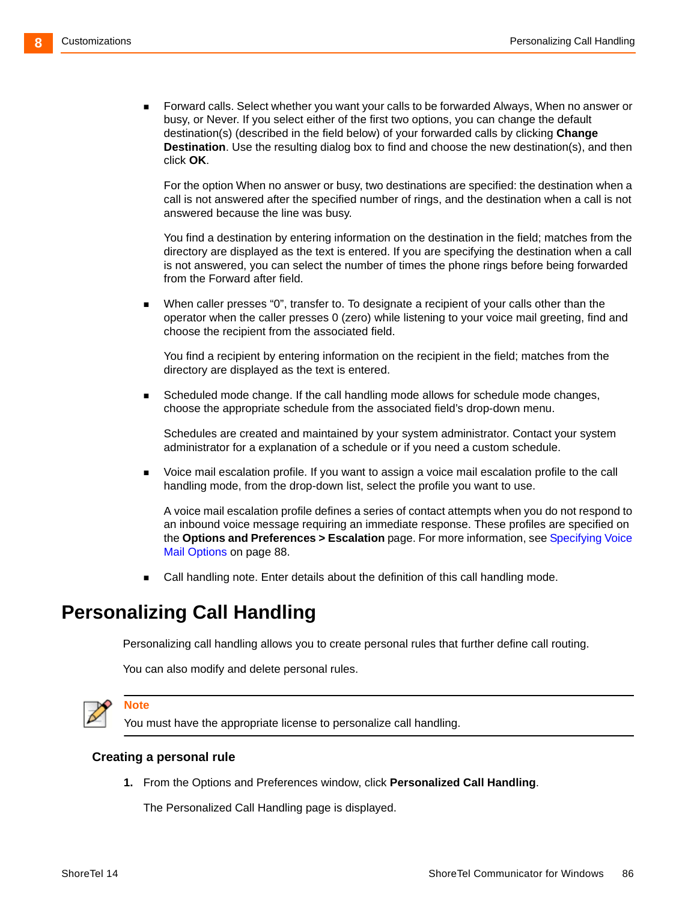- Forward calls. Select whether you want your calls to be forwarded Always, When no answer or busy, or Never. If you select either of the first two options, you can change the default destination(s) (described in the field below) of your forwarded calls by clicking **Change Destination**. Use the resulting dialog box to find and choose the new destination(s), and then click **OK**.

  For the option When no answer or busy, two destinations are specified: the destination when a call is not answered after the specified number of rings, and the destination when a call is not answered because the line was busy.

  You find a destination by entering information on the destination in the field; matches from the directory are displayed as the text is entered. If you are specifying the destination when a call is not answered, you can select the number of times the phone rings before being forwarded from the Forward after field.

- When caller presses “0”, transfer to. To designate a recipient of your calls other than the operator when the caller presses 0 (zero) while listening to your voice mail greeting, find and choose the recipient from the associated field.

  You find a recipient by entering information on the recipient in the field; matches from the directory are displayed as the text is entered.

- Scheduled mode change. If the call handling mode allows for schedule mode changes, choose the appropriate schedule from the associated field’s drop-down menu.

  Schedules are created and maintained by your system administrator. Contact your system administrator for a explanation of a schedule or if you need a custom schedule.

- Voice mail escalation profile. If you want to assign a voice mail escalation profile to the call handling mode, from the drop-down list, select the profile you want to use.

  A voice mail escalation profile defines a series of contact attempts when you do not respond to an inbound voice message requiring an immediate response. These profiles are specified on the **Options and Preferences > Escalation** page. For more information, see Specifying Voice Mail Options on page 88.

- Call handling note. Enter details about the definition of this call handling mode.

## Personalizing Call Handling

Personalizing call handling allows you to create personal rules that further define call routing.

You can also modify and delete personal rules.

> **Note**
>
> You must have the appropriate license to personalize call handling.

### Creating a personal rule

1. From the Options and Preferences window, click **Personalized Call Handling**.

   The Personalized Call Handling page is displayed.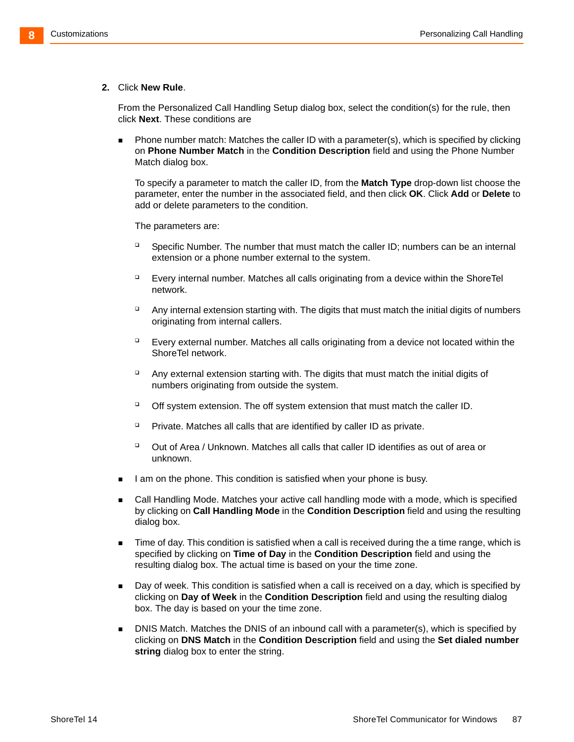2. Click **New Rule**.

   From the Personalized Call Handling Setup dialog box, select the condition(s) for the rule, then click **Next**. These conditions are

   - Phone number match: Matches the caller ID with a parameter(s), which is specified by clicking on **Phone Number Match** in the **Condition Description** field and using the Phone Number Match dialog box.

     To specify a parameter to match the caller ID, from the **Match Type** drop-down list choose the parameter, enter the number in the associated field, and then click **OK**. Click **Add** or **Delete** to add or delete parameters to the condition.

     The parameters are:

     - Specific Number. The number that must match the caller ID; numbers can be an internal extension or a phone number external to the system.
     - Every internal number. Matches all calls originating from a device within the ShoreTel network.
     - Any internal extension starting with. The digits that must match the initial digits of numbers originating from internal callers.
     - Every external number. Matches all calls originating from a device not located within the ShoreTel network.
     - Any external extension starting with. The digits that must match the initial digits of numbers originating from outside the system.
     - Off system extension. The off system extension that must match the caller ID.
     - Private. Matches all calls that are identified by caller ID as private.
     - Out of Area / Unknown. Matches all calls that caller ID identifies as out of area or unknown.

   - I am on the phone. This condition is satisfied when your phone is busy.
   - Call Handling Mode. Matches your active call handling mode with a mode, which is specified by clicking on **Call Handling Mode** in the **Condition Description** field and using the resulting dialog box.
   - Time of day. This condition is satisfied when a call is received during the a time range, which is specified by clicking on **Time of Day** in the **Condition Description** field and using the resulting dialog box. The actual time is based on your the time zone.
   - Day of week. This condition is satisfied when a call is received on a day, which is specified by clicking on **Day of Week** in the **Condition Description** field and using the resulting dialog box. The day is based on your the time zone.
   - DNIS Match. Matches the DNIS of an inbound call with a parameter(s), which is specified by clicking on **DNS Match** in the **Condition Description** field and using the **Set dialed number string** dialog box to enter the string.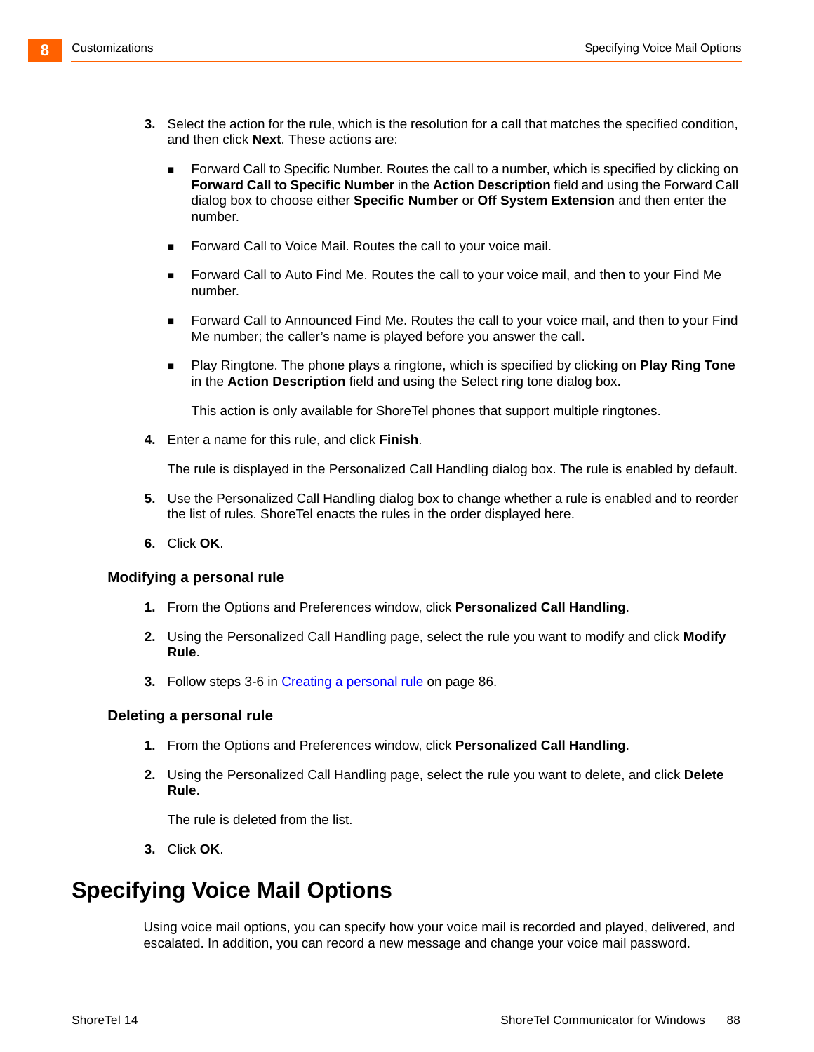3. Select the action for the rule, which is the resolution for a call that matches the specified condition, and then click **Next**. These actions are:

   - Forward Call to Specific Number. Routes the call to a number, which is specified by clicking on **Forward Call to Specific Number** in the **Action Description** field and using the Forward Call dialog box to choose either **Specific Number** or **Off System Extension** and then enter the number.
   - Forward Call to Voice Mail. Routes the call to your voice mail.
   - Forward Call to Auto Find Me. Routes the call to your voice mail, and then to your Find Me number.
   - Forward Call to Announced Find Me. Routes the call to your voice mail, and then to your Find Me number; the caller's name is played before you answer the call.
   - Play Ringtone. The phone plays a ringtone, which is specified by clicking on **Play Ring Tone** in the **Action Description** field and using the Select ring tone dialog box.

     This action is only available for ShoreTel phones that support multiple ringtones.

4. Enter a name for this rule, and click **Finish**.

   The rule is displayed in the Personalized Call Handling dialog box. The rule is enabled by default.

5. Use the Personalized Call Handling dialog box to change whether a rule is enabled and to reorder the list of rules. ShoreTel enacts the rules in the order displayed here.

6. Click **OK**.

### Modifying a personal rule

1. From the Options and Preferences window, click **Personalized Call Handling**.
2. Using the Personalized Call Handling page, select the rule you want to modify and click **Modify Rule**.
3. Follow steps 3-6 in Creating a personal rule on page 86.

### Deleting a personal rule

1. From the Options and Preferences window, click **Personalized Call Handling**.
2. Using the Personalized Call Handling page, select the rule you want to delete, and click **Delete Rule**.

   The rule is deleted from the list.

3. Click **OK**.

## Specifying Voice Mail Options

Using voice mail options, you can specify how your voice mail is recorded and played, delivered, and escalated. In addition, you can record a new message and change your voice mail password.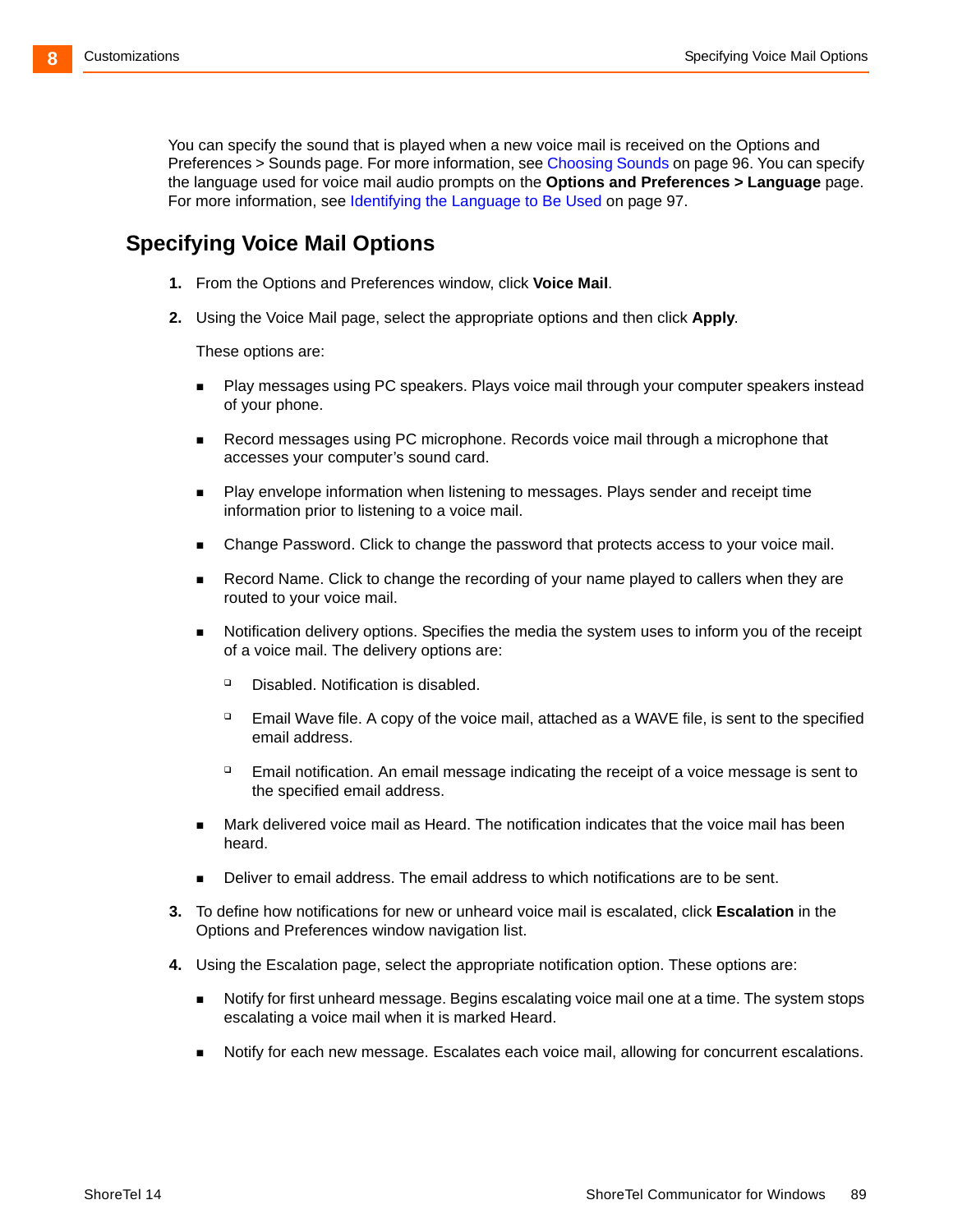You can specify the sound that is played when a new voice mail is received on the Options and Preferences > Sounds page. For more information, see Choosing Sounds on page 96. You can specify the language used for voice mail audio prompts on the **Options and Preferences > Language** page. For more information, see Identifying the Language to Be Used on page 97.

## Specifying Voice Mail Options

1. From the Options and Preferences window, click **Voice Mail**.
2. Using the Voice Mail page, select the appropriate options and then click **Apply**.

   These options are:

   - Play messages using PC speakers. Plays voice mail through your computer speakers instead of your phone.
   - Record messages using PC microphone. Records voice mail through a microphone that accesses your computer's sound card.
   - Play envelope information when listening to messages. Plays sender and receipt time information prior to listening to a voice mail.
   - Change Password. Click to change the password that protects access to your voice mail.
   - Record Name. Click to change the recording of your name played to callers when they are routed to your voice mail.
   - Notification delivery options. Specifies the media the system uses to inform you of the receipt of a voice mail. The delivery options are:
     - Disabled. Notification is disabled.
     - Email Wave file. A copy of the voice mail, attached as a WAVE file, is sent to the specified email address.
     - Email notification. An email message indicating the receipt of a voice message is sent to the specified email address.
   - Mark delivered voice mail as Heard. The notification indicates that the voice mail has been heard.
   - Deliver to email address. The email address to which notifications are to be sent.
3. To define how notifications for new or unheard voice mail is escalated, click **Escalation** in the Options and Preferences window navigation list.
4. Using the Escalation page, select the appropriate notification option. These options are:
   - Notify for first unheard message. Begins escalating voice mail one at a time. The system stops escalating a voice mail when it is marked Heard.
   - Notify for each new message. Escalates each voice mail, allowing for concurrent escalations.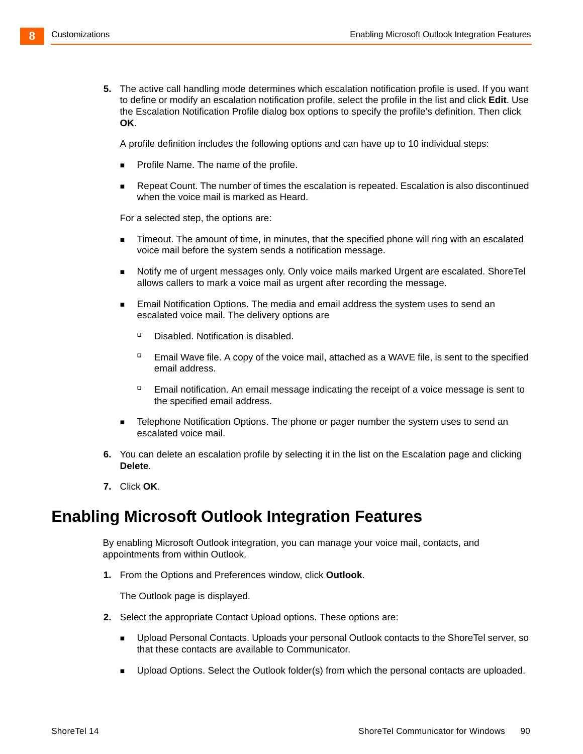5. The active call handling mode determines which escalation notification profile is used. If you want to define or modify an escalation notification profile, select the profile in the list and click **Edit**. Use the Escalation Notification Profile dialog box options to specify the profile's definition. Then click **OK**.

   A profile definition includes the following options and can have up to 10 individual steps:

   - Profile Name. The name of the profile.
   - Repeat Count. The number of times the escalation is repeated. Escalation is also discontinued when the voice mail is marked as Heard.

   For a selected step, the options are:

   - Timeout. The amount of time, in minutes, that the specified phone will ring with an escalated voice mail before the system sends a notification message.
   - Notify me of urgent messages only. Only voice mails marked Urgent are escalated. ShoreTel allows callers to mark a voice mail as urgent after recording the message.
   - Email Notification Options. The media and email address the system uses to send an escalated voice mail. The delivery options are
     - Disabled. Notification is disabled.
     - Email Wave file. A copy of the voice mail, attached as a WAVE file, is sent to the specified email address.
     - Email notification. An email message indicating the receipt of a voice message is sent to the specified email address.
   - Telephone Notification Options. The phone or pager number the system uses to send an escalated voice mail.

6. You can delete an escalation profile by selecting it in the list on the Escalation page and clicking **Delete**.
7. Click **OK**.

# Enabling Microsoft Outlook Integration Features

By enabling Microsoft Outlook integration, you can manage your voice mail, contacts, and appointments from within Outlook.

1. From the Options and Preferences window, click **Outlook**.

   The Outlook page is displayed.

2. Select the appropriate Contact Upload options. These options are:

   - Upload Personal Contacts. Uploads your personal Outlook contacts to the ShoreTel server, so that these contacts are available to Communicator.
   - Upload Options. Select the Outlook folder(s) from which the personal contacts are uploaded.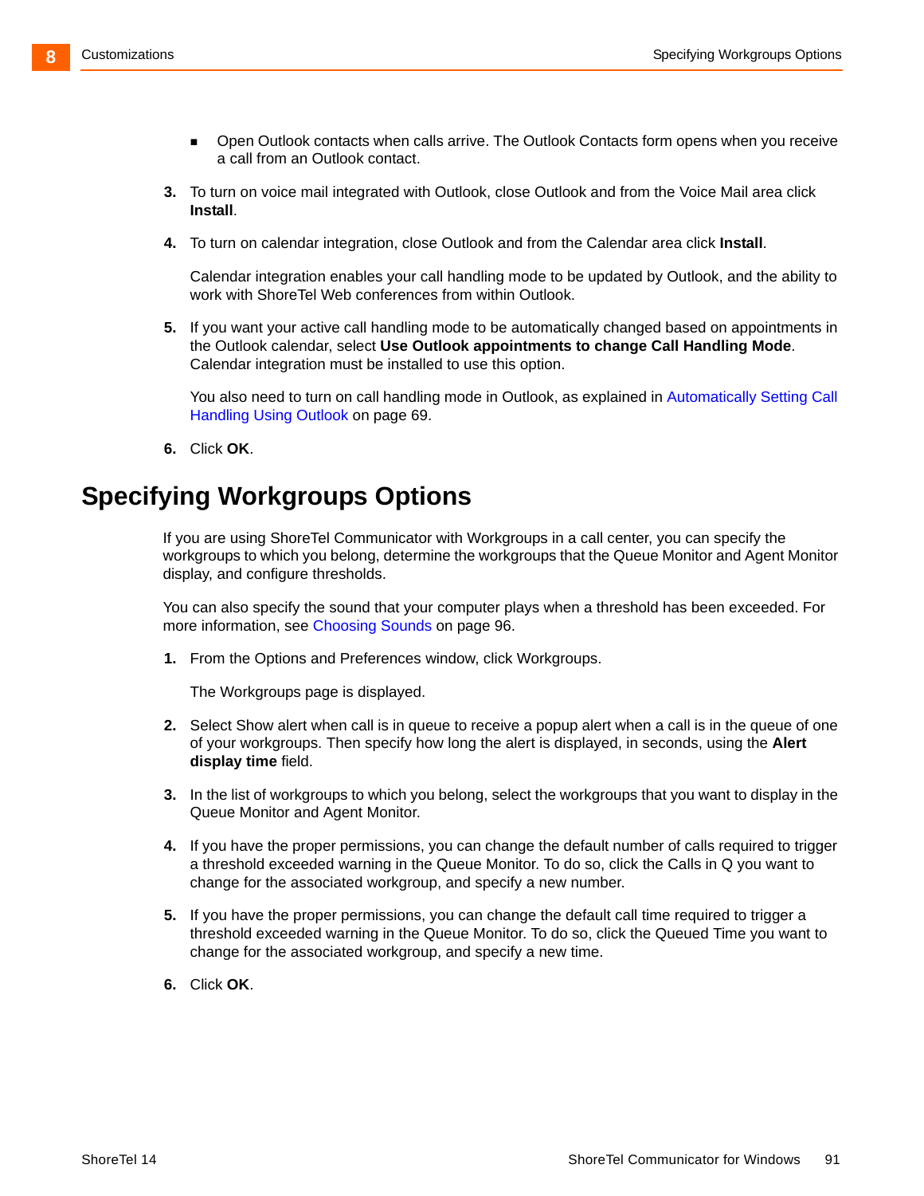- Open Outlook contacts when calls arrive. The Outlook Contacts form opens when you receive a call from an Outlook contact.

3. To turn on voice mail integrated with Outlook, close Outlook and from the Voice Mail area click **Install**.

4. To turn on calendar integration, close Outlook and from the Calendar area click **Install**.

   Calendar integration enables your call handling mode to be updated by Outlook, and the ability to work with ShoreTel Web conferences from within Outlook.

5. If you want your active call handling mode to be automatically changed based on appointments in the Outlook calendar, select **Use Outlook appointments to change Call Handling Mode**. Calendar integration must be installed to use this option.

   You also need to turn on call handling mode in Outlook, as explained in Automatically Setting Call Handling Using Outlook on page 69.

6. Click **OK**.

# Specifying Workgroups Options

If you are using ShoreTel Communicator with Workgroups in a call center, you can specify the workgroups to which you belong, determine the workgroups that the Queue Monitor and Agent Monitor display, and configure thresholds.

You can also specify the sound that your computer plays when a threshold has been exceeded. For more information, see Choosing Sounds on page 96.

1. From the Options and Preferences window, click Workgroups.

   The Workgroups page is displayed.

2. Select Show alert when call is in queue to receive a popup alert when a call is in the queue of one of your workgroups. Then specify how long the alert is displayed, in seconds, using the **Alert display time** field.

3. In the list of workgroups to which you belong, select the workgroups that you want to display in the Queue Monitor and Agent Monitor.

4. If you have the proper permissions, you can change the default number of calls required to trigger a threshold exceeded warning in the Queue Monitor. To do so, click the Calls in Q you want to change for the associated workgroup, and specify a new number.

5. If you have the proper permissions, you can change the default call time required to trigger a threshold exceeded warning in the Queue Monitor. To do so, click the Queued Time you want to change for the associated workgroup, and specify a new time.

6. Click **OK**.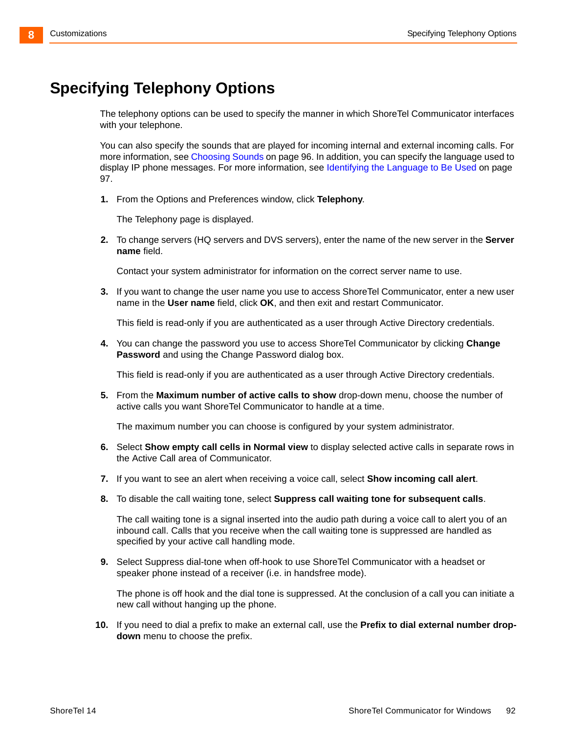# Specifying Telephony Options

The telephony options can be used to specify the manner in which ShoreTel Communicator interfaces with your telephone.

You can also specify the sounds that are played for incoming internal and external incoming calls. For more information, see Choosing Sounds on page 96. In addition, you can specify the language used to display IP phone messages. For more information, see Identifying the Language to Be Used on page 97.

1. From the Options and Preferences window, click **Telephony**.

   The Telephony page is displayed.

2. To change servers (HQ servers and DVS servers), enter the name of the new server in the **Server name** field.

   Contact your system administrator for information on the correct server name to use.

3. If you want to change the user name you use to access ShoreTel Communicator, enter a new user name in the **User name** field, click **OK**, and then exit and restart Communicator.

   This field is read-only if you are authenticated as a user through Active Directory credentials.

4. You can change the password you use to access ShoreTel Communicator by clicking **Change Password** and using the Change Password dialog box.

   This field is read-only if you are authenticated as a user through Active Directory credentials.

5. From the **Maximum number of active calls to show** drop-down menu, choose the number of active calls you want ShoreTel Communicator to handle at a time.

   The maximum number you can choose is configured by your system administrator.

6. Select **Show empty call cells in Normal view** to display selected active calls in separate rows in the Active Call area of Communicator.

7. If you want to see an alert when receiving a voice call, select **Show incoming call alert**.

8. To disable the call waiting tone, select **Suppress call waiting tone for subsequent calls**.

   The call waiting tone is a signal inserted into the audio path during a voice call to alert you of an inbound call. Calls that you receive when the call waiting tone is suppressed are handled as specified by your active call handling mode.

9. Select Suppress dial-tone when off-hook to use ShoreTel Communicator with a headset or speaker phone instead of a receiver (i.e. in handsfree mode).

   The phone is off hook and the dial tone is suppressed. At the conclusion of a call you can initiate a new call without hanging up the phone.

10. If you need to dial a prefix to make an external call, use the **Prefix to dial external number drop-down** menu to choose the prefix.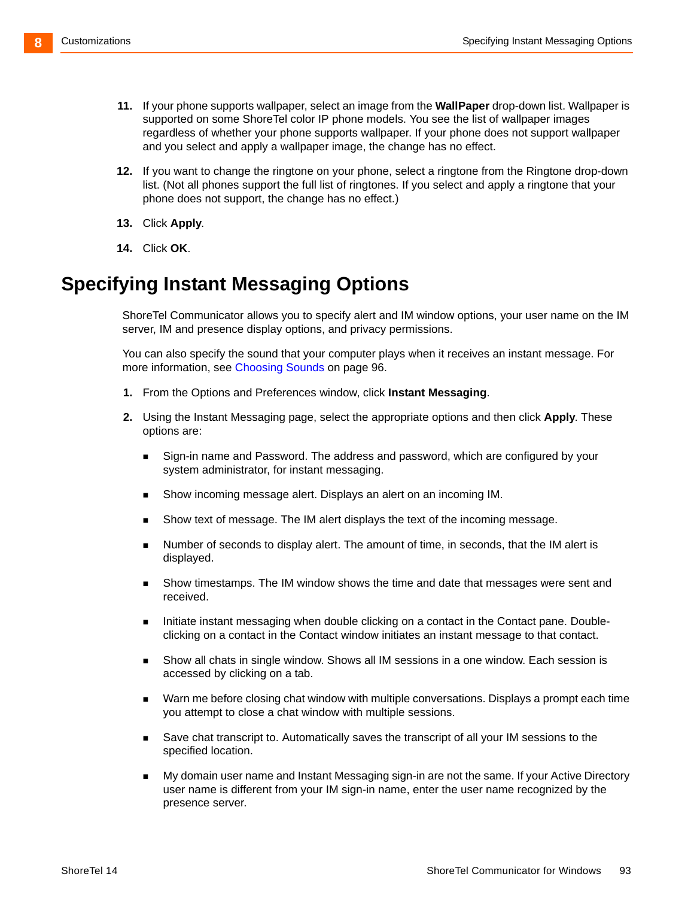11. If your phone supports wallpaper, select an image from the **WallPaper** drop-down list. Wallpaper is supported on some ShoreTel color IP phone models. You see the list of wallpaper images regardless of whether your phone supports wallpaper. If your phone does not support wallpaper and you select and apply a wallpaper image, the change has no effect.
12. If you want to change the ringtone on your phone, select a ringtone from the Ringtone drop-down list. (Not all phones support the full list of ringtones. If you select and apply a ringtone that your phone does not support, the change has no effect.)
13. Click **Apply**.
14. Click **OK**.

# Specifying Instant Messaging Options

ShoreTel Communicator allows you to specify alert and IM window options, your user name on the IM server, IM and presence display options, and privacy permissions.

You can also specify the sound that your computer plays when it receives an instant message. For more information, see Choosing Sounds on page 96.

1. From the Options and Preferences window, click **Instant Messaging**.
2. Using the Instant Messaging page, select the appropriate options and then click **Apply**. These options are:
   - Sign-in name and Password. The address and password, which are configured by your system administrator, for instant messaging.
   - Show incoming message alert. Displays an alert on an incoming IM.
   - Show text of message. The IM alert displays the text of the incoming message.
   - Number of seconds to display alert. The amount of time, in seconds, that the IM alert is displayed.
   - Show timestamps. The IM window shows the time and date that messages were sent and received.
   - Initiate instant messaging when double clicking on a contact in the Contact pane. Double-clicking on a contact in the Contact window initiates an instant message to that contact.
   - Show all chats in single window. Shows all IM sessions in a one window. Each session is accessed by clicking on a tab.
   - Warn me before closing chat window with multiple conversations. Displays a prompt each time you attempt to close a chat window with multiple sessions.
   - Save chat transcript to. Automatically saves the transcript of all your IM sessions to the specified location.
   - My domain user name and Instant Messaging sign-in are not the same. If your Active Directory user name is different from your IM sign-in name, enter the user name recognized by the presence server.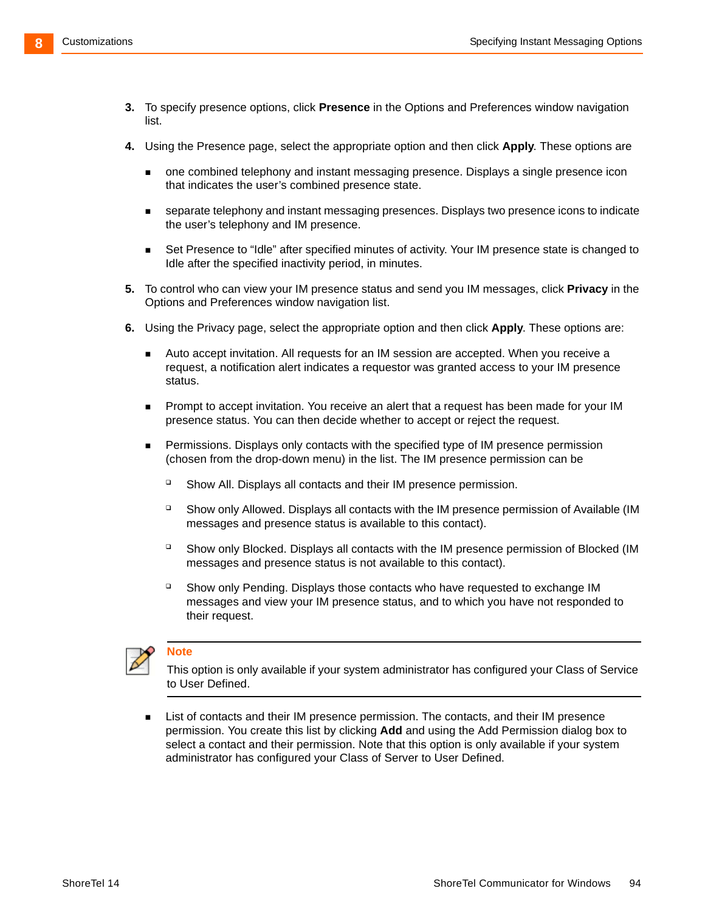3. To specify presence options, click **Presence** in the Options and Preferences window navigation list.

4. Using the Presence page, select the appropriate option and then click **Apply**. These options are

   - one combined telephony and instant messaging presence. Displays a single presence icon that indicates the user's combined presence state.
   - separate telephony and instant messaging presences. Displays two presence icons to indicate the user's telephony and IM presence.
   - Set Presence to "Idle" after specified minutes of activity. Your IM presence state is changed to Idle after the specified inactivity period, in minutes.

5. To control who can view your IM presence status and send you IM messages, click **Privacy** in the Options and Preferences window navigation list.

6. Using the Privacy page, select the appropriate option and then click **Apply**. These options are:

   - Auto accept invitation. All requests for an IM session are accepted. When you receive a request, a notification alert indicates a requestor was granted access to your IM presence status.
   - Prompt to accept invitation. You receive an alert that a request has been made for your IM presence status. You can then decide whether to accept or reject the request.
   - Permissions. Displays only contacts with the specified type of IM presence permission (chosen from the drop-down menu) in the list. The IM presence permission can be
     - Show All. Displays all contacts and their IM presence permission.
     - Show only Allowed. Displays all contacts with the IM presence permission of Available (IM messages and presence status is available to this contact).
     - Show only Blocked. Displays all contacts with the IM presence permission of Blocked (IM messages and presence status is not available to this contact).
     - Show only Pending. Displays those contacts who have requested to exchange IM messages and view your IM presence status, and to which you have not responded to their request.

> **Note**
> This option is only available if your system administrator has configured your Class of Service to User Defined.

   - List of contacts and their IM presence permission. The contacts, and their IM presence permission. You create this list by clicking **Add** and using the Add Permission dialog box to select a contact and their permission. Note that this option is only available if your system administrator has configured your Class of Server to User Defined.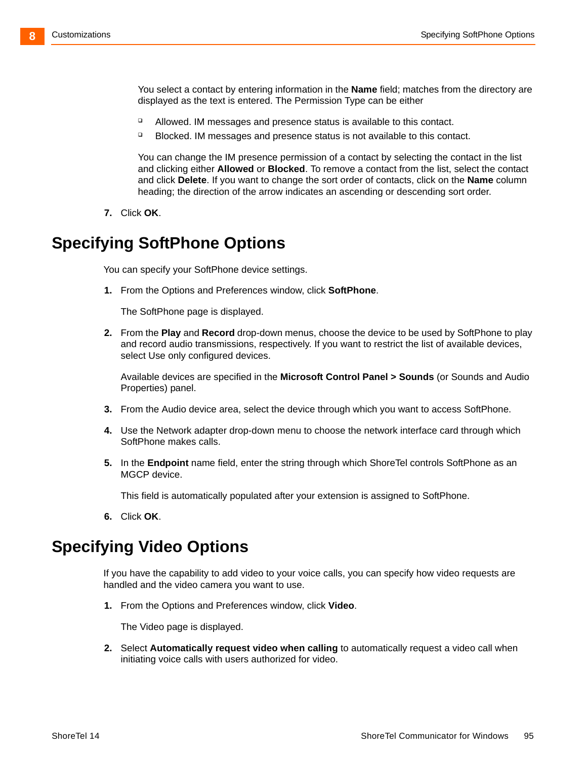You select a contact by entering information in the **Name** field; matches from the directory are displayed as the text is entered. The Permission Type can be either

- Allowed. IM messages and presence status is available to this contact.
- Blocked. IM messages and presence status is not available to this contact.

You can change the IM presence permission of a contact by selecting the contact in the list and clicking either **Allowed** or **Blocked**. To remove a contact from the list, select the contact and click **Delete**. If you want to change the sort order of contacts, click on the **Name** column heading; the direction of the arrow indicates an ascending or descending sort order.

7. Click **OK**.

# Specifying SoftPhone Options

You can specify your SoftPhone device settings.

1. From the Options and Preferences window, click **SoftPhone**.

   The SoftPhone page is displayed.

2. From the **Play** and **Record** drop-down menus, choose the device to be used by SoftPhone to play and record audio transmissions, respectively. If you want to restrict the list of available devices, select Use only configured devices.

   Available devices are specified in the **Microsoft Control Panel > Sounds** (or Sounds and Audio Properties) panel.

3. From the Audio device area, select the device through which you want to access SoftPhone.

4. Use the Network adapter drop-down menu to choose the network interface card through which SoftPhone makes calls.

5. In the **Endpoint** name field, enter the string through which ShoreTel controls SoftPhone as an MGCP device.

   This field is automatically populated after your extension is assigned to SoftPhone.

6. Click **OK**.

# Specifying Video Options

If you have the capability to add video to your voice calls, you can specify how video requests are handled and the video camera you want to use.

1. From the Options and Preferences window, click **Video**.

   The Video page is displayed.

2. Select **Automatically request video when calling** to automatically request a video call when initiating voice calls with users authorized for video.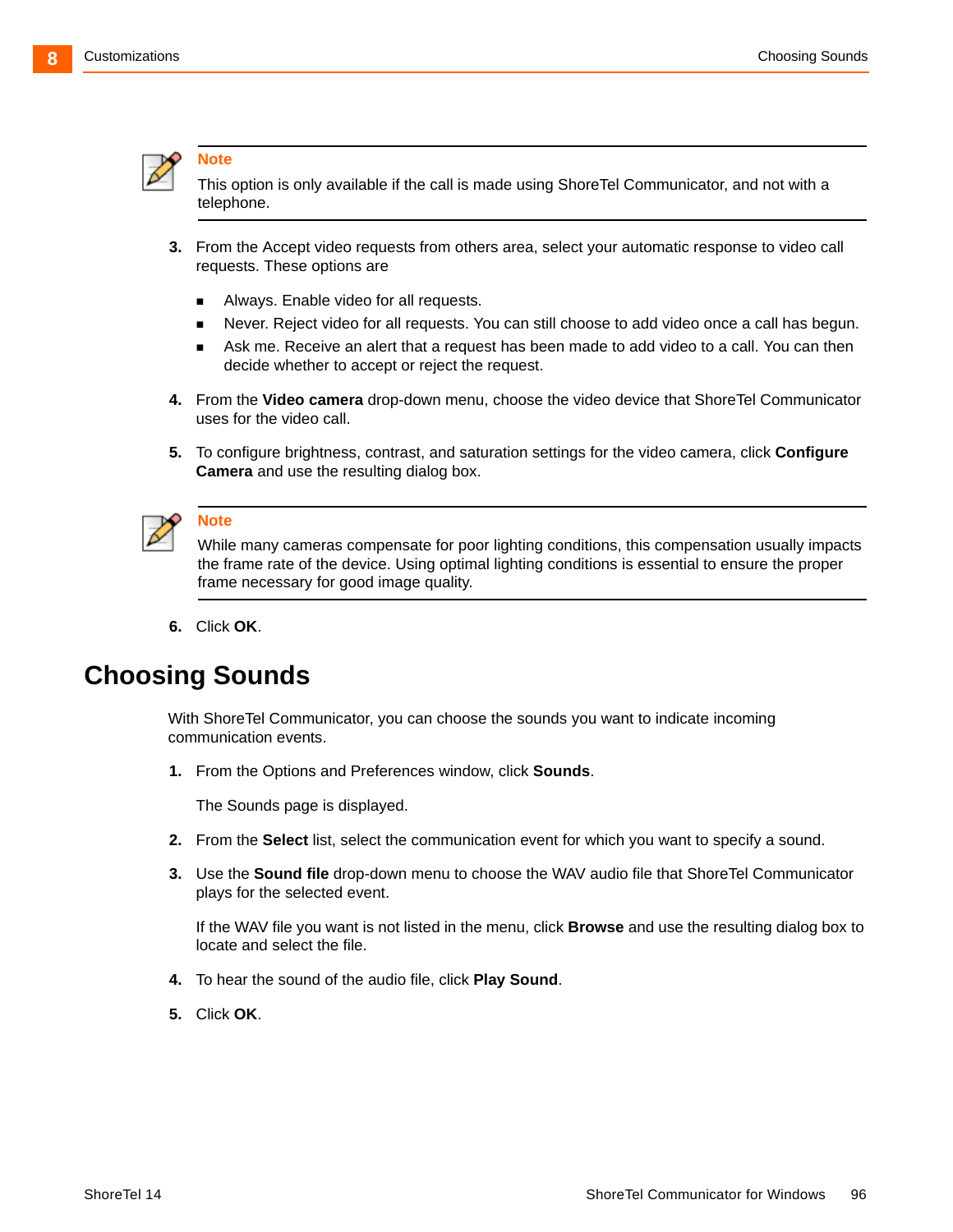> **Note**
>
> This option is only available if the call is made using ShoreTel Communicator, and not with a telephone.

3. From the Accept video requests from others area, select your automatic response to video call requests. These options are
   - Always. Enable video for all requests.
   - Never. Reject video for all requests. You can still choose to add video once a call has begun.
   - Ask me. Receive an alert that a request has been made to add video to a call. You can then decide whether to accept or reject the request.
4. From the **Video camera** drop-down menu, choose the video device that ShoreTel Communicator uses for the video call.
5. To configure brightness, contrast, and saturation settings for the video camera, click **Configure Camera** and use the resulting dialog box.

> **Note**
>
> While many cameras compensate for poor lighting conditions, this compensation usually impacts the frame rate of the device. Using optimal lighting conditions is essential to ensure the proper frame necessary for good image quality.

6. Click **OK**.

# Choosing Sounds

With ShoreTel Communicator, you can choose the sounds you want to indicate incoming communication events.

1. From the Options and Preferences window, click **Sounds**.

   The Sounds page is displayed.
2. From the **Select** list, select the communication event for which you want to specify a sound.
3. Use the **Sound file** drop-down menu to choose the WAV audio file that ShoreTel Communicator plays for the selected event.

   If the WAV file you want is not listed in the menu, click **Browse** and use the resulting dialog box to locate and select the file.
4. To hear the sound of the audio file, click **Play Sound**.
5. Click **OK**.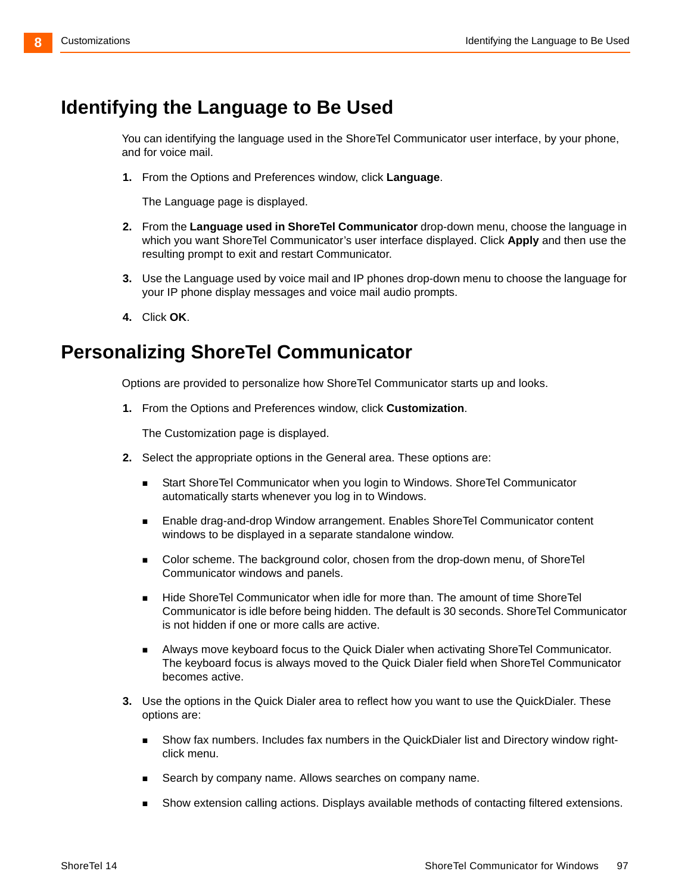# Identifying the Language to Be Used

You can identifying the language used in the ShoreTel Communicator user interface, by your phone, and for voice mail.

1. From the Options and Preferences window, click **Language**.

   The Language page is displayed.

2. From the **Language used in ShoreTel Communicator** drop-down menu, choose the language in which you want ShoreTel Communicator's user interface displayed. Click **Apply** and then use the resulting prompt to exit and restart Communicator.

3. Use the Language used by voice mail and IP phones drop-down menu to choose the language for your IP phone display messages and voice mail audio prompts.

4. Click **OK**.

# Personalizing ShoreTel Communicator

Options are provided to personalize how ShoreTel Communicator starts up and looks.

1. From the Options and Preferences window, click **Customization**.

   The Customization page is displayed.

2. Select the appropriate options in the General area. These options are:

   - Start ShoreTel Communicator when you login to Windows. ShoreTel Communicator automatically starts whenever you log in to Windows.
   - Enable drag-and-drop Window arrangement. Enables ShoreTel Communicator content windows to be displayed in a separate standalone window.
   - Color scheme. The background color, chosen from the drop-down menu, of ShoreTel Communicator windows and panels.
   - Hide ShoreTel Communicator when idle for more than. The amount of time ShoreTel Communicator is idle before being hidden. The default is 30 seconds. ShoreTel Communicator is not hidden if one or more calls are active.
   - Always move keyboard focus to the Quick Dialer when activating ShoreTel Communicator. The keyboard focus is always moved to the Quick Dialer field when ShoreTel Communicator becomes active.

3. Use the options in the Quick Dialer area to reflect how you want to use the QuickDialer. These options are:

   - Show fax numbers. Includes fax numbers in the QuickDialer list and Directory window right-click menu.
   - Search by company name. Allows searches on company name.
   - Show extension calling actions. Displays available methods of contacting filtered extensions.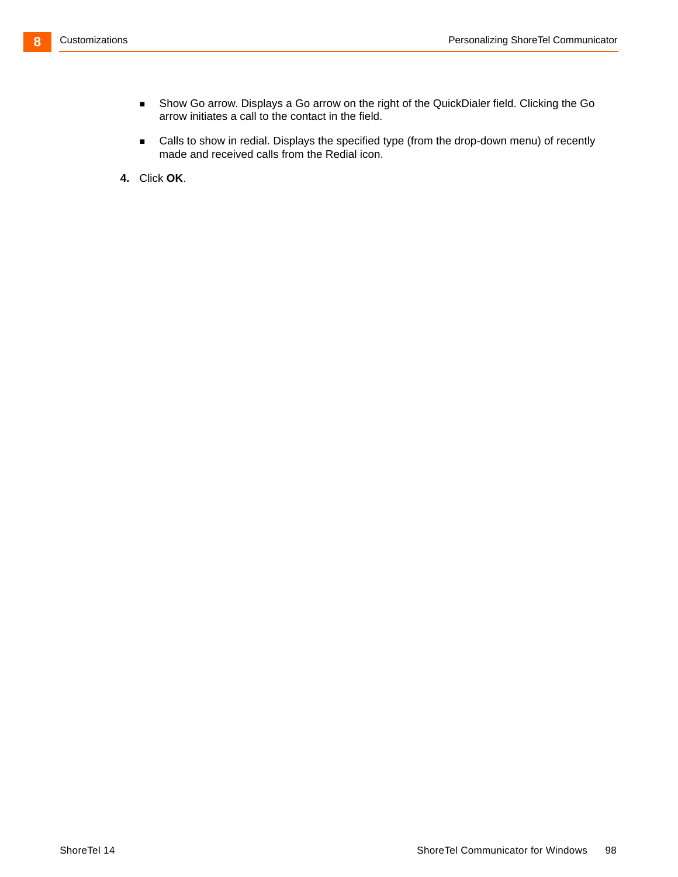- Show Go arrow. Displays a Go arrow on the right of the QuickDialer field. Clicking the Go arrow initiates a call to the contact in the field.
- Calls to show in redial. Displays the specified type (from the drop-down menu) of recently made and received calls from the Redial icon.

4. Click **OK**.